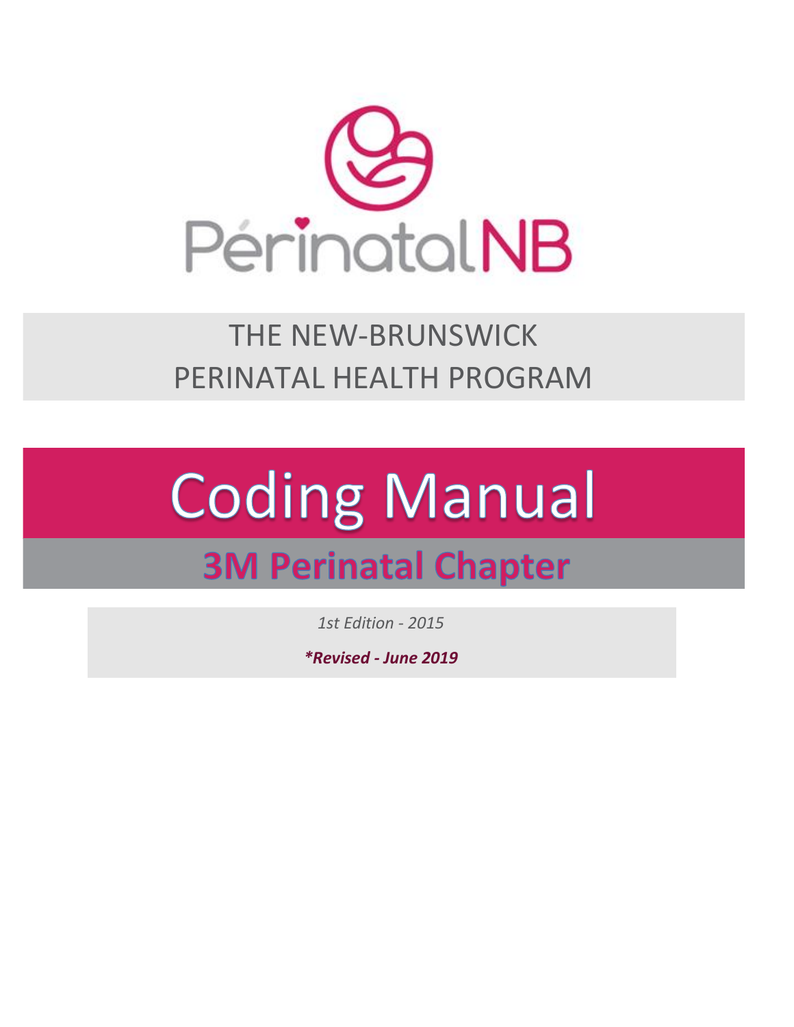PérinatalNB

THE NEW-BRUNSWICK
PERINATAL HEALTH PROGRAM

# Coding Manual

## 3M Perinatal Chapter

*1st Edition - 2015*

***Revised - June 2019***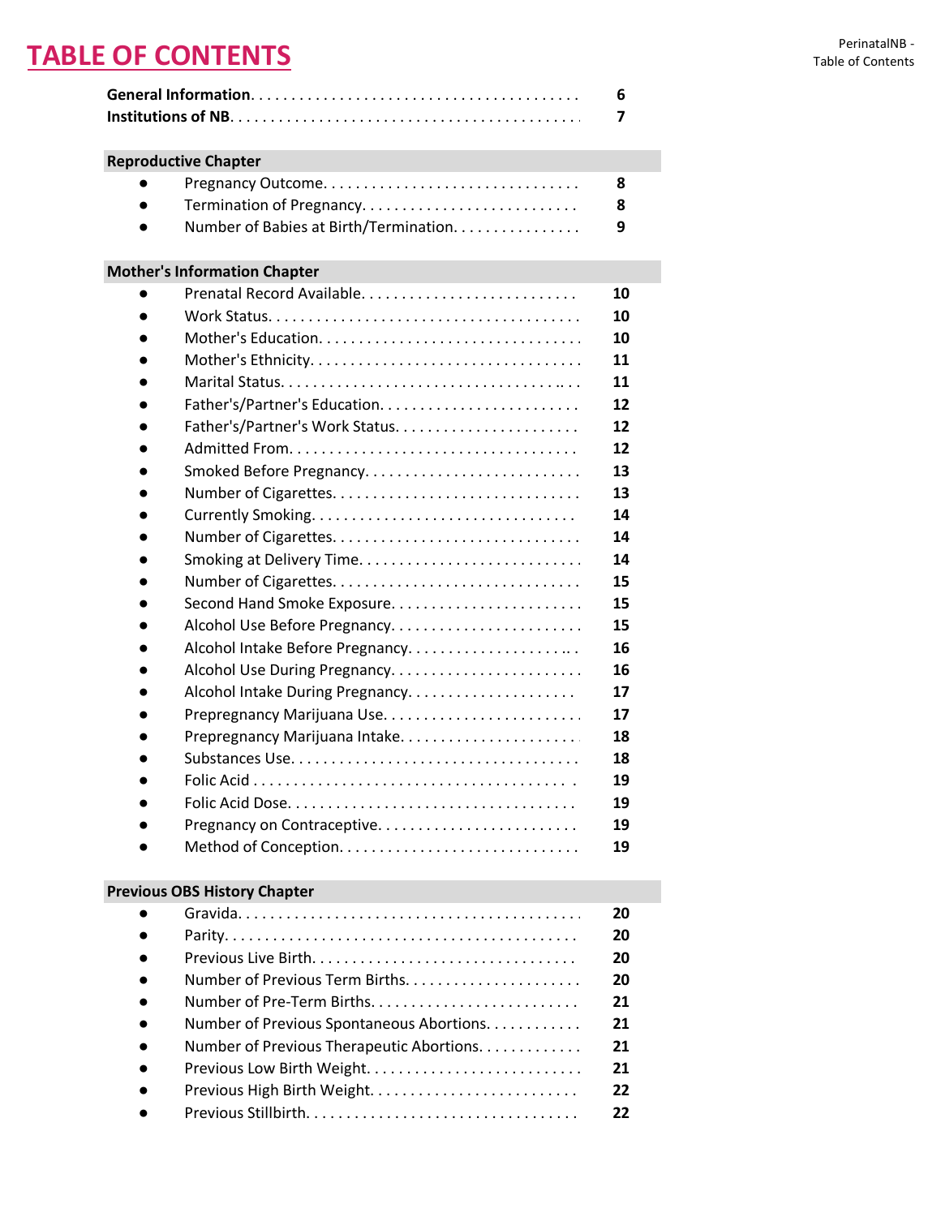# TABLE OF CONTENTS

| | |
|---|---|
| **General Information** | **6** |
| **Institutions of NB** | **7** |

**Reproductive Chapter**

| | |
|---|---|
| Pregnancy Outcome | **8** |
| Termination of Pregnancy | **8** |
| Number of Babies at Birth/Termination | **9** |

**Mother's Information Chapter**

| | |
|---|---|
| Prenatal Record Available | **10** |
| Work Status | **10** |
| Mother's Education | **10** |
| Mother's Ethnicity | **11** |
| Marital Status | **11** |
| Father's/Partner's Education | **12** |
| Father's/Partner's Work Status | **12** |
| Admitted From | **12** |
| Smoked Before Pregnancy | **13** |
| Number of Cigarettes | **13** |
| Currently Smoking | **14** |
| Number of Cigarettes | **14** |
| Smoking at Delivery Time | **14** |
| Number of Cigarettes | **15** |
| Second Hand Smoke Exposure | **15** |
| Alcohol Use Before Pregnancy | **15** |
| Alcohol Intake Before Pregnancy | **16** |
| Alcohol Use During Pregnancy | **16** |
| Alcohol Intake During Pregnancy | **17** |
| Prepregnancy Marijuana Use | **17** |
| Prepregnancy Marijuana Intake | **18** |
| Substances Use | **18** |
| Folic Acid | **19** |
| Folic Acid Dose | **19** |
| Pregnancy on Contraceptive | **19** |
| Method of Conception | **19** |

**Previous OBS History Chapter**

| | |
|---|---|
| Gravida | **20** |
| Parity | **20** |
| Previous Live Birth | **20** |
| Number of Previous Term Births | **20** |
| Number of Pre-Term Births | **21** |
| Number of Previous Spontaneous Abortions | **21** |
| Number of Previous Therapeutic Abortions | **21** |
| Previous Low Birth Weight | **21** |
| Previous High Birth Weight | **22** |
| Previous Stillbirth | **22** |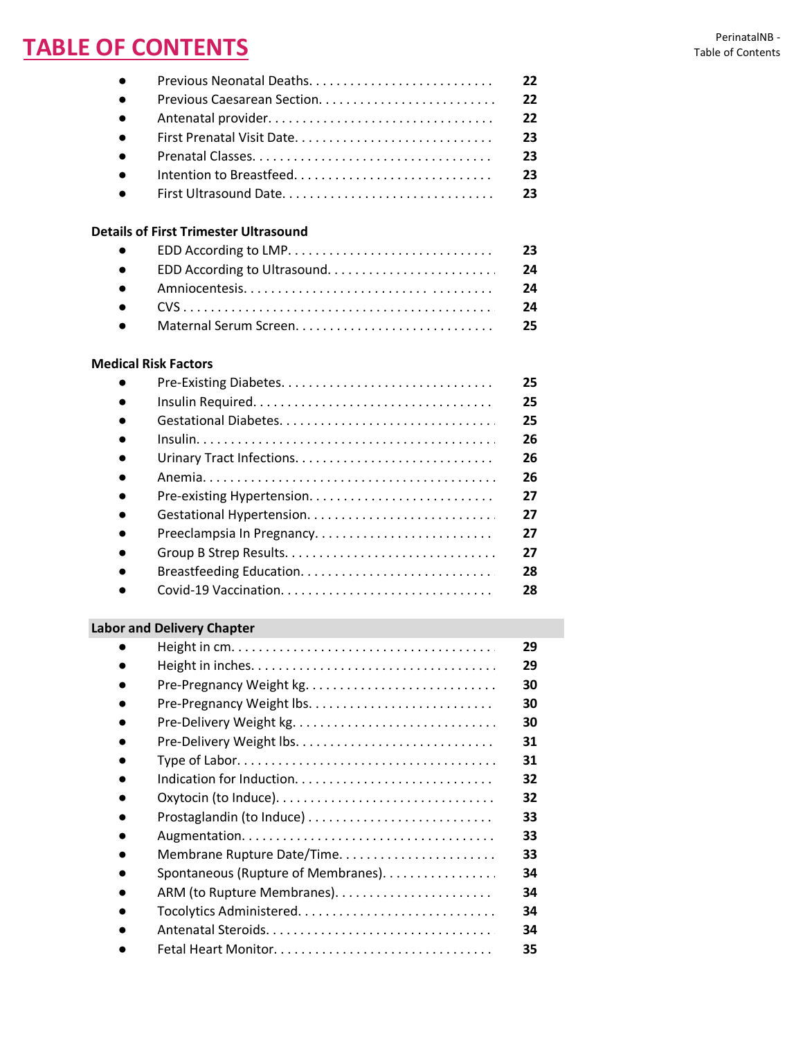# TABLE OF CONTENTS

- Previous Neonatal Deaths. . . . . . . . . . . . . . . . . . . . . . . . . . . 22
- Previous Caesarean Section. . . . . . . . . . . . . . . . . . . . . . . . . . 22
- Antenatal provider. . . . . . . . . . . . . . . . . . . . . . . . . . . . . . . . 22
- First Prenatal Visit Date. . . . . . . . . . . . . . . . . . . . . . . . . . . . 23
- Prenatal Classes. . . . . . . . . . . . . . . . . . . . . . . . . . . . . . . . . . 23
- Intention to Breastfeed. . . . . . . . . . . . . . . . . . . . . . . . . . . . 23
- First Ultrasound Date. . . . . . . . . . . . . . . . . . . . . . . . . . . . . 23

**Details of First Trimester Ultrasound**

- EDD According to LMP. . . . . . . . . . . . . . . . . . . . . . . . . . . . 23
- EDD According to Ultrasound. . . . . . . . . . . . . . . . . . . . . . . . 24
- Amniocentesis. . . . . . . . . . . . . . . . . . . . . . . . . . . . . . . . . . 24
- CVS . . . . . . . . . . . . . . . . . . . . . . . . . . . . . . . . . . . . . . . . . . 24
- Maternal Serum Screen. . . . . . . . . . . . . . . . . . . . . . . . . . . . 25

**Medical Risk Factors**

- Pre-Existing Diabetes. . . . . . . . . . . . . . . . . . . . . . . . . . . . . 25
- Insulin Required. . . . . . . . . . . . . . . . . . . . . . . . . . . . . . . . . 25
- Gestational Diabetes. . . . . . . . . . . . . . . . . . . . . . . . . . . . . . 25
- Insulin. . . . . . . . . . . . . . . . . . . . . . . . . . . . . . . . . . . . . . . . . 26
- Urinary Tract Infections. . . . . . . . . . . . . . . . . . . . . . . . . . . . 26
- Anemia. . . . . . . . . . . . . . . . . . . . . . . . . . . . . . . . . . . . . . . . 26
- Pre-existing Hypertension. . . . . . . . . . . . . . . . . . . . . . . . . . 27
- Gestational Hypertension. . . . . . . . . . . . . . . . . . . . . . . . . . . 27
- Preeclampsia In Pregnancy. . . . . . . . . . . . . . . . . . . . . . . . . 27
- Group B Strep Results. . . . . . . . . . . . . . . . . . . . . . . . . . . . . 27
- Breastfeeding Education. . . . . . . . . . . . . . . . . . . . . . . . . . . 28
- Covid-19 Vaccination. . . . . . . . . . . . . . . . . . . . . . . . . . . . . . 28

**Labor and Delivery Chapter**

- Height in cm. . . . . . . . . . . . . . . . . . . . . . . . . . . . . . . . . . . . 29
- Height in inches. . . . . . . . . . . . . . . . . . . . . . . . . . . . . . . . . 29
- Pre-Pregnancy Weight kg. . . . . . . . . . . . . . . . . . . . . . . . . . . 30
- Pre-Pregnancy Weight lbs. . . . . . . . . . . . . . . . . . . . . . . . . . 30
- Pre-Delivery Weight kg. . . . . . . . . . . . . . . . . . . . . . . . . . . . . 30
- Pre-Delivery Weight lbs. . . . . . . . . . . . . . . . . . . . . . . . . . . . 31
- Type of Labor. . . . . . . . . . . . . . . . . . . . . . . . . . . . . . . . . . . 31
- Indication for Induction. . . . . . . . . . . . . . . . . . . . . . . . . . . . 32
- Oxytocin (to Induce). . . . . . . . . . . . . . . . . . . . . . . . . . . . . . . 32
- Prostaglandin (to Induce) . . . . . . . . . . . . . . . . . . . . . . . . . . 33
- Augmentation. . . . . . . . . . . . . . . . . . . . . . . . . . . . . . . . . . . 33
- Membrane Rupture Date/Time. . . . . . . . . . . . . . . . . . . . . . . 33
- Spontaneous (Rupture of Membranes). . . . . . . . . . . . . . . . . 34
- ARM (to Rupture Membranes). . . . . . . . . . . . . . . . . . . . . . . 34
- Tocolytics Administered. . . . . . . . . . . . . . . . . . . . . . . . . . . . 34
- Antenatal Steroids. . . . . . . . . . . . . . . . . . . . . . . . . . . . . . . . 34
- Fetal Heart Monitor. . . . . . . . . . . . . . . . . . . . . . . . . . . . . . . 35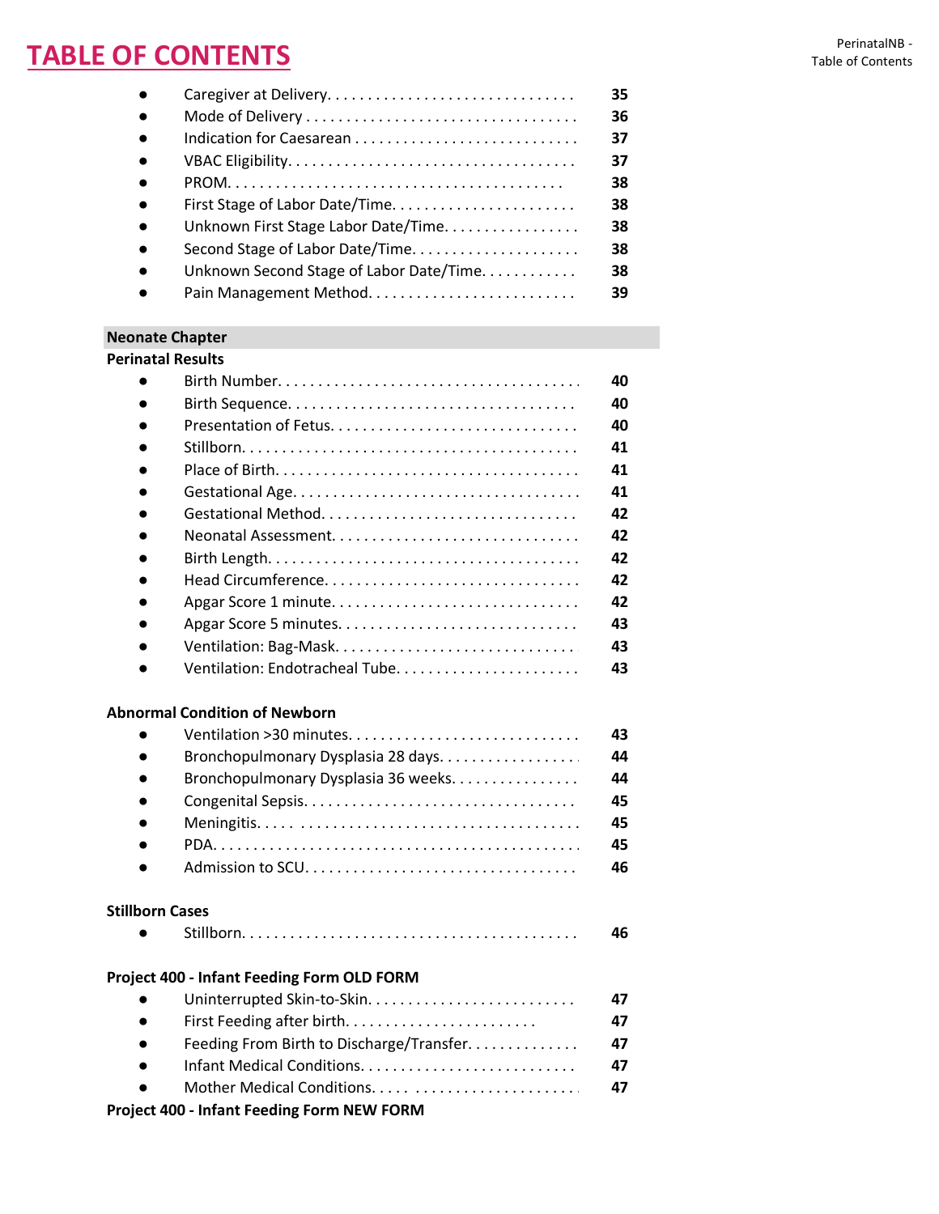# TABLE OF CONTENTS

- Caregiver at Delivery. . . . . . . . . . . . . . . . . . . . . . . . . . . . . . 35
- Mode of Delivery . . . . . . . . . . . . . . . . . . . . . . . . . . . . . . . . . 36
- Indication for Caesarean . . . . . . . . . . . . . . . . . . . . . . . . . . . 37
- VBAC Eligibility. . . . . . . . . . . . . . . . . . . . . . . . . . . . . . . . . . 37
- PROM. . . . . . . . . . . . . . . . . . . . . . . . . . . . . . . . . . . . . . . . 38
- First Stage of Labor Date/Time. . . . . . . . . . . . . . . . . . . . . . . 38
- Unknown First Stage Labor Date/Time. . . . . . . . . . . . . . . . . 38
- Second Stage of Labor Date/Time. . . . . . . . . . . . . . . . . . . . 38
- Unknown Second Stage of Labor Date/Time. . . . . . . . . . . 38
- Pain Management Method. . . . . . . . . . . . . . . . . . . . . . . . . 39

## Neonate Chapter

### Perinatal Results

- Birth Number. . . . . . . . . . . . . . . . . . . . . . . . . . . . . . . . . . . . 40
- Birth Sequence. . . . . . . . . . . . . . . . . . . . . . . . . . . . . . . . . . 40
- Presentation of Fetus. . . . . . . . . . . . . . . . . . . . . . . . . . . . . 40
- Stillborn. . . . . . . . . . . . . . . . . . . . . . . . . . . . . . . . . . . . . . . 41
- Place of Birth. . . . . . . . . . . . . . . . . . . . . . . . . . . . . . . . . . . 41
- Gestational Age. . . . . . . . . . . . . . . . . . . . . . . . . . . . . . . . . 41
- Gestational Method. . . . . . . . . . . . . . . . . . . . . . . . . . . . . . 42
- Neonatal Assessment. . . . . . . . . . . . . . . . . . . . . . . . . . . . . 42
- Birth Length. . . . . . . . . . . . . . . . . . . . . . . . . . . . . . . . . . . . 42
- Head Circumference. . . . . . . . . . . . . . . . . . . . . . . . . . . . . . 42
- Apgar Score 1 minute. . . . . . . . . . . . . . . . . . . . . . . . . . . . . 42
- Apgar Score 5 minutes. . . . . . . . . . . . . . . . . . . . . . . . . . . . 43
- Ventilation: Bag-Mask. . . . . . . . . . . . . . . . . . . . . . . . . . . . . 43
- Ventilation: Endotracheal Tube. . . . . . . . . . . . . . . . . . . . . . 43

### Abnormal Condition of Newborn

- Ventilation >30 minutes. . . . . . . . . . . . . . . . . . . . . . . . . . . 43
- Bronchopulmonary Dysplasia 28 days. . . . . . . . . . . . . . . . . 44
- Bronchopulmonary Dysplasia 36 weeks. . . . . . . . . . . . . . . 44
- Congenital Sepsis. . . . . . . . . . . . . . . . . . . . . . . . . . . . . . . . 45
- Meningitis. . . . . . . . . . . . . . . . . . . . . . . . . . . . . . . . . . . . . 45
- PDA. . . . . . . . . . . . . . . . . . . . . . . . . . . . . . . . . . . . . . . . . . 45
- Admission to SCU. . . . . . . . . . . . . . . . . . . . . . . . . . . . . . . . 46

### Stillborn Cases

- Stillborn. . . . . . . . . . . . . . . . . . . . . . . . . . . . . . . . . . . . . . . 46

### Project 400 - Infant Feeding Form OLD FORM

- Uninterrupted Skin-to-Skin. . . . . . . . . . . . . . . . . . . . . . . . . 47
- First Feeding after birth. . . . . . . . . . . . . . . . . . . . . . . . . 47
- Feeding From Birth to Discharge/Transfer. . . . . . . . . . . . . 47
- Infant Medical Conditions. . . . . . . . . . . . . . . . . . . . . . . . . . 47
- Mother Medical Conditions. . . . . . . . . . . . . . . . . . . . . . . . . 47

### Project 400 - Infant Feeding Form NEW FORM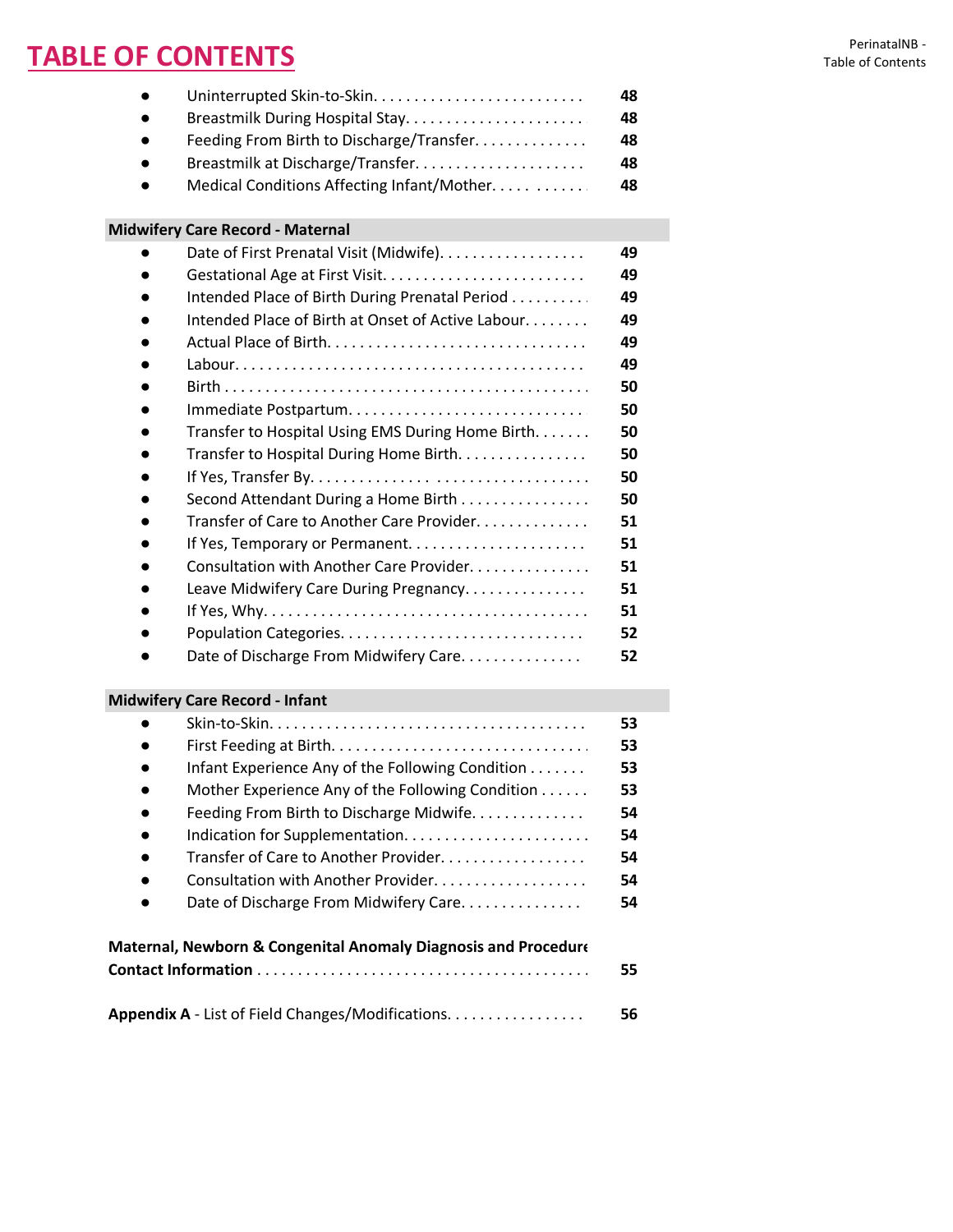# TABLE OF CONTENTS

- Uninterrupted Skin-to-Skin. . . . . . . . . . . . . . . . . . . . . . . . . . 48
- Breastmilk During Hospital Stay. . . . . . . . . . . . . . . . . . . . . . 48
- Feeding From Birth to Discharge/Transfer. . . . . . . . . . . . . 48
- Breastmilk at Discharge/Transfer. . . . . . . . . . . . . . . . . . . . 48
- Medical Conditions Affecting Infant/Mother. . . . . . . . . . . 48

**Midwifery Care Record - Maternal**

- Date of First Prenatal Visit (Midwife). . . . . . . . . . . . . . . . . 49
- Gestational Age at First Visit. . . . . . . . . . . . . . . . . . . . . . . . 49
- Intended Place of Birth During Prenatal Period . . . . . . . . . 49
- Intended Place of Birth at Onset of Active Labour. . . . . . . . 49
- Actual Place of Birth. . . . . . . . . . . . . . . . . . . . . . . . . . . . . . . 49
- Labour. . . . . . . . . . . . . . . . . . . . . . . . . . . . . . . . . . . . . . . . . . 49
- Birth . . . . . . . . . . . . . . . . . . . . . . . . . . . . . . . . . . . . . . . . . . . 50
- Immediate Postpartum. . . . . . . . . . . . . . . . . . . . . . . . . . . . . 50
- Transfer to Hospital Using EMS During Home Birth. . . . . . . 50
- Transfer to Hospital During Home Birth. . . . . . . . . . . . . . . . 50
- If Yes, Transfer By. . . . . . . . . . . . . . . . . . . . . . . . . . . . . . . . . 50
- Second Attendant During a Home Birth . . . . . . . . . . . . . . . . 50
- Transfer of Care to Another Care Provider. . . . . . . . . . . . . . 51
- If Yes, Temporary or Permanent. . . . . . . . . . . . . . . . . . . . . . 51
- Consultation with Another Care Provider. . . . . . . . . . . . . . . 51
- Leave Midwifery Care During Pregnancy. . . . . . . . . . . . . . . 51
- If Yes, Why. . . . . . . . . . . . . . . . . . . . . . . . . . . . . . . . . . . . . . 51
- Population Categories. . . . . . . . . . . . . . . . . . . . . . . . . . . . . 52
- Date of Discharge From Midwifery Care. . . . . . . . . . . . . . . 52

**Midwifery Care Record - Infant**

- Skin-to-Skin. . . . . . . . . . . . . . . . . . . . . . . . . . . . . . . . . . . . . 53
- First Feeding at Birth. . . . . . . . . . . . . . . . . . . . . . . . . . . . . . . 53
- Infant Experience Any of the Following Condition . . . . . . . 53
- Mother Experience Any of the Following Condition . . . . . . 53
- Feeding From Birth to Discharge Midwife. . . . . . . . . . . . . . 54
- Indication for Supplementation. . . . . . . . . . . . . . . . . . . . . . 54
- Transfer of Care to Another Provider. . . . . . . . . . . . . . . . . . 54
- Consultation with Another Provider. . . . . . . . . . . . . . . . . . . 54
- Date of Discharge From Midwifery Care. . . . . . . . . . . . . . . 54

**Maternal, Newborn & Congenital Anomaly Diagnosis and Procedure Contact Information** . . . . . . . . . . . . . . . . . . . . . . . . . . . . . . . . . . . . . . 55

**Appendix A** - List of Field Changes/Modifications. . . . . . . . . . . . . . . . 56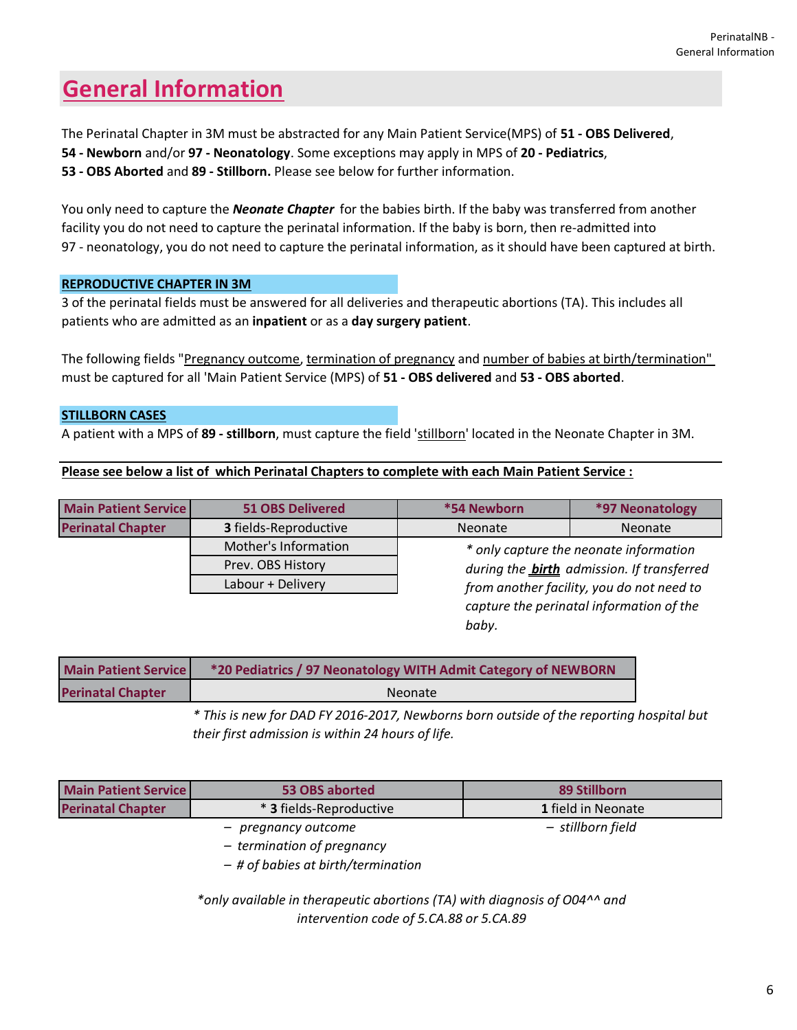# General Information

The Perinatal Chapter in 3M must be abstracted for any Main Patient Service(MPS) of **51 - OBS Delivered**, **54 - Newborn** and/or **97 - Neonatology**. Some exceptions may apply in MPS of **20 - Pediatrics**, **53 - OBS Aborted** and **89 - Stillborn.** Please see below for further information.

You only need to capture the ***Neonate Chapter*** for the babies birth. If the baby was transferred from another facility you do not need to capture the perinatal information. If the baby is born, then re-admitted into 97 - neonatology, you do not need to capture the perinatal information, as it should have been captured at birth.

**REPRODUCTIVE CHAPTER IN 3M**

3 of the perinatal fields must be answered for all deliveries and therapeutic abortions (TA). This includes all patients who are admitted as an **inpatient** or as a **day surgery patient**.

The following fields "Pregnancy outcome, termination of pregnancy and number of babies at birth/termination" must be captured for all 'Main Patient Service (MPS) of **51 - OBS delivered** and **53 - OBS aborted**.

**STILLBORN CASES**

A patient with a MPS of **89 - stillborn**, must capture the field 'stillborn' located in the Neonate Chapter in 3M.

**Please see below a list of which Perinatal Chapters to complete with each Main Patient Service :**

| Main Patient Service | 51 OBS Delivered | *54 Newborn | *97 Neonatology |
|---|---|---|---|
| Perinatal Chapter | **3** fields-Reproductive | Neonate | Neonate |
| | Mother's Information | | |
| | Prev. OBS History | | |
| | Labour + Delivery | | |

*\* only capture the neonate information during the **birth** admission. If transferred from another facility, you do not need to capture the perinatal information of the baby.*

| Main Patient Service | *20 Pediatrics / 97 Neonatology WITH Admit Category of NEWBORN |
|---|---|
| Perinatal Chapter | Neonate |

*\* This is new for DAD FY 2016-2017, Newborns born outside of the reporting hospital but their first admission is within 24 hours of life.*

| Main Patient Service | 53 OBS aborted | 89 Stillborn |
|---|---|---|
| Perinatal Chapter | * **3** fields-Reproductive | **1** field in Neonate |

- *pregnancy outcome*
- *termination of pregnancy*
- *# of babies at birth/termination*

- *stillborn field*

*\*only available in therapeutic abortions (TA) with diagnosis of O04^^ and intervention code of 5.CA.88 or 5.CA.89*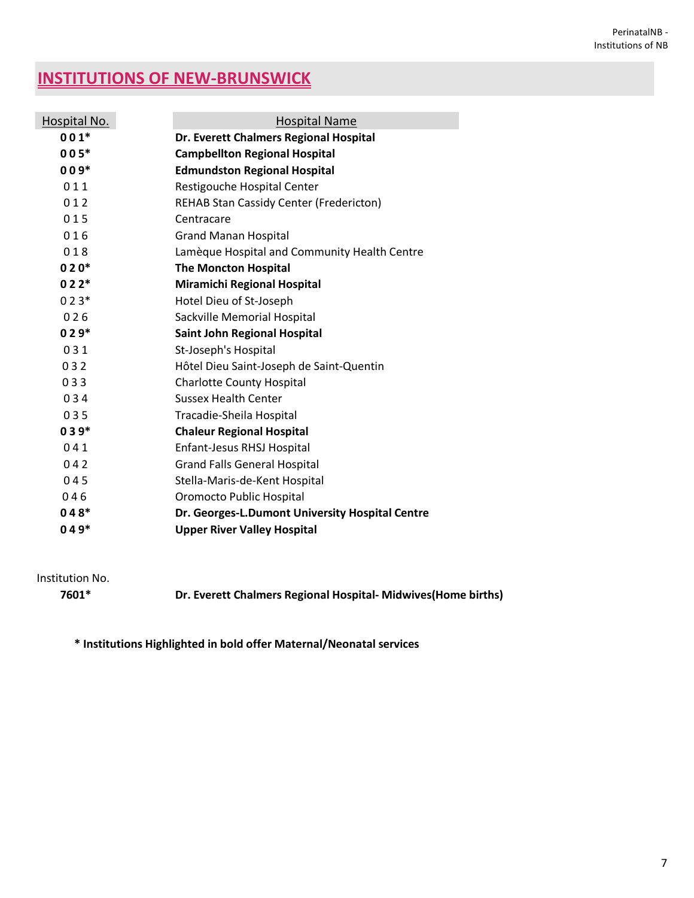# INSTITUTIONS OF NEW-BRUNSWICK

| Hospital No. | Hospital Name |
|---|---|
| **0 0 1*** | **Dr. Everett Chalmers Regional Hospital** |
| **0 0 5*** | **Campbellton Regional Hospital** |
| **0 0 9*** | **Edmundston Regional Hospital** |
| 0 1 1 | Restigouche Hospital Center |
| 0 1 2 | REHAB Stan Cassidy Center (Fredericton) |
| 0 1 5 | Centracare |
| 0 1 6 | Grand Manan Hospital |
| 0 1 8 | Lamèque Hospital and Community Health Centre |
| **0 2 0*** | **The Moncton Hospital** |
| **0 2 2*** | **Miramichi Regional Hospital** |
| 0 2 3* | Hotel Dieu of St-Joseph |
| 0 2 6 | Sackville Memorial Hospital |
| **0 2 9*** | **Saint John Regional Hospital** |
| 0 3 1 | St-Joseph's Hospital |
| 0 3 2 | Hôtel Dieu Saint-Joseph de Saint-Quentin |
| 0 3 3 | Charlotte County Hospital |
| 0 3 4 | Sussex Health Center |
| 0 3 5 | Tracadie-Sheila Hospital |
| **0 3 9*** | **Chaleur Regional Hospital** |
| 0 4 1 | Enfant-Jesus RHSJ Hospital |
| 0 4 2 | Grand Falls General Hospital |
| 0 4 5 | Stella-Maris-de-Kent Hospital |
| 0 4 6 | Oromocto Public Hospital |
| **0 4 8*** | **Dr. Georges-L.Dumont University Hospital Centre** |
| **0 4 9*** | **Upper River Valley Hospital** |

| Institution No. | |
|---|---|
| **7601*** | **Dr. Everett Chalmers Regional Hospital- Midwives(Home births)** |

**\* Institutions Highlighted in bold offer Maternal/Neonatal services**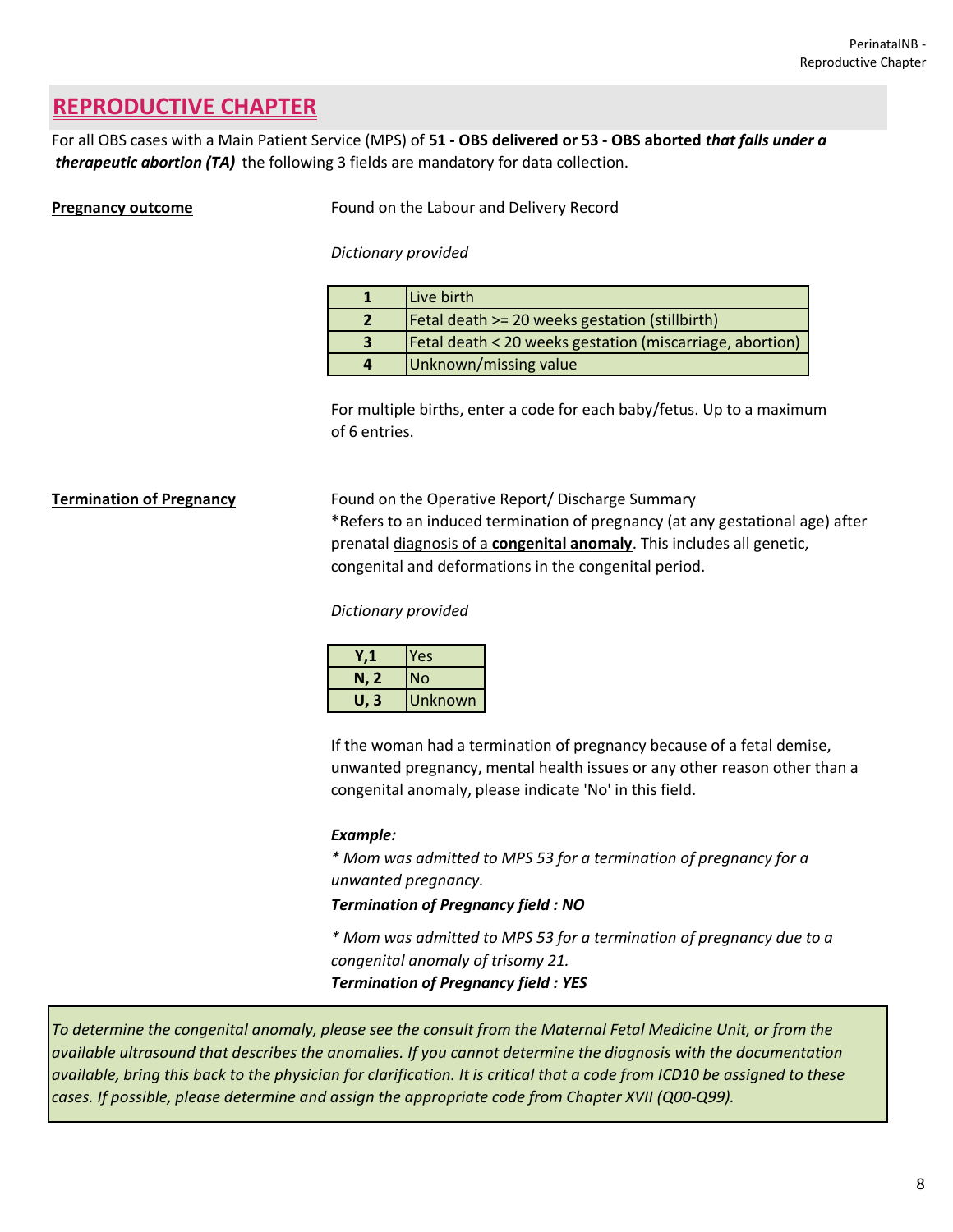## REPRODUCTIVE CHAPTER

For all OBS cases with a Main Patient Service (MPS) of **51 - OBS delivered or 53 - OBS aborted** ***that falls under a therapeutic abortion (TA)*** the following 3 fields are mandatory for data collection.

**Pregnancy outcome**

Found on the Labour and Delivery Record

*Dictionary provided*

| | |
|---|---|
| **1** | Live birth |
| **2** | Fetal death >= 20 weeks gestation (stillbirth) |
| **3** | Fetal death < 20 weeks gestation (miscarriage, abortion) |
| **4** | Unknown/missing value |

For multiple births, enter a code for each baby/fetus. Up to a maximum of 6 entries.

**Termination of Pregnancy**

Found on the Operative Report/ Discharge Summary
*Refers to an induced termination of pregnancy (at any gestational age) after prenatal diagnosis of a **congenital anomaly**. This includes all genetic, congenital and deformations in the congenital period.

*Dictionary provided*

| | |
|---|---|
| **Y,1** | Yes |
| **N, 2** | No |
| **U, 3** | Unknown |

If the woman had a termination of pregnancy because of a fetal demise, unwanted pregnancy, mental health issues or any other reason other than a congenital anomaly, please indicate 'No' in this field.

***Example:***

*\* Mom was admitted to MPS 53 for a termination of pregnancy for a unwanted pregnancy.*

***Termination of Pregnancy field : NO***

*\* Mom was admitted to MPS 53 for a termination of pregnancy due to a congenital anomaly of trisomy 21.*

***Termination of Pregnancy field : YES***

*To determine the congenital anomaly, please see the consult from the Maternal Fetal Medicine Unit, or from the available ultrasound that describes the anomalies. If you cannot determine the diagnosis with the documentation available, bring this back to the physician for clarification. It is critical that a code from ICD10 be assigned to these cases. If possible, please determine and assign the appropriate code from Chapter XVII (Q00-Q99).*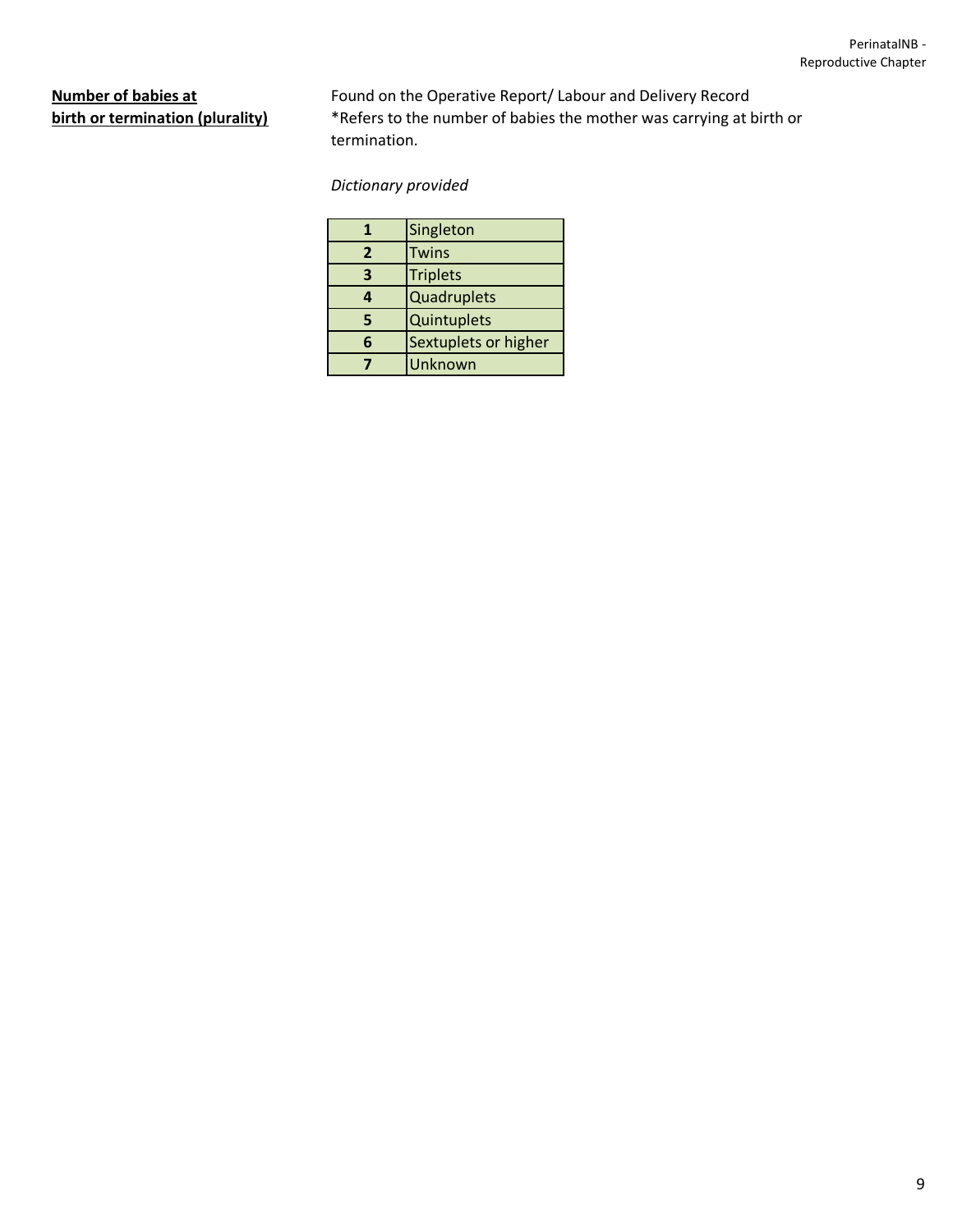**Number of babies at birth or termination (plurality)**

Found on the Operative Report/ Labour and Delivery Record
*Refers to the number of babies the mother was carrying at birth or termination.

*Dictionary provided*

| | |
|---|---|
| **1** | Singleton |
| **2** | Twins |
| **3** | Triplets |
| **4** | Quadruplets |
| **5** | Quintuplets |
| **6** | Sextuplets or higher |
| **7** | Unknown |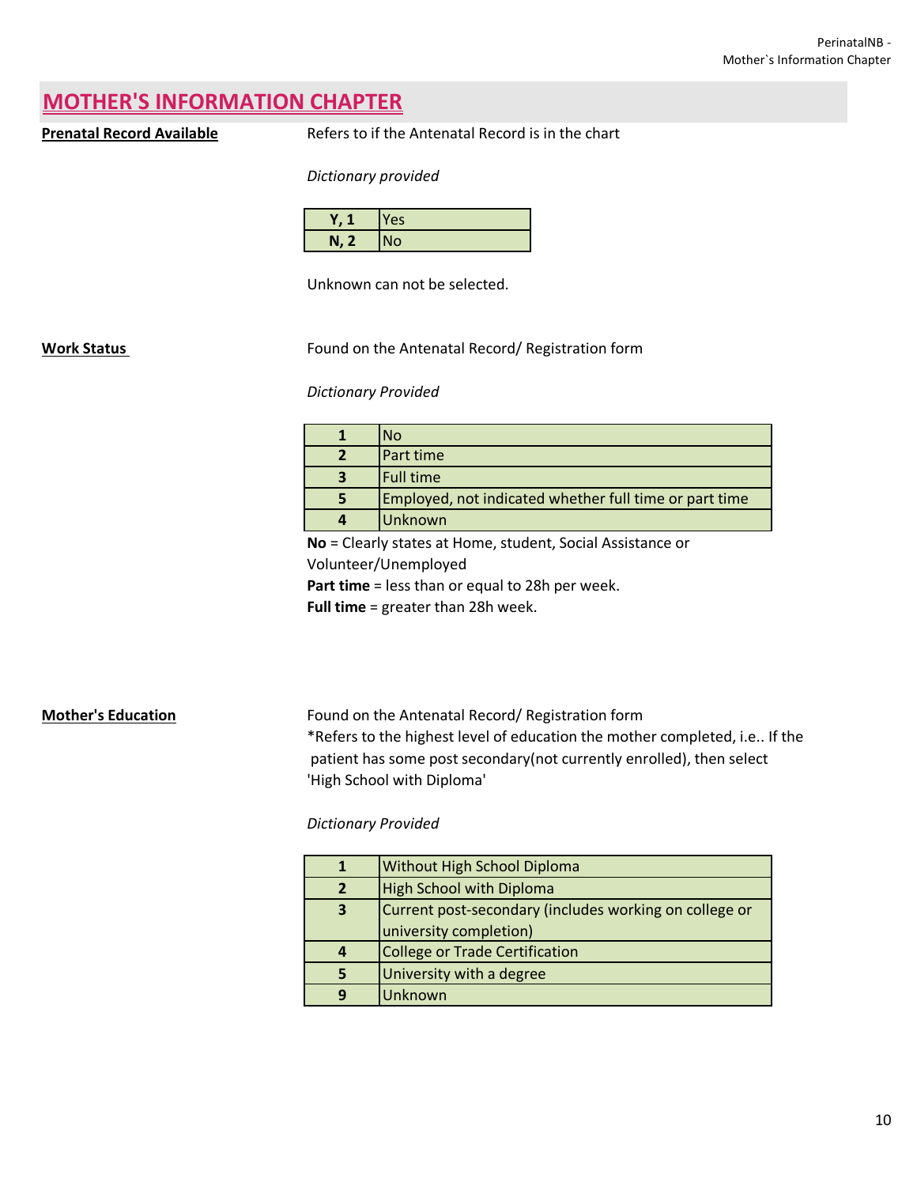# MOTHER'S INFORMATION CHAPTER

**Prenatal Record Available**

Refers to if the Antenatal Record is in the chart

*Dictionary provided*

| | |
|---|---|
| **Y, 1** | Yes |
| **N, 2** | No |

Unknown can not be selected.

**Work Status**

Found on the Antenatal Record/ Registration form

*Dictionary Provided*

| | |
|---|---|
| **1** | No |
| **2** | Part time |
| **3** | Full time |
| **5** | Employed, not indicated whether full time or part time |
| **4** | Unknown |

**No** = Clearly states at Home, student, Social Assistance or Volunteer/Unemployed
**Part time** = less than or equal to 28h per week.
**Full time** = greater than 28h week.

**Mother's Education**

Found on the Antenatal Record/ Registration form
*Refers to the highest level of education the mother completed, i.e.. If the patient has some post secondary(not currently enrolled), then select 'High School with Diploma'

*Dictionary Provided*

| | |
|---|---|
| **1** | Without High School Diploma |
| **2** | High School with Diploma |
| **3** | Current post-secondary (includes working on college or university completion) |
| **4** | College or Trade Certification |
| **5** | University with a degree |
| **9** | Unknown |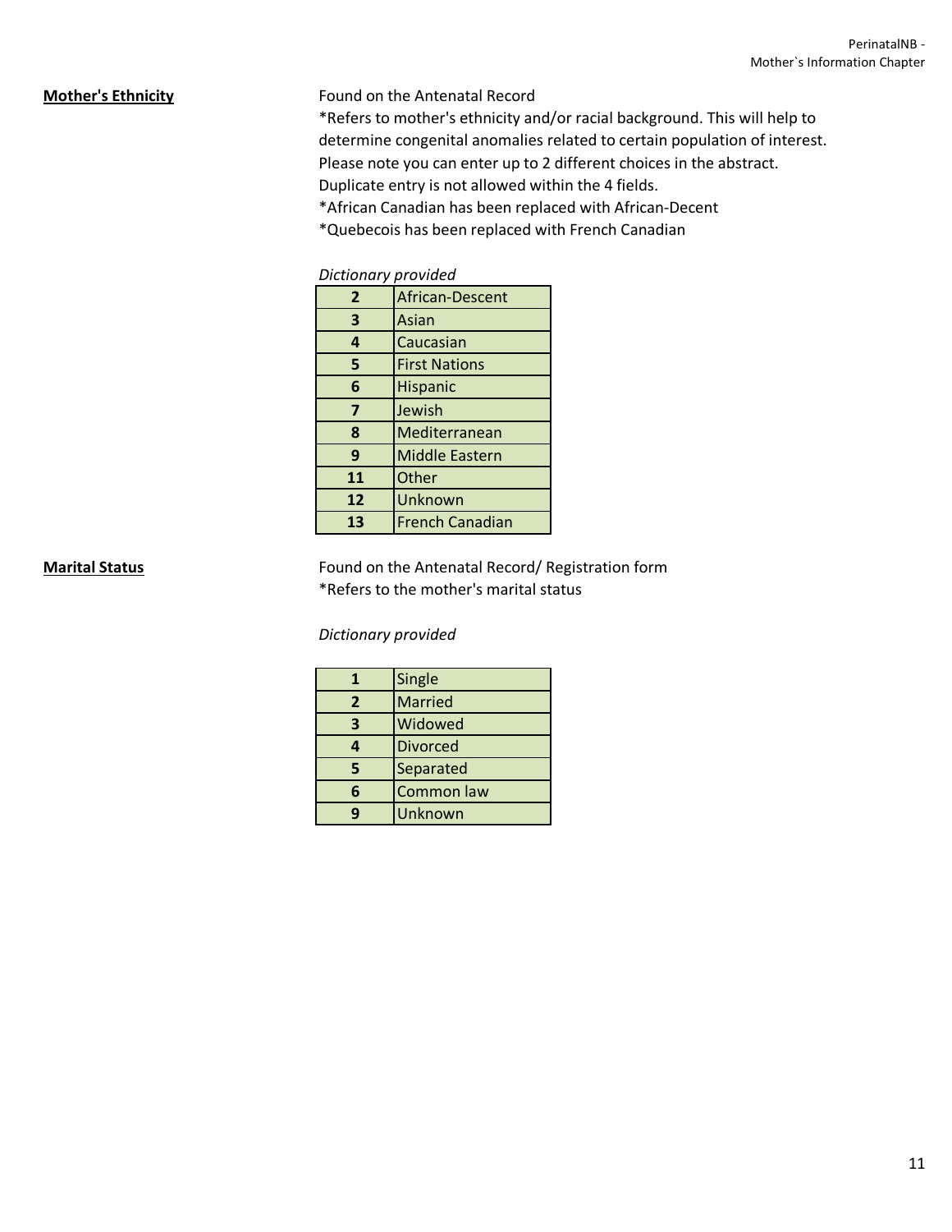**Mother's Ethnicity**

Found on the Antenatal Record
*Refers to mother's ethnicity and/or racial background. This will help to determine congenital anomalies related to certain population of interest. Please note you can enter up to 2 different choices in the abstract. Duplicate entry is not allowed within the 4 fields.
*African Canadian has been replaced with African-Decent
*Quebecois has been replaced with French Canadian

*Dictionary provided*

| Code | Description |
|---|---|
| **2** | African-Descent |
| **3** | Asian |
| **4** | Caucasian |
| **5** | First Nations |
| **6** | Hispanic |
| **7** | Jewish |
| **8** | Mediterranean |
| **9** | Middle Eastern |
| **11** | Other |
| **12** | Unknown |
| **13** | French Canadian |

**Marital Status**

Found on the Antenatal Record/ Registration form
*Refers to the mother's marital status

*Dictionary provided*

| Code | Description |
|---|---|
| **1** | Single |
| **2** | Married |
| **3** | Widowed |
| **4** | Divorced |
| **5** | Separated |
| **6** | Common law |
| **9** | Unknown |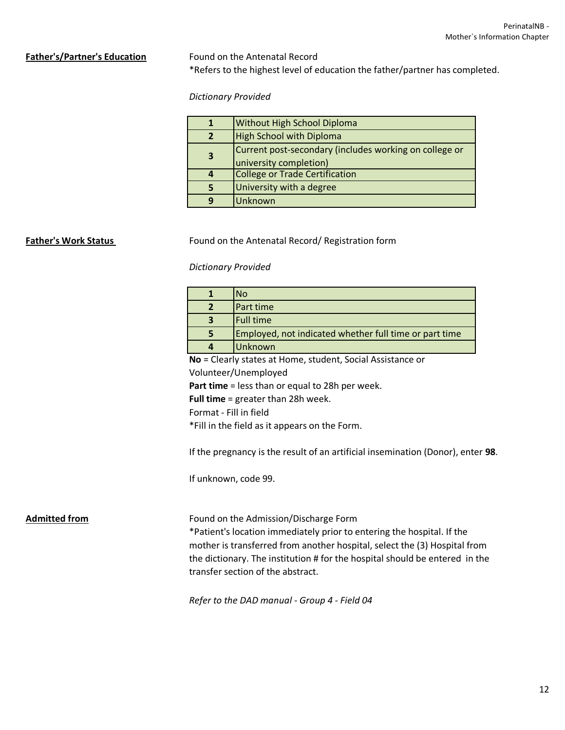**Father's/Partner's Education**

Found on the Antenatal Record

*Refers to the highest level of education the father/partner has completed.

*Dictionary Provided*

| | |
|---|---|
| **1** | Without High School Diploma |
| **2** | High School with Diploma |
| **3** | Current post-secondary (includes working on college or university completion) |
| **4** | College or Trade Certification |
| **5** | University with a degree |
| **9** | Unknown |

**Father's Work Status**

Found on the Antenatal Record/ Registration form

*Dictionary Provided*

| | |
|---|---|
| **1** | No |
| **2** | Part time |
| **3** | Full time |
| **5** | Employed, not indicated whether full time or part time |
| **4** | Unknown |

**No** = Clearly states at Home, student, Social Assistance or Volunteer/Unemployed

**Part time** = less than or equal to 28h per week.

**Full time** = greater than 28h week.

Format - Fill in field

*Fill in the field as it appears on the Form.

If the pregnancy is the result of an artificial insemination (Donor), enter **98**.

If unknown, code 99.

**Admitted from**

Found on the Admission/Discharge Form

*Patient's location immediately prior to entering the hospital. If the mother is transferred from another hospital, select the (3) Hospital from the dictionary. The institution # for the hospital should be entered in the transfer section of the abstract.

*Refer to the DAD manual - Group 4 - Field 04*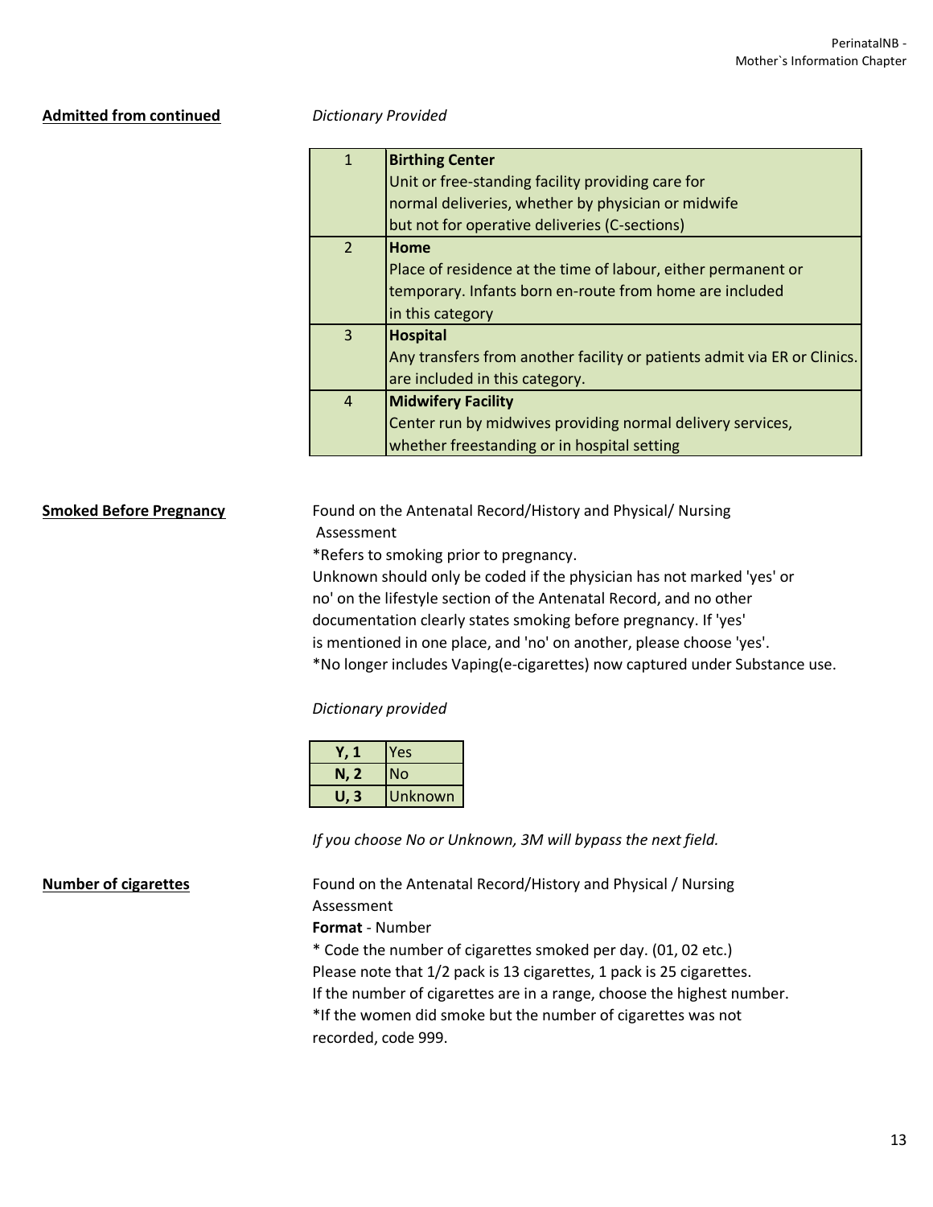**Admitted from continued**

*Dictionary Provided*

| | |
|---|---|
| 1 | **Birthing Center**<br>Unit or free-standing facility providing care for normal deliveries, whether by physician or midwife but not for operative deliveries (C-sections) |
| 2 | **Home**<br>Place of residence at the time of labour, either permanent or temporary. Infants born en-route from home are included in this category |
| 3 | **Hospital**<br>Any transfers from another facility or patients admit via ER or Clinics. are included in this category. |
| 4 | **Midwifery Facility**<br>Center run by midwives providing normal delivery services, whether freestanding or in hospital setting |

**Smoked Before Pregnancy**

Found on the Antenatal Record/History and Physical/ Nursing Assessment

*Refers to smoking prior to pregnancy.
Unknown should only be coded if the physician has not marked 'yes' or no' on the lifestyle section of the Antenatal Record, and no other documentation clearly states smoking before pregnancy. If 'yes' is mentioned in one place, and 'no' on another, please choose 'yes'.
*No longer includes Vaping(e-cigarettes) now captured under Substance use.

*Dictionary provided*

| | |
|---|---|
| **Y, 1** | Yes |
| **N, 2** | No |
| **U, 3** | Unknown |

*If you choose No or Unknown, 3M will bypass the next field.*

**Number of cigarettes**

Found on the Antenatal Record/History and Physical / Nursing Assessment

**Format** - Number

* Code the number of cigarettes smoked per day. (01, 02 etc.)
Please note that 1/2 pack is 13 cigarettes, 1 pack is 25 cigarettes.
If the number of cigarettes are in a range, choose the highest number.
*If the women did smoke but the number of cigarettes was not recorded, code 999.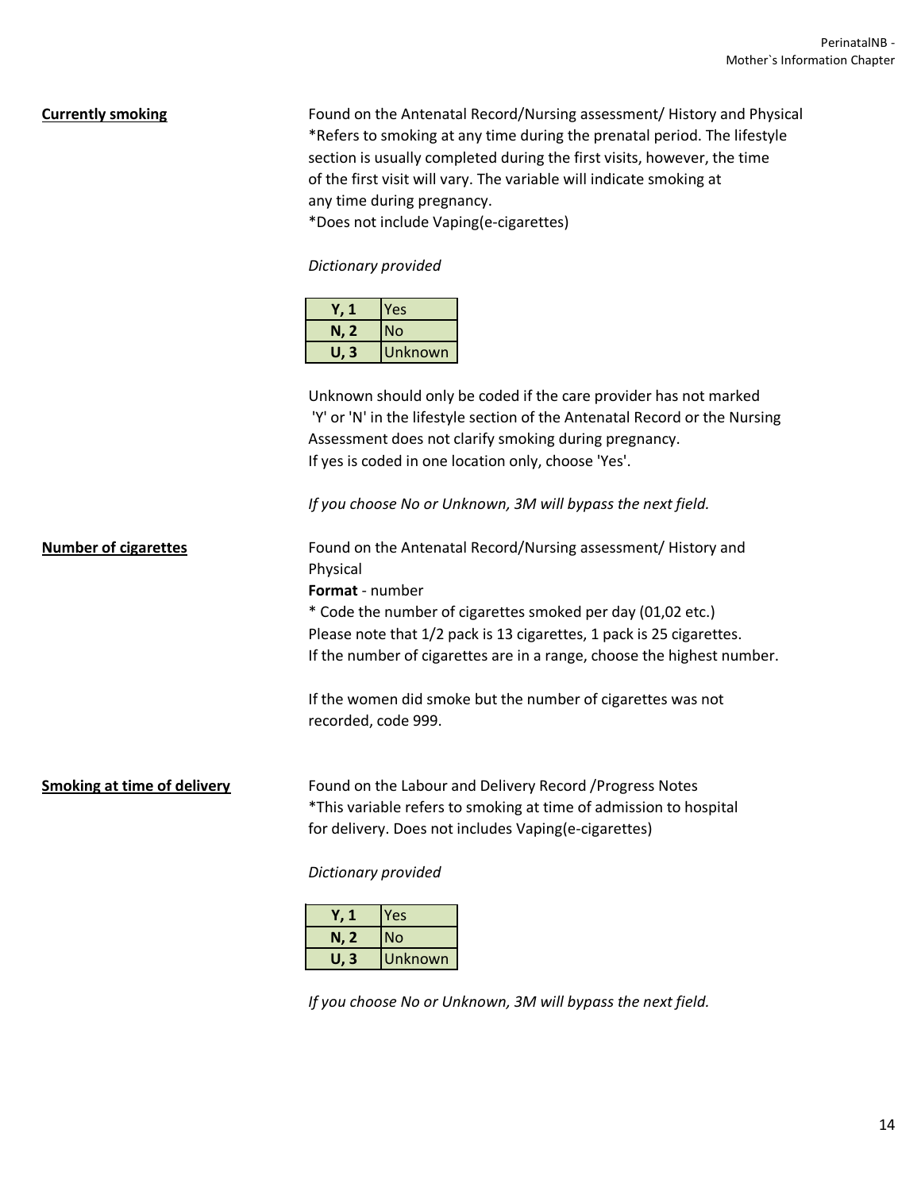**Currently smoking**

Found on the Antenatal Record/Nursing assessment/ History and Physical
*Refers to smoking at any time during the prenatal period. The lifestyle section is usually completed during the first visits, however, the time of the first visit will vary. The variable will indicate smoking at any time during pregnancy.
*Does not include Vaping(e-cigarettes)

*Dictionary provided*

| Code | Value |
|---|---|
| **Y, 1** | Yes |
| **N, 2** | No |
| **U, 3** | Unknown |

Unknown should only be coded if the care provider has not marked 'Y' or 'N' in the lifestyle section of the Antenatal Record or the Nursing Assessment does not clarify smoking during pregnancy.
If yes is coded in one location only, choose 'Yes'.

*If you choose No or Unknown, 3M will bypass the next field.*

**Number of cigarettes**

Found on the Antenatal Record/Nursing assessment/ History and Physical
**Format** - number
* Code the number of cigarettes smoked per day (01,02 etc.)
Please note that 1/2 pack is 13 cigarettes, 1 pack is 25 cigarettes.
If the number of cigarettes are in a range, choose the highest number.

If the women did smoke but the number of cigarettes was not recorded, code 999.

**Smoking at time of delivery**

Found on the Labour and Delivery Record /Progress Notes
*This variable refers to smoking at time of admission to hospital for delivery. Does not includes Vaping(e-cigarettes)

*Dictionary provided*

| Code | Value |
|---|---|
| **Y, 1** | Yes |
| **N, 2** | No |
| **U, 3** | Unknown |

*If you choose No or Unknown, 3M will bypass the next field.*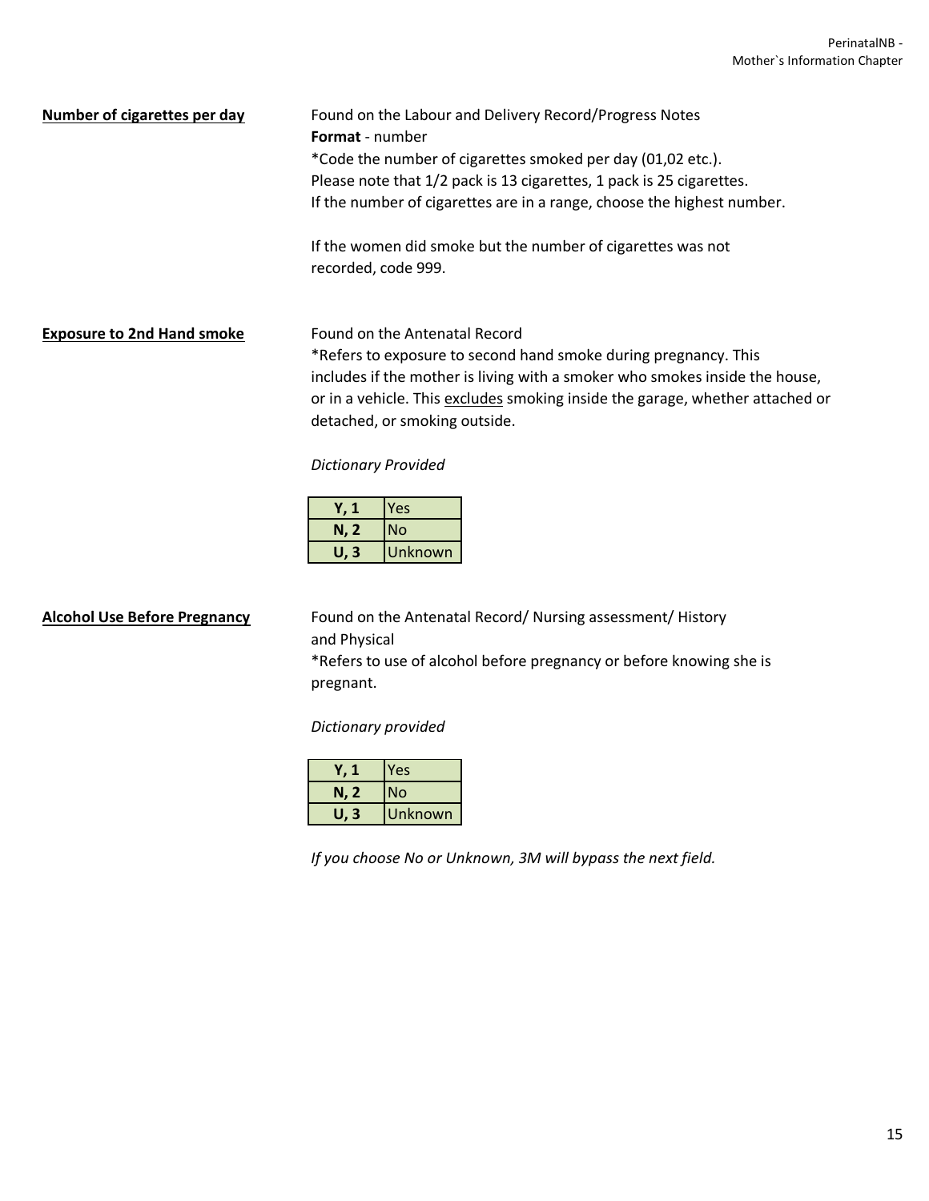**Number of cigarettes per day**

Found on the Labour and Delivery Record/Progress Notes
**Format** - number
*Code the number of cigarettes smoked per day (01,02 etc.).
Please note that 1/2 pack is 13 cigarettes, 1 pack is 25 cigarettes.
If the number of cigarettes are in a range, choose the highest number.

If the women did smoke but the number of cigarettes was not recorded, code 999.

**Exposure to 2nd Hand smoke**

Found on the Antenatal Record
*Refers to exposure to second hand smoke during pregnancy. This includes if the mother is living with a smoker who smokes inside the house, or in a vehicle. This excludes smoking inside the garage, whether attached or detached, or smoking outside.

*Dictionary Provided*

| Code | Description |
|---|---|
| **Y, 1** | Yes |
| **N, 2** | No |
| **U, 3** | Unknown |

**Alcohol Use Before Pregnancy**

Found on the Antenatal Record/ Nursing assessment/ History and Physical
*Refers to use of alcohol before pregnancy or before knowing she is pregnant.

*Dictionary provided*

| Code | Description |
|---|---|
| **Y, 1** | Yes |
| **N, 2** | No |
| **U, 3** | Unknown |

*If you choose No or Unknown, 3M will bypass the next field.*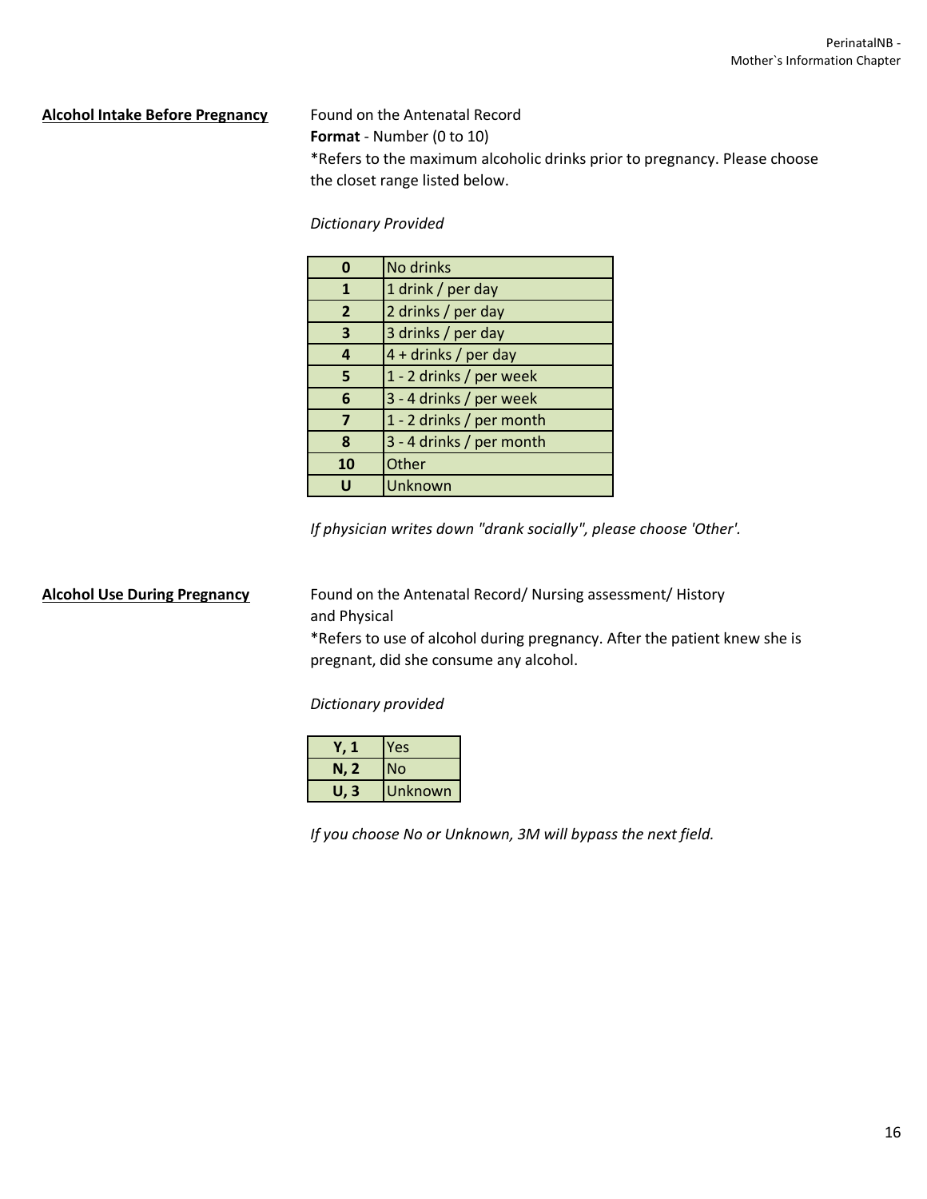**Alcohol Intake Before Pregnancy**

Found on the Antenatal Record
**Format** - Number (0 to 10)
*Refers to the maximum alcoholic drinks prior to pregnancy. Please choose the closet range listed below.

*Dictionary Provided*

| Code | Description |
|---|---|
| **0** | No drinks |
| **1** | 1 drink / per day |
| **2** | 2 drinks / per day |
| **3** | 3 drinks / per day |
| **4** | 4 + drinks / per day |
| **5** | 1 - 2 drinks / per week |
| **6** | 3 - 4 drinks / per week |
| **7** | 1 - 2 drinks / per month |
| **8** | 3 - 4 drinks / per month |
| **10** | Other |
| **U** | Unknown |

*If physician writes down "drank socially", please choose 'Other'.*

**Alcohol Use During Pregnancy**

Found on the Antenatal Record/ Nursing assessment/ History and Physical
*Refers to use of alcohol during pregnancy. After the patient knew she is pregnant, did she consume any alcohol.

*Dictionary provided*

| Code | Description |
|---|---|
| **Y, 1** | Yes |
| **N, 2** | No |
| **U, 3** | Unknown |

*If you choose No or Unknown, 3M will bypass the next field.*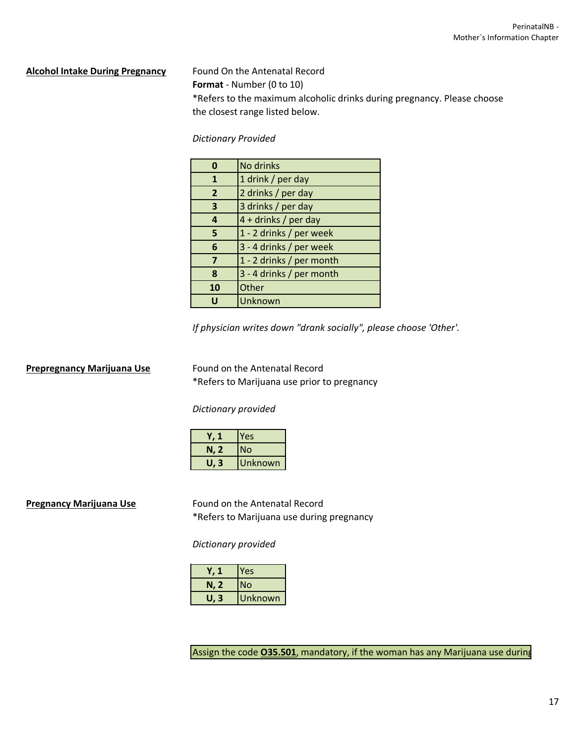**Alcohol Intake During Pregnancy**

Found On the Antenatal Record
**Format** - Number (0 to 10)
*Refers to the maximum alcoholic drinks during pregnancy. Please choose the closest range listed below.

*Dictionary Provided*

| | |
|---|---|
| **0** | No drinks |
| **1** | 1 drink / per day |
| **2** | 2 drinks / per day |
| **3** | 3 drinks / per day |
| **4** | 4 + drinks / per day |
| **5** | 1 - 2 drinks / per week |
| **6** | 3 - 4 drinks / per week |
| **7** | 1 - 2 drinks / per month |
| **8** | 3 - 4 drinks / per month |
| **10** | Other |
| **U** | Unknown |

*If physician writes down "drank socially", please choose 'Other'.*

**Prepregnancy Marijuana Use**

Found on the Antenatal Record
*Refers to Marijuana use prior to pregnancy

*Dictionary provided*

| | |
|---|---|
| **Y, 1** | Yes |
| **N, 2** | No |
| **U, 3** | Unknown |

**Pregnancy Marijuana Use**

Found on the Antenatal Record
*Refers to Marijuana use during pregnancy

*Dictionary provided*

| | |
|---|---|
| **Y, 1** | Yes |
| **N, 2** | No |
| **U, 3** | Unknown |

Assign the code **O35.501**, mandatory, if the woman has any Marijuana use during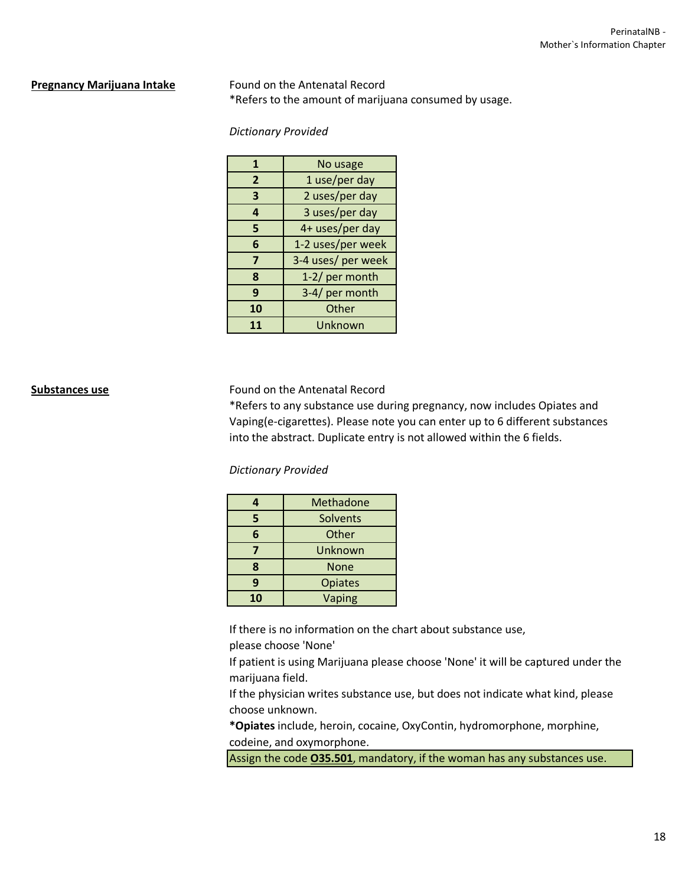**Pregnancy Marijuana Intake**

Found on the Antenatal Record
*Refers to the amount of marijuana consumed by usage.

*Dictionary Provided*

| | |
|---|---|
| **1** | No usage |
| **2** | 1 use/per day |
| **3** | 2 uses/per day |
| **4** | 3 uses/per day |
| **5** | 4+ uses/per day |
| **6** | 1-2 uses/per week |
| **7** | 3-4 uses/ per week |
| **8** | 1-2/ per month |
| **9** | 3-4/ per month |
| **10** | Other |
| **11** | Unknown |

**Substances use**

Found on the Antenatal Record
*Refers to any substance use during pregnancy, now includes Opiates and Vaping(e-cigarettes). Please note you can enter up to 6 different substances into the abstract. Duplicate entry is not allowed within the 6 fields.

*Dictionary Provided*

| | |
|---|---|
| **4** | Methadone |
| **5** | Solvents |
| **6** | Other |
| **7** | Unknown |
| **8** | None |
| **9** | Opiates |
| **10** | Vaping |

If there is no information on the chart about substance use, please choose 'None'
If patient is using Marijuana please choose 'None' it will be captured under the marijuana field.
If the physician writes substance use, but does not indicate what kind, please choose unknown.
***Opiates** include, heroin, cocaine, OxyContin, hydromorphone, morphine, codeine, and oxymorphone.

Assign the code **O35.501**, mandatory, if the woman has any substances use.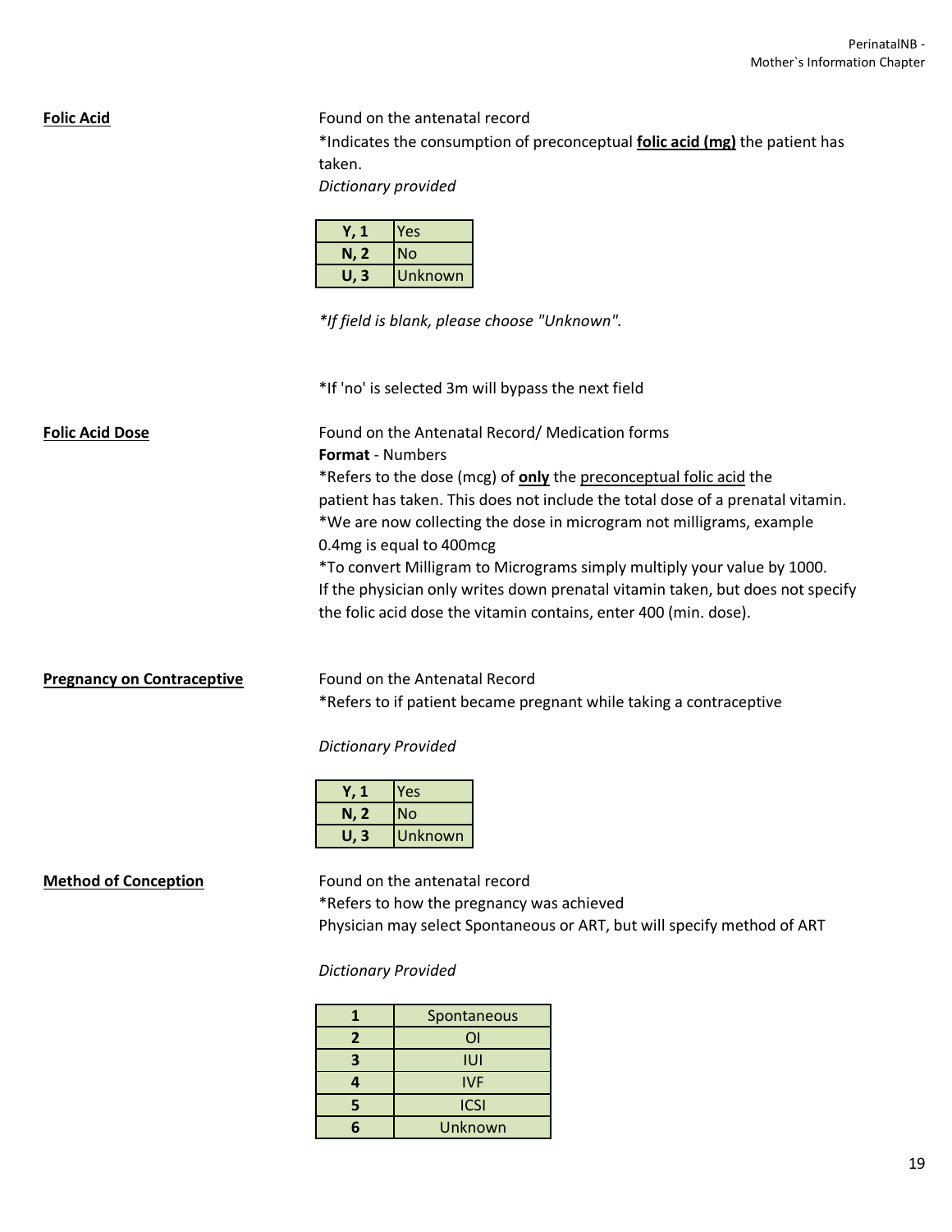**Folic Acid**

Found on the antenatal record

*Indicates the consumption of preconceptual **folic acid (mg)** the patient has taken.

*Dictionary provided*

| Y, 1 | Yes |
|---|---|
| N, 2 | No |
| U, 3 | Unknown |

**If field is blank, please choose "Unknown".*

*If 'no' is selected 3m will bypass the next field

**Folic Acid Dose**

Found on the Antenatal Record/ Medication forms

**Format** - Numbers

*Refers to the dose (mcg) of **only** the preconceptual folic acid the patient has taken. This does not include the total dose of a prenatal vitamin.

*We are now collecting the dose in microgram not milligrams, example 0.4mg is equal to 400mcg

*To convert Milligram to Micrograms simply multiply your value by 1000.

If the physician only writes down prenatal vitamin taken, but does not specify the folic acid dose the vitamin contains, enter 400 (min. dose).

**Pregnancy on Contraceptive**

Found on the Antenatal Record

*Refers to if patient became pregnant while taking a contraceptive

*Dictionary Provided*

| Y, 1 | Yes |
|---|---|
| N, 2 | No |
| U, 3 | Unknown |

**Method of Conception**

Found on the antenatal record

*Refers to how the pregnancy was achieved

Physician may select Spontaneous or ART, but will specify method of ART

*Dictionary Provided*

| 1 | Spontaneous |
|---|---|
| 2 | OI |
| 3 | IUI |
| 4 | IVF |
| 5 | ICSI |
| 6 | Unknown |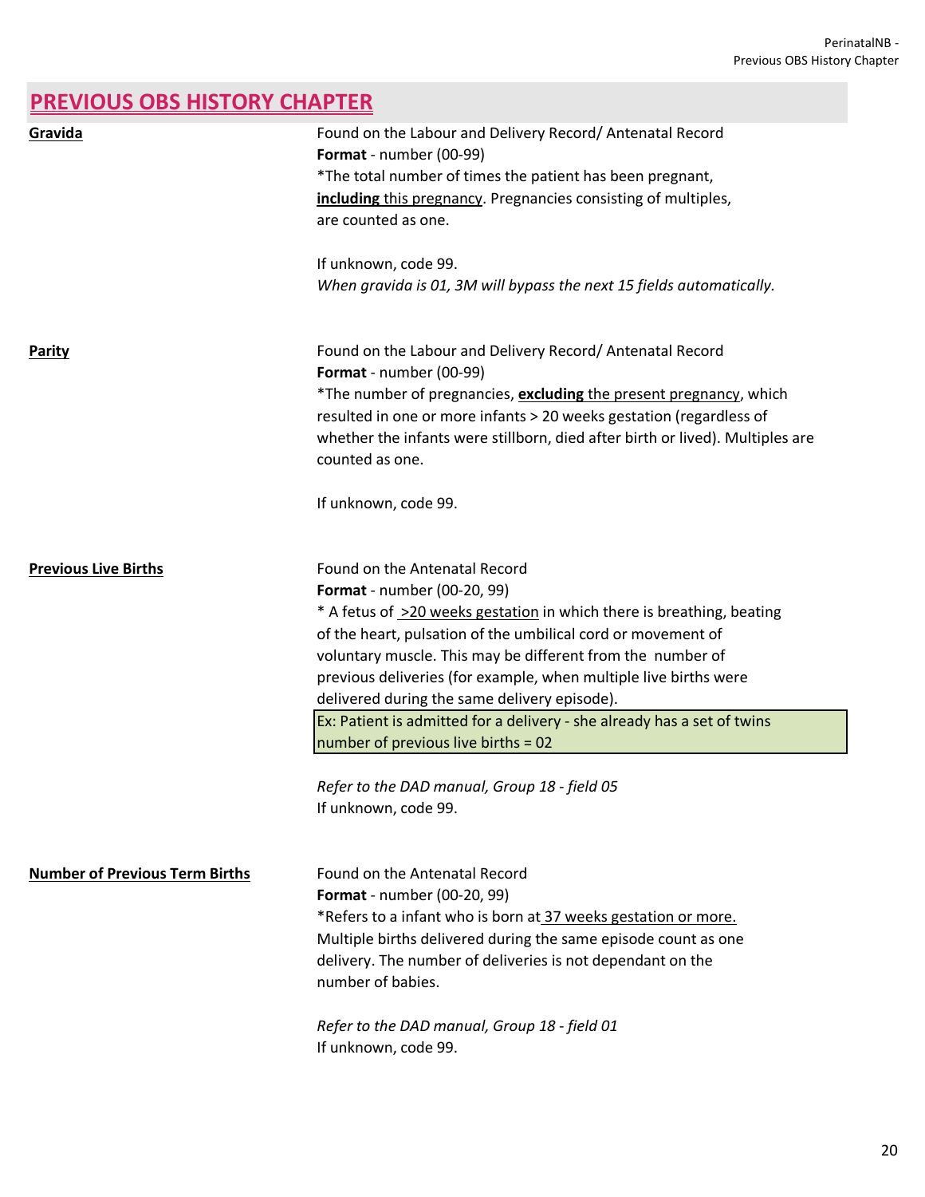# PREVIOUS OBS HISTORY CHAPTER

**Gravida**

Found on the Labour and Delivery Record/ Antenatal Record
**Format** - number (00-99)
*The total number of times the patient has been pregnant, **including** this pregnancy. Pregnancies consisting of multiples, are counted as one.

If unknown, code 99.
*When gravida is 01, 3M will bypass the next 15 fields automatically.*

**Parity**

Found on the Labour and Delivery Record/ Antenatal Record
**Format** - number (00-99)
*The number of pregnancies, **excluding** the present pregnancy, which resulted in one or more infants > 20 weeks gestation (regardless of whether the infants were stillborn, died after birth or lived). Multiples are counted as one.

If unknown, code 99.

**Previous Live Births**

Found on the Antenatal Record
**Format** - number (00-20, 99)
* A fetus of >20 weeks gestation in which there is breathing, beating of the heart, pulsation of the umbilical cord or movement of voluntary muscle. This may be different from the number of previous deliveries (for example, when multiple live births were delivered during the same delivery episode).

> Ex: Patient is admitted for a delivery - she already has a set of twins
> number of previous live births = 02

*Refer to the DAD manual, Group 18 - field 05*
If unknown, code 99.

**Number of Previous Term Births**

Found on the Antenatal Record
**Format** - number (00-20, 99)
*Refers to a infant who is born at 37 weeks gestation or more. Multiple births delivered during the same episode count as one delivery. The number of deliveries is not dependant on the number of babies.

*Refer to the DAD manual, Group 18 - field 01*
If unknown, code 99.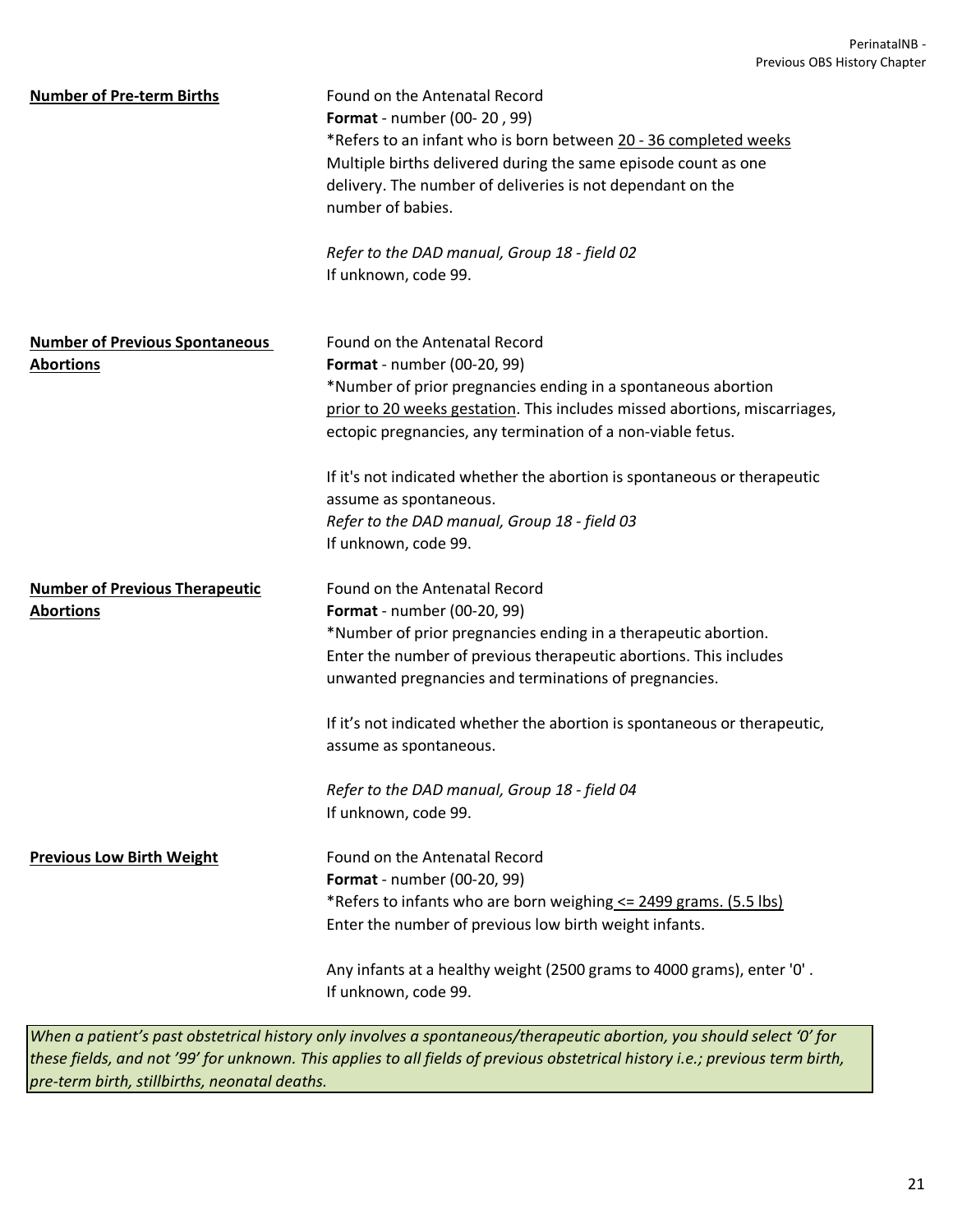**Number of Pre-term Births**

Found on the Antenatal Record
**Format** - number (00- 20 , 99)
*Refers to an infant who is born between 20 - 36 completed weeks
Multiple births delivered during the same episode count as one delivery. The number of deliveries is not dependant on the number of babies.

*Refer to the DAD manual, Group 18 - field 02*
If unknown, code 99.

**Number of Previous Spontaneous Abortions**

Found on the Antenatal Record
**Format** - number (00-20, 99)
*Number of prior pregnancies ending in a spontaneous abortion prior to 20 weeks gestation. This includes missed abortions, miscarriages, ectopic pregnancies, any termination of a non-viable fetus.

If it's not indicated whether the abortion is spontaneous or therapeutic assume as spontaneous.
*Refer to the DAD manual, Group 18 - field 03*
If unknown, code 99.

**Number of Previous Therapeutic Abortions**

Found on the Antenatal Record
**Format** - number (00-20, 99)
*Number of prior pregnancies ending in a therapeutic abortion.
Enter the number of previous therapeutic abortions. This includes unwanted pregnancies and terminations of pregnancies.

If it's not indicated whether the abortion is spontaneous or therapeutic, assume as spontaneous.

*Refer to the DAD manual, Group 18 - field 04*
If unknown, code 99.

**Previous Low Birth Weight**

Found on the Antenatal Record
**Format** - number (00-20, 99)
*Refers to infants who are born weighing <= 2499 grams. (5.5 lbs)
Enter the number of previous low birth weight infants.

Any infants at a healthy weight (2500 grams to 4000 grams), enter '0' .
If unknown, code 99.

*When a patient's past obstetrical history only involves a spontaneous/therapeutic abortion, you should select '0' for these fields, and not '99' for unknown. This applies to all fields of previous obstetrical history i.e.; previous term birth, pre-term birth, stillbirths, neonatal deaths.*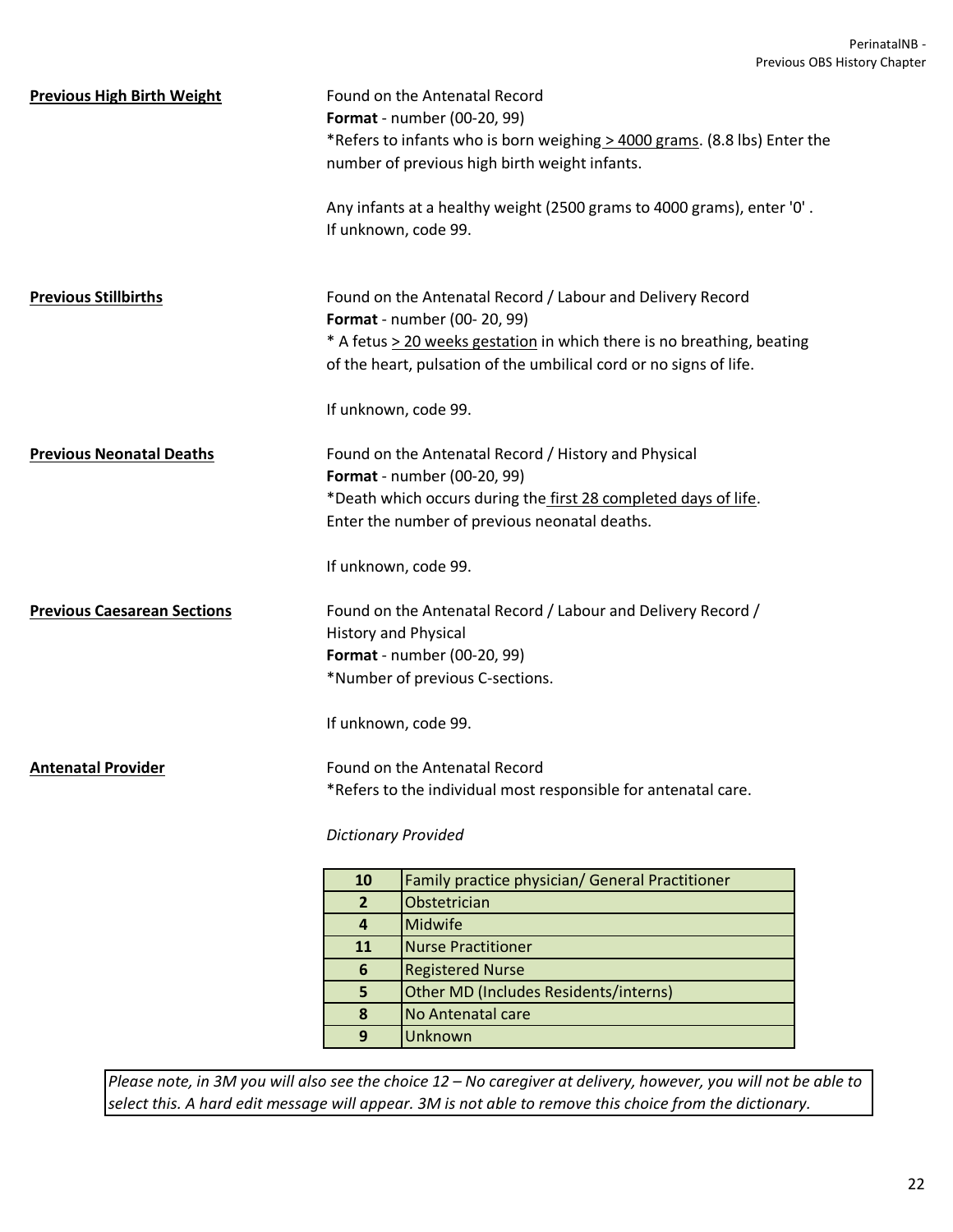**Previous High Birth Weight**

Found on the Antenatal Record
**Format** - number (00-20, 99)
*Refers to infants who is born weighing > 4000 grams. (8.8 lbs) Enter the number of previous high birth weight infants.

Any infants at a healthy weight (2500 grams to 4000 grams), enter '0' .
If unknown, code 99.

**Previous Stillbirths**

Found on the Antenatal Record / Labour and Delivery Record
**Format** - number (00- 20, 99)
* A fetus > 20 weeks gestation in which there is no breathing, beating of the heart, pulsation of the umbilical cord or no signs of life.

If unknown, code 99.

**Previous Neonatal Deaths**

Found on the Antenatal Record / History and Physical
**Format** - number (00-20, 99)
*Death which occurs during the first 28 completed days of life.
Enter the number of previous neonatal deaths.

If unknown, code 99.

**Previous Caesarean Sections**

Found on the Antenatal Record / Labour and Delivery Record / History and Physical
**Format** - number (00-20, 99)
*Number of previous C-sections.

If unknown, code 99.

**Antenatal Provider**

Found on the Antenatal Record
*Refers to the individual most responsible for antenatal care.

*Dictionary Provided*

| Code | Description |
|---|---|
| 10 | Family practice physician/ General Practitioner |
| 2 | Obstetrician |
| 4 | Midwife |
| 11 | Nurse Practitioner |
| 6 | Registered Nurse |
| 5 | Other MD (Includes Residents/interns) |
| 8 | No Antenatal care |
| 9 | Unknown |

*Please note, in 3M you will also see the choice 12 – No caregiver at delivery, however, you will not be able to select this. A hard edit message will appear. 3M is not able to remove this choice from the dictionary.*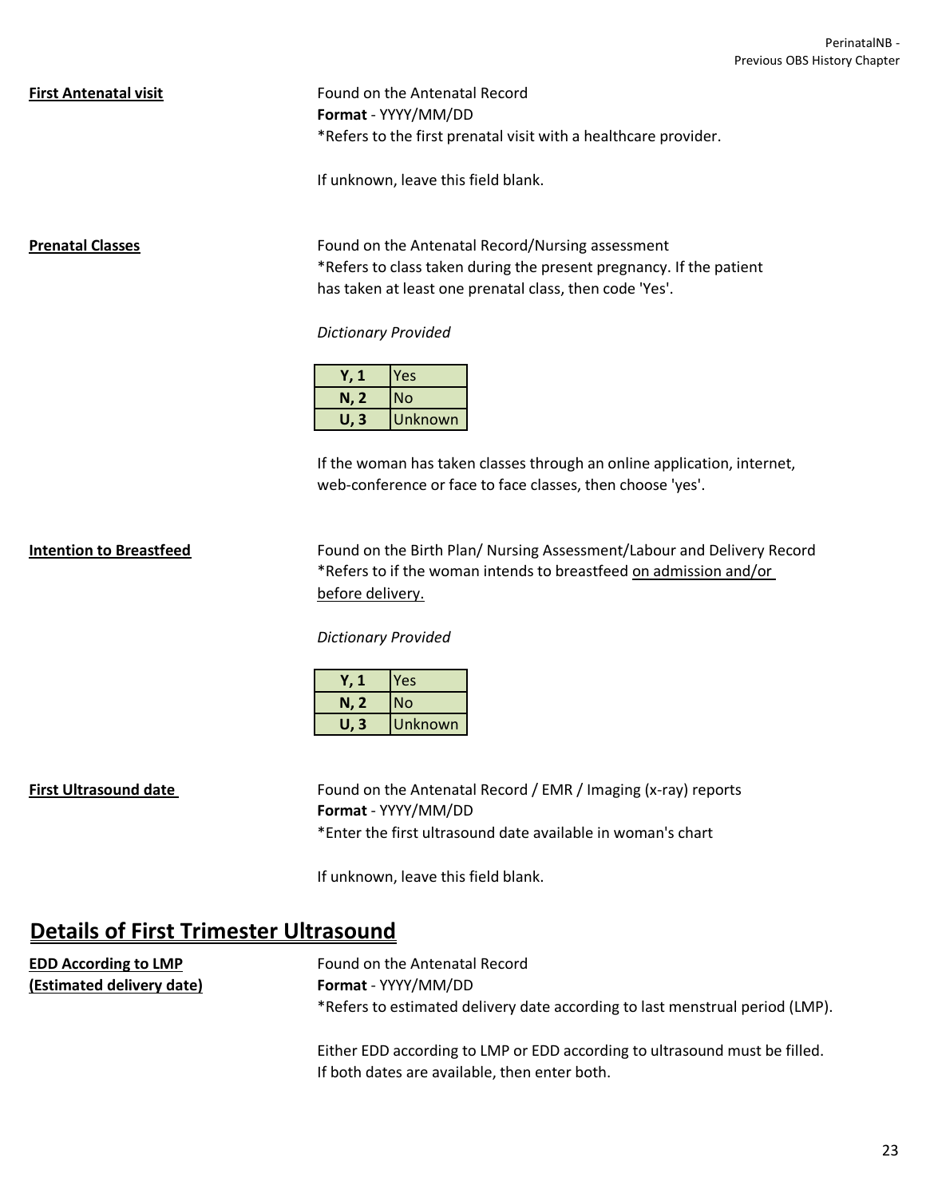**First Antenatal visit**

Found on the Antenatal Record
**Format** - YYYY/MM/DD
*Refers to the first prenatal visit with a healthcare provider.

If unknown, leave this field blank.

**Prenatal Classes**

Found on the Antenatal Record/Nursing assessment
*Refers to class taken during the present pregnancy. If the patient has taken at least one prenatal class, then code 'Yes'.

*Dictionary Provided*

| Code | Value |
|---|---|
| **Y, 1** | Yes |
| **N, 2** | No |
| **U, 3** | Unknown |

If the woman has taken classes through an online application, internet, web-conference or face to face classes, then choose 'yes'.

**Intention to Breastfeed**

Found on the Birth Plan/ Nursing Assessment/Labour and Delivery Record
*Refers to if the woman intends to breastfeed on admission and/or before delivery.

*Dictionary Provided*

| Code | Value |
|---|---|
| **Y, 1** | Yes |
| **N, 2** | No |
| **U, 3** | Unknown |

**First Ultrasound date**

Found on the Antenatal Record / EMR / Imaging (x-ray) reports
**Format** - YYYY/MM/DD
*Enter the first ultrasound date available in woman's chart

If unknown, leave this field blank.

## Details of First Trimester Ultrasound

**EDD According to LMP (Estimated delivery date)**

Found on the Antenatal Record
**Format** - YYYY/MM/DD
*Refers to estimated delivery date according to last menstrual period (LMP).

Either EDD according to LMP or EDD according to ultrasound must be filled. If both dates are available, then enter both.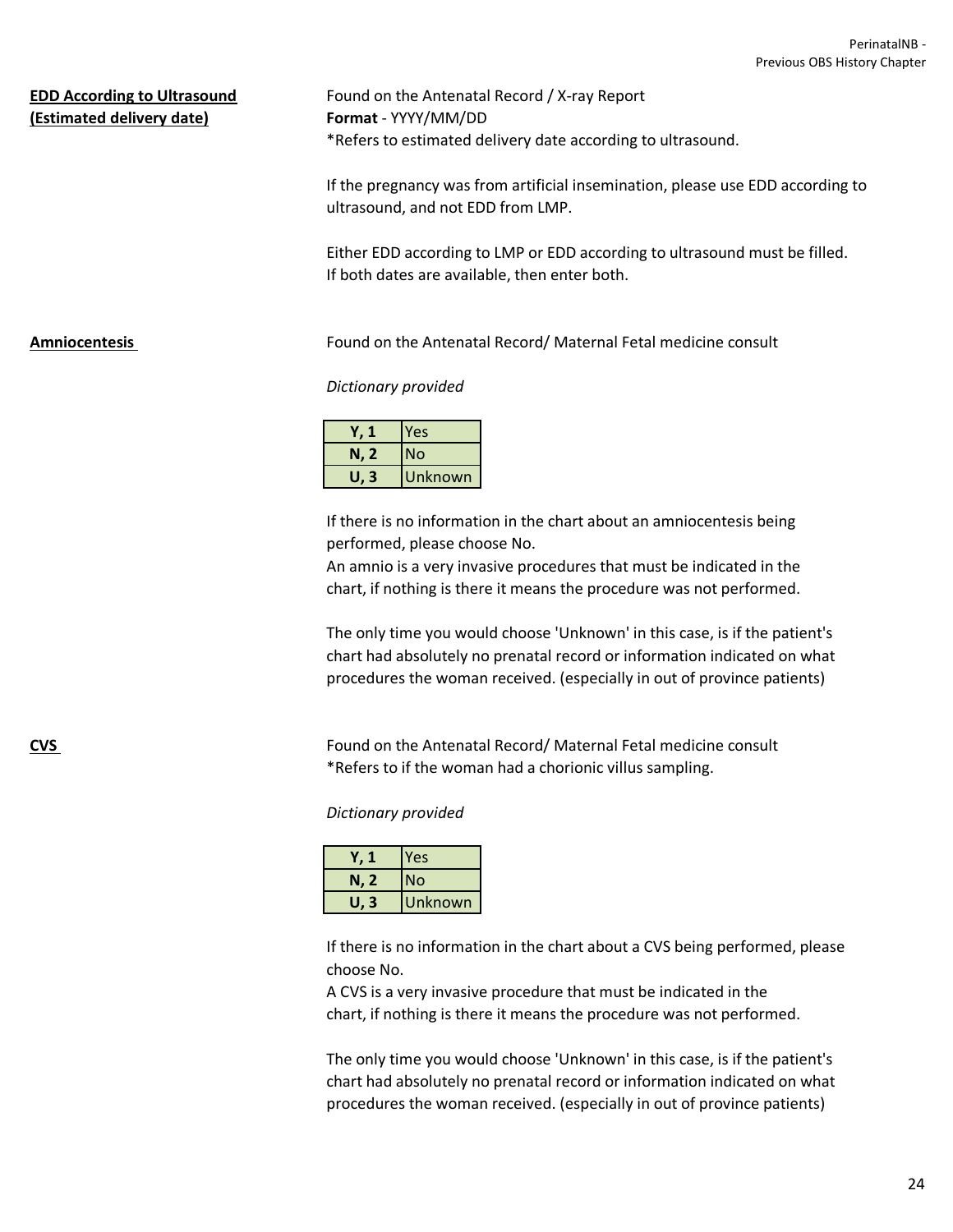**EDD According to Ultrasound (Estimated delivery date)**

Found on the Antenatal Record / X-ray Report
**Format** - YYYY/MM/DD
*Refers to estimated delivery date according to ultrasound.

If the pregnancy was from artificial insemination, please use EDD according to ultrasound, and not EDD from LMP.

Either EDD according to LMP or EDD according to ultrasound must be filled. If both dates are available, then enter both.

**Amniocentesis**

Found on the Antenatal Record/ Maternal Fetal medicine consult

*Dictionary provided*

| Code | Value |
|---|---|
| **Y, 1** | Yes |
| **N, 2** | No |
| **U, 3** | Unknown |

If there is no information in the chart about an amniocentesis being performed, please choose No.
An amnio is a very invasive procedures that must be indicated in the chart, if nothing is there it means the procedure was not performed.

The only time you would choose 'Unknown' in this case, is if the patient's chart had absolutely no prenatal record or information indicated on what procedures the woman received. (especially in out of province patients)

**CVS**

Found on the Antenatal Record/ Maternal Fetal medicine consult
*Refers to if the woman had a chorionic villus sampling.

*Dictionary provided*

| Code | Value |
|---|---|
| **Y, 1** | Yes |
| **N, 2** | No |
| **U, 3** | Unknown |

If there is no information in the chart about a CVS being performed, please choose No.
A CVS is a very invasive procedure that must be indicated in the chart, if nothing is there it means the procedure was not performed.

The only time you would choose 'Unknown' in this case, is if the patient's chart had absolutely no prenatal record or information indicated on what procedures the woman received. (especially in out of province patients)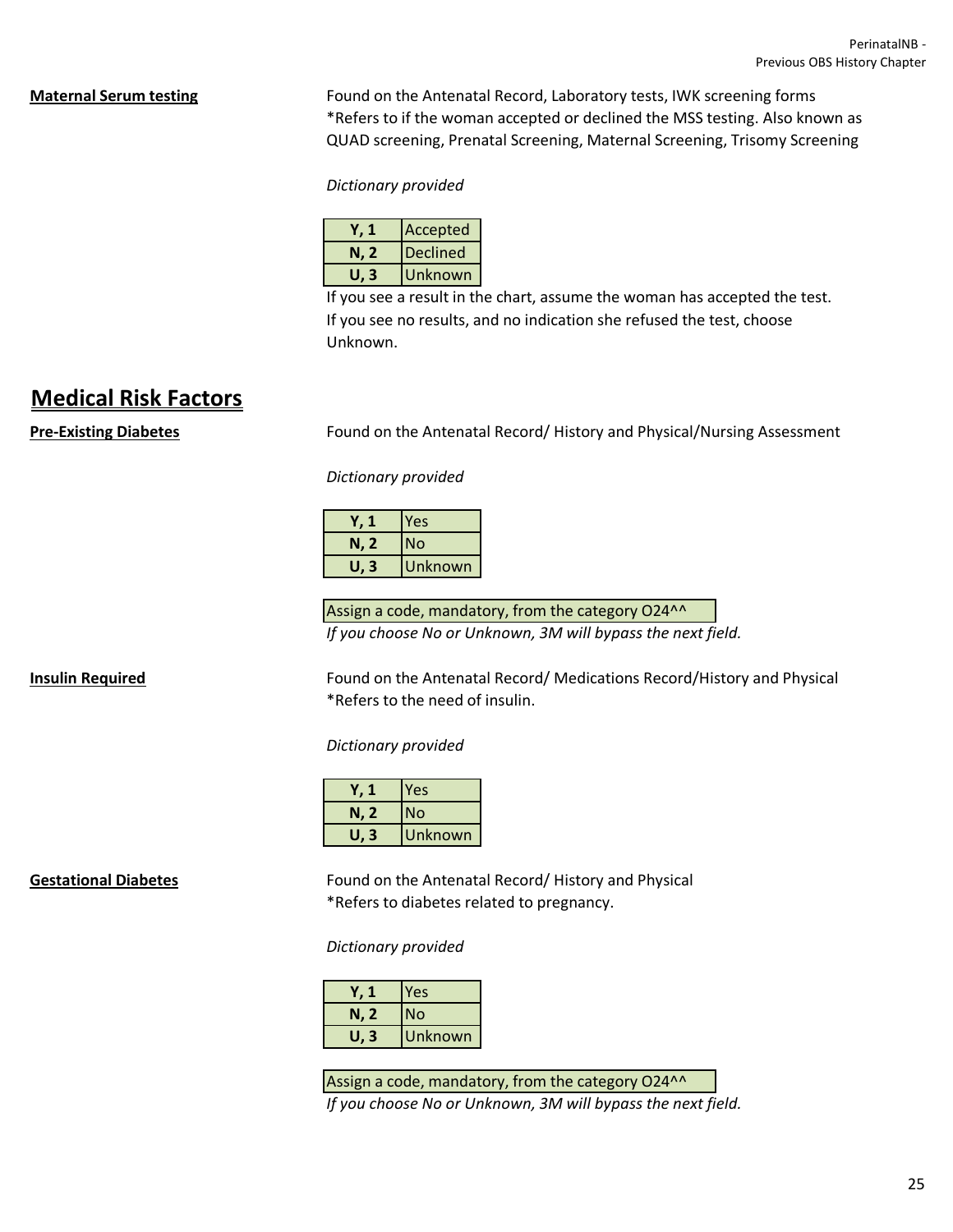**Maternal Serum testing**

Found on the Antenatal Record, Laboratory tests, IWK screening forms
*Refers to if the woman accepted or declined the MSS testing. Also known as QUAD screening, Prenatal Screening, Maternal Screening, Trisomy Screening

*Dictionary provided*

| | |
|---|---|
| **Y, 1** | Accepted |
| **N, 2** | Declined |
| **U, 3** | Unknown |

If you see a result in the chart, assume the woman has accepted the test.
If you see no results, and no indication she refused the test, choose Unknown.

## Medical Risk Factors

**Pre-Existing Diabetes**

Found on the Antenatal Record/ History and Physical/Nursing Assessment

*Dictionary provided*

| | |
|---|---|
| **Y, 1** | Yes |
| **N, 2** | No |
| **U, 3** | Unknown |

Assign a code, mandatory, from the category O24^^
*If you choose No or Unknown, 3M will bypass the next field.*

**Insulin Required**

Found on the Antenatal Record/ Medications Record/History and Physical
*Refers to the need of insulin.

*Dictionary provided*

| | |
|---|---|
| **Y, 1** | Yes |
| **N, 2** | No |
| **U, 3** | Unknown |

**Gestational Diabetes**

Found on the Antenatal Record/ History and Physical
*Refers to diabetes related to pregnancy.

*Dictionary provided*

| | |
|---|---|
| **Y, 1** | Yes |
| **N, 2** | No |
| **U, 3** | Unknown |

Assign a code, mandatory, from the category O24^^
*If you choose No or Unknown, 3M will bypass the next field.*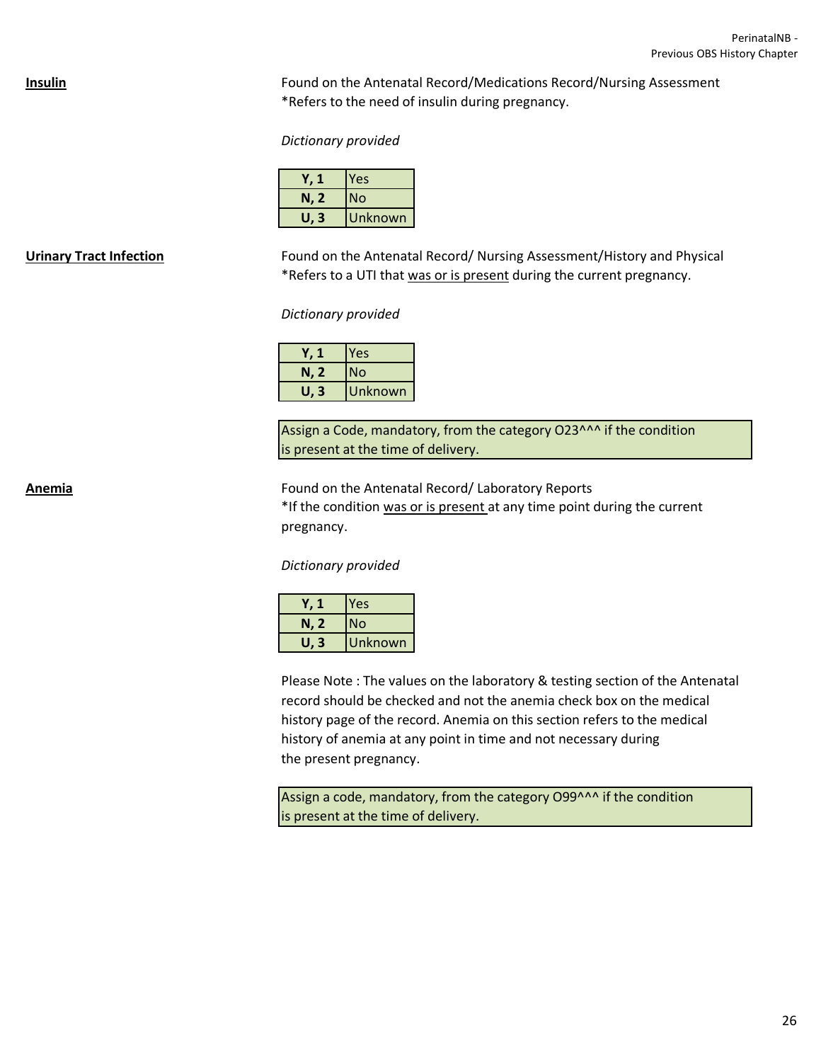**Insulin**

Found on the Antenatal Record/Medications Record/Nursing Assessment
*Refers to the need of insulin during pregnancy.

*Dictionary provided*

| | |
|---|---|
| **Y, 1** | Yes |
| **N, 2** | No |
| **U, 3** | Unknown |

**Urinary Tract Infection**

Found on the Antenatal Record/ Nursing Assessment/History and Physical
*Refers to a UTI that was or is present during the current pregnancy.

*Dictionary provided*

| | |
|---|---|
| **Y, 1** | Yes |
| **N, 2** | No |
| **U, 3** | Unknown |

Assign a Code, mandatory, from the category O23^^^ if the condition is present at the time of delivery.

**Anemia**

Found on the Antenatal Record/ Laboratory Reports
*If the condition was or is present at any time point during the current pregnancy.

*Dictionary provided*

| | |
|---|---|
| **Y, 1** | Yes |
| **N, 2** | No |
| **U, 3** | Unknown |

Please Note : The values on the laboratory & testing section of the Antenatal record should be checked and not the anemia check box on the medical history page of the record. Anemia on this section refers to the medical history of anemia at any point in time and not necessary during the present pregnancy.

Assign a code, mandatory, from the category O99^^^ if the condition is present at the time of delivery.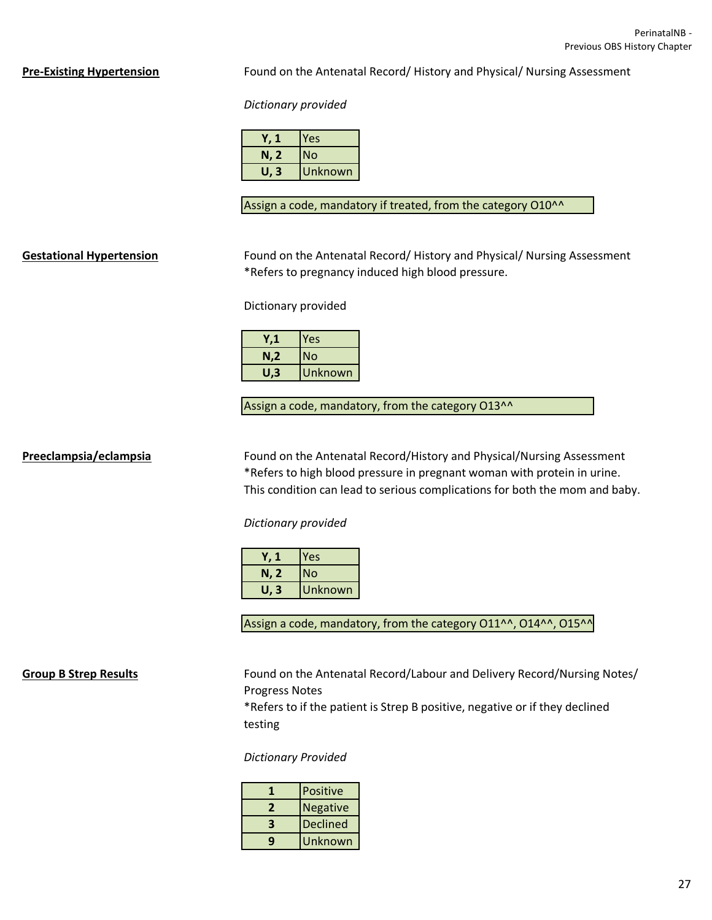**Pre-Existing Hypertension**

Found on the Antenatal Record/ History and Physical/ Nursing Assessment

*Dictionary provided*

| | |
|---|---|
| **Y, 1** | Yes |
| **N, 2** | No |
| **U, 3** | Unknown |

Assign a code, mandatory if treated, from the category O10^^

**Gestational Hypertension**

Found on the Antenatal Record/ History and Physical/ Nursing Assessment
*Refers to pregnancy induced high blood pressure.

Dictionary provided

| | |
|---|---|
| **Y,1** | Yes |
| **N,2** | No |
| **U,3** | Unknown |

Assign a code, mandatory, from the category O13^^

**Preeclampsia/eclampsia**

Found on the Antenatal Record/History and Physical/Nursing Assessment
*Refers to high blood pressure in pregnant woman with protein in urine. This condition can lead to serious complications for both the mom and baby.

*Dictionary provided*

| | |
|---|---|
| **Y, 1** | Yes |
| **N, 2** | No |
| **U, 3** | Unknown |

Assign a code, mandatory, from the category O11^^, O14^^, O15^^

**Group B Strep Results**

Found on the Antenatal Record/Labour and Delivery Record/Nursing Notes/ Progress Notes
*Refers to if the patient is Strep B positive, negative or if they declined testing

*Dictionary Provided*

| | |
|---|---|
| **1** | Positive |
| **2** | Negative |
| **3** | Declined |
| **9** | Unknown |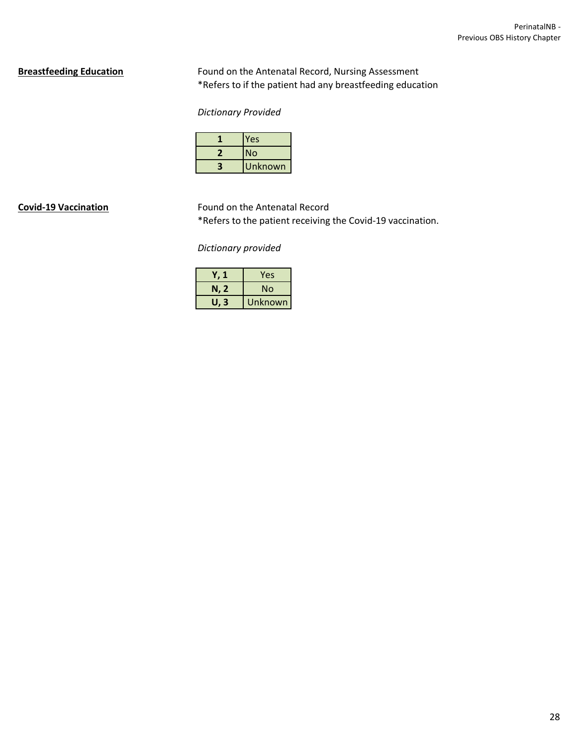**Breastfeeding Education**

Found on the Antenatal Record, Nursing Assessment
*Refers to if the patient had any breastfeeding education

*Dictionary Provided*

| | |
|---|---|
| **1** | Yes |
| **2** | No |
| **3** | Unknown |

**Covid-19 Vaccination**

Found on the Antenatal Record
*Refers to the patient receiving the Covid-19 vaccination.

*Dictionary provided*

| | |
|---|---|
| **Y, 1** | Yes |
| **N, 2** | No |
| **U, 3** | Unknown |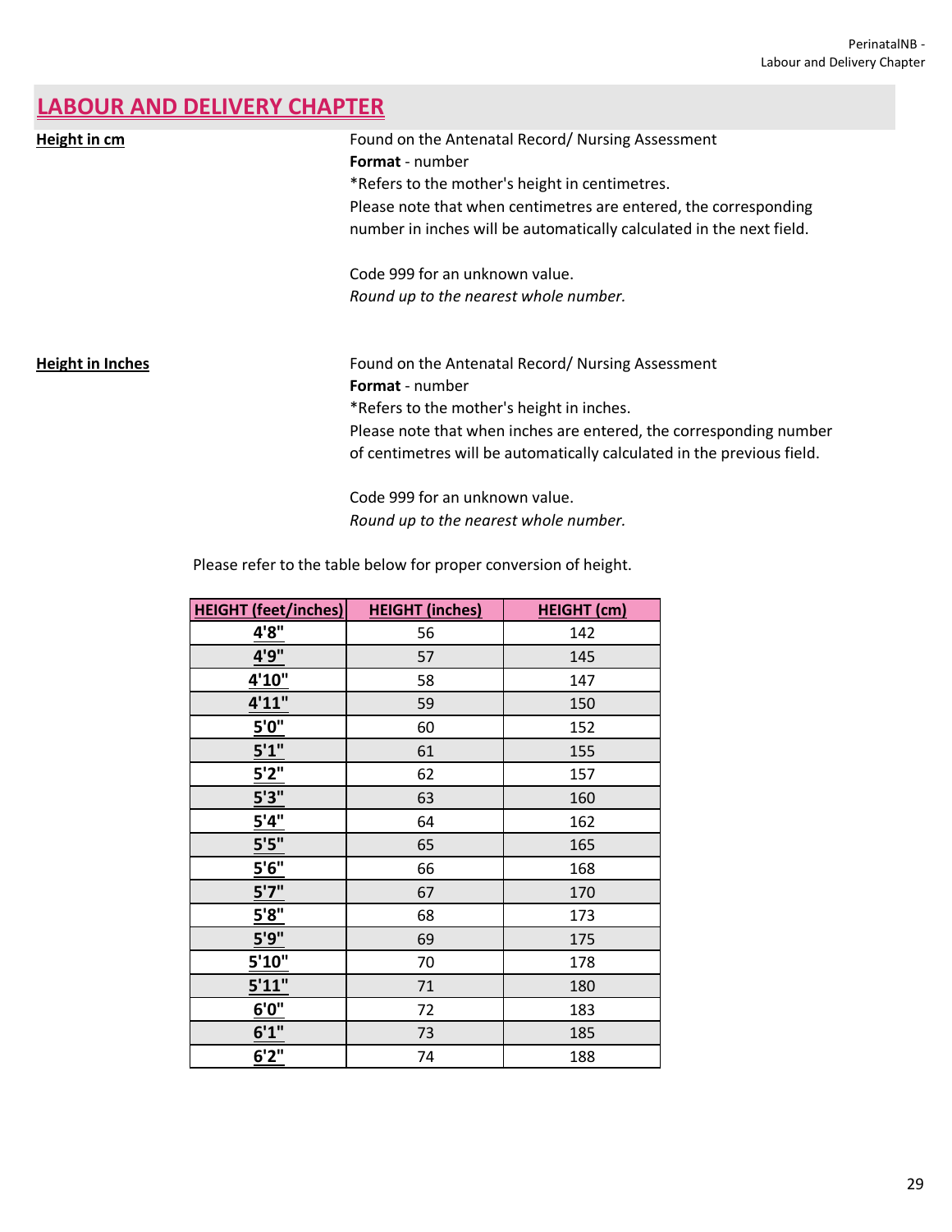## LABOUR AND DELIVERY CHAPTER

**Height in cm**

Found on the Antenatal Record/ Nursing Assessment
**Format** - number
*Refers to the mother's height in centimetres.
Please note that when centimetres are entered, the corresponding number in inches will be automatically calculated in the next field.

Code 999 for an unknown value.
*Round up to the nearest whole number.*

**Height in Inches**

Found on the Antenatal Record/ Nursing Assessment
**Format** - number
*Refers to the mother's height in inches.
Please note that when inches are entered, the corresponding number of centimetres will be automatically calculated in the previous field.

Code 999 for an unknown value.
*Round up to the nearest whole number.*

Please refer to the table below for proper conversion of height.

| HEIGHT (feet/inches) | HEIGHT (inches) | HEIGHT (cm) |
|---|---|---|
| 4'8" | 56 | 142 |
| 4'9" | 57 | 145 |
| 4'10" | 58 | 147 |
| 4'11" | 59 | 150 |
| 5'0" | 60 | 152 |
| 5'1" | 61 | 155 |
| 5'2" | 62 | 157 |
| 5'3" | 63 | 160 |
| 5'4" | 64 | 162 |
| 5'5" | 65 | 165 |
| 5'6" | 66 | 168 |
| 5'7" | 67 | 170 |
| 5'8" | 68 | 173 |
| 5'9" | 69 | 175 |
| 5'10" | 70 | 178 |
| 5'11" | 71 | 180 |
| 6'0" | 72 | 183 |
| 6'1" | 73 | 185 |
| 6'2" | 74 | 188 |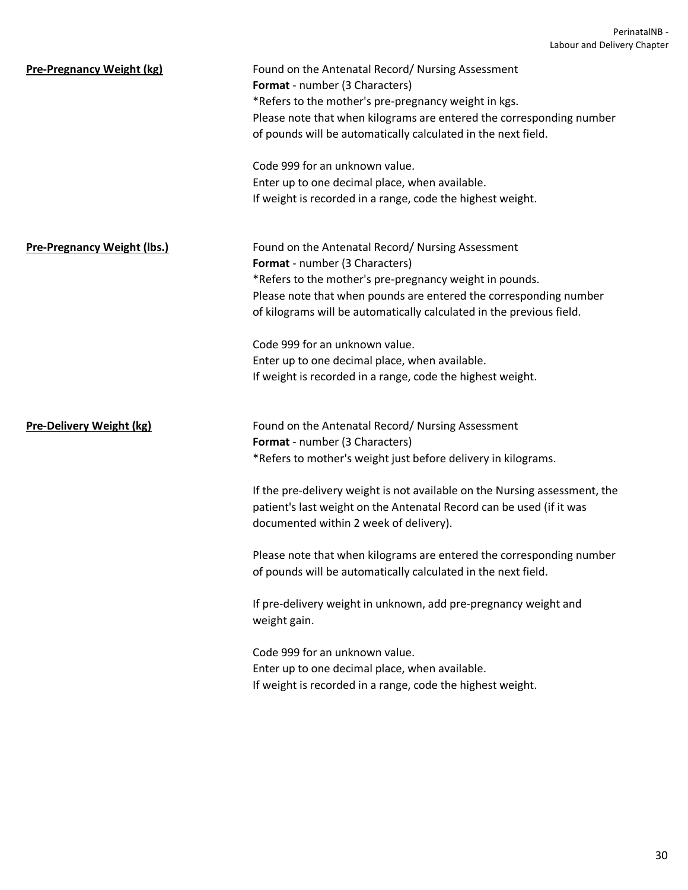**Pre-Pregnancy Weight (kg)**

Found on the Antenatal Record/ Nursing Assessment
**Format** - number (3 Characters)
*Refers to the mother's pre-pregnancy weight in kgs.
Please note that when kilograms are entered the corresponding number of pounds will be automatically calculated in the next field.

Code 999 for an unknown value.
Enter up to one decimal place, when available.
If weight is recorded in a range, code the highest weight.

**Pre-Pregnancy Weight (lbs.)**

Found on the Antenatal Record/ Nursing Assessment
**Format** - number (3 Characters)
*Refers to the mother's pre-pregnancy weight in pounds.
Please note that when pounds are entered the corresponding number of kilograms will be automatically calculated in the previous field.

Code 999 for an unknown value.
Enter up to one decimal place, when available.
If weight is recorded in a range, code the highest weight.

**Pre-Delivery Weight (kg)**

Found on the Antenatal Record/ Nursing Assessment
**Format** - number (3 Characters)
*Refers to mother's weight just before delivery in kilograms.

If the pre-delivery weight is not available on the Nursing assessment, the patient's last weight on the Antenatal Record can be used (if it was documented within 2 week of delivery).

Please note that when kilograms are entered the corresponding number of pounds will be automatically calculated in the next field.

If pre-delivery weight in unknown, add pre-pregnancy weight and weight gain.

Code 999 for an unknown value.
Enter up to one decimal place, when available.
If weight is recorded in a range, code the highest weight.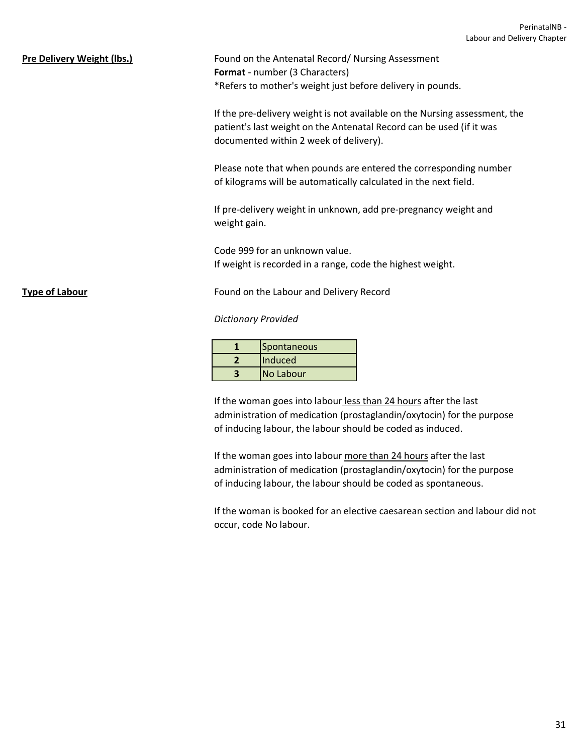**Pre Delivery Weight (lbs.)**

Found on the Antenatal Record/ Nursing Assessment
**Format** - number (3 Characters)
*Refers to mother's weight just before delivery in pounds.

If the pre-delivery weight is not available on the Nursing assessment, the patient's last weight on the Antenatal Record can be used (if it was documented within 2 week of delivery).

Please note that when pounds are entered the corresponding number of kilograms will be automatically calculated in the next field.

If pre-delivery weight in unknown, add pre-pregnancy weight and weight gain.

Code 999 for an unknown value.
If weight is recorded in a range, code the highest weight.

**Type of Labour**

Found on the Labour and Delivery Record

*Dictionary Provided*

| | |
|---|---|
| **1** | Spontaneous |
| **2** | Induced |
| **3** | No Labour |

If the woman goes into labour less than 24 hours after the last administration of medication (prostaglandin/oxytocin) for the purpose of inducing labour, the labour should be coded as induced.

If the woman goes into labour more than 24 hours after the last administration of medication (prostaglandin/oxytocin) for the purpose of inducing labour, the labour should be coded as spontaneous.

If the woman is booked for an elective caesarean section and labour did not occur, code No labour.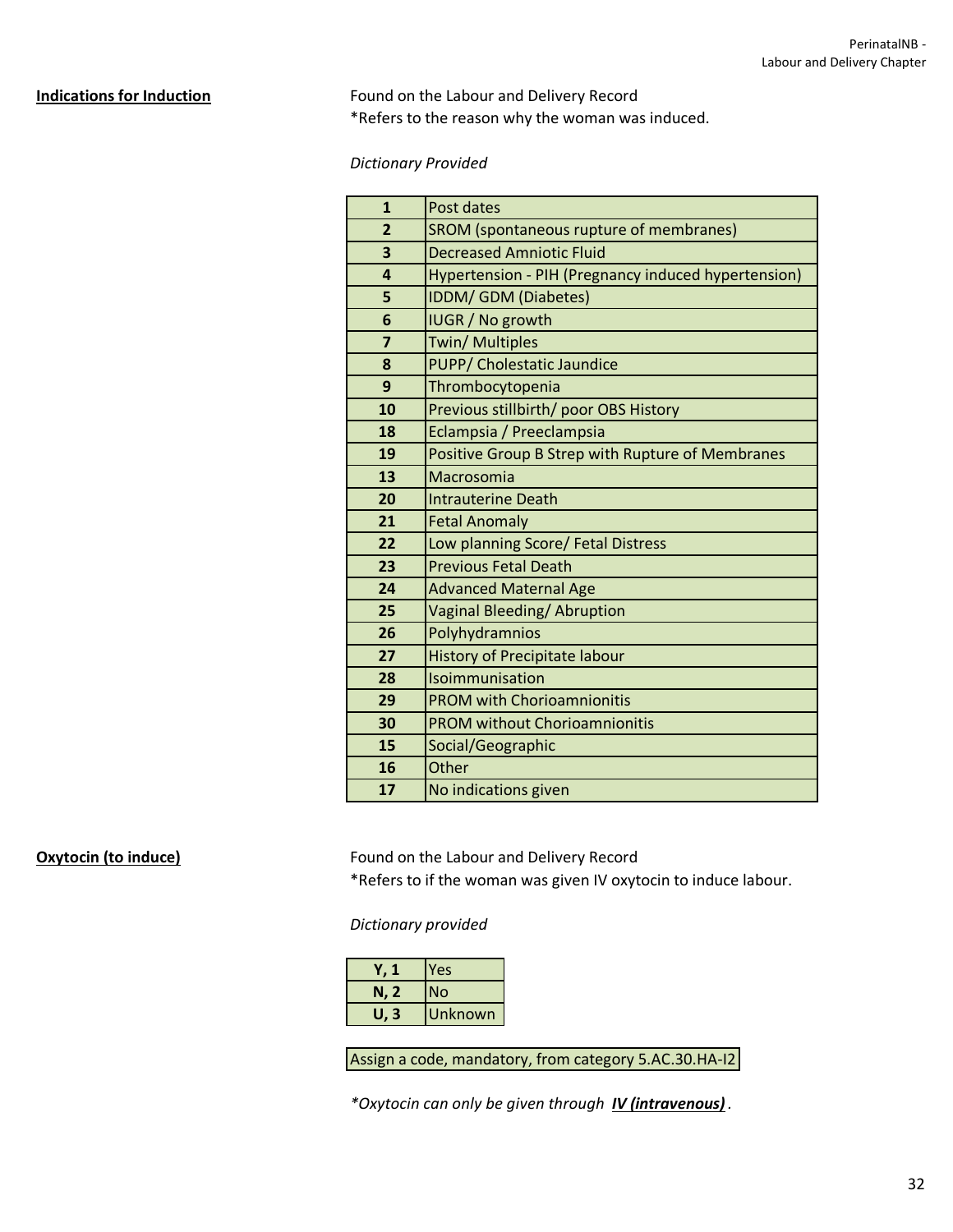**Indications for Induction**

Found on the Labour and Delivery Record
*Refers to the reason why the woman was induced.

*Dictionary Provided*

| | |
|---|---|
| **1** | Post dates |
| **2** | SROM (spontaneous rupture of membranes) |
| **3** | Decreased Amniotic Fluid |
| **4** | Hypertension - PIH (Pregnancy induced hypertension) |
| **5** | IDDM/ GDM (Diabetes) |
| **6** | IUGR / No growth |
| **7** | Twin/ Multiples |
| **8** | PUPP/ Cholestatic Jaundice |
| **9** | Thrombocytopenia |
| **10** | Previous stillbirth/ poor OBS History |
| **18** | Eclampsia / Preeclampsia |
| **19** | Positive Group B Strep with Rupture of Membranes |
| **13** | Macrosomia |
| **20** | Intrauterine Death |
| **21** | Fetal Anomaly |
| **22** | Low planning Score/ Fetal Distress |
| **23** | Previous Fetal Death |
| **24** | Advanced Maternal Age |
| **25** | Vaginal Bleeding/ Abruption |
| **26** | Polyhydramnios |
| **27** | History of Precipitate labour |
| **28** | Isoimmunisation |
| **29** | PROM with Chorioamnionitis |
| **30** | PROM without Chorioamnionitis |
| **15** | Social/Geographic |
| **16** | Other |
| **17** | No indications given |

**Oxytocin (to induce)**

Found on the Labour and Delivery Record
*Refers to if the woman was given IV oxytocin to induce labour.

*Dictionary provided*

| | |
|---|---|
| **Y, 1** | Yes |
| **N, 2** | No |
| **U, 3** | Unknown |

Assign a code, mandatory, from category 5.AC.30.HA-I2

*\*Oxytocin can only be given through* ***IV (intravenous)*** *.*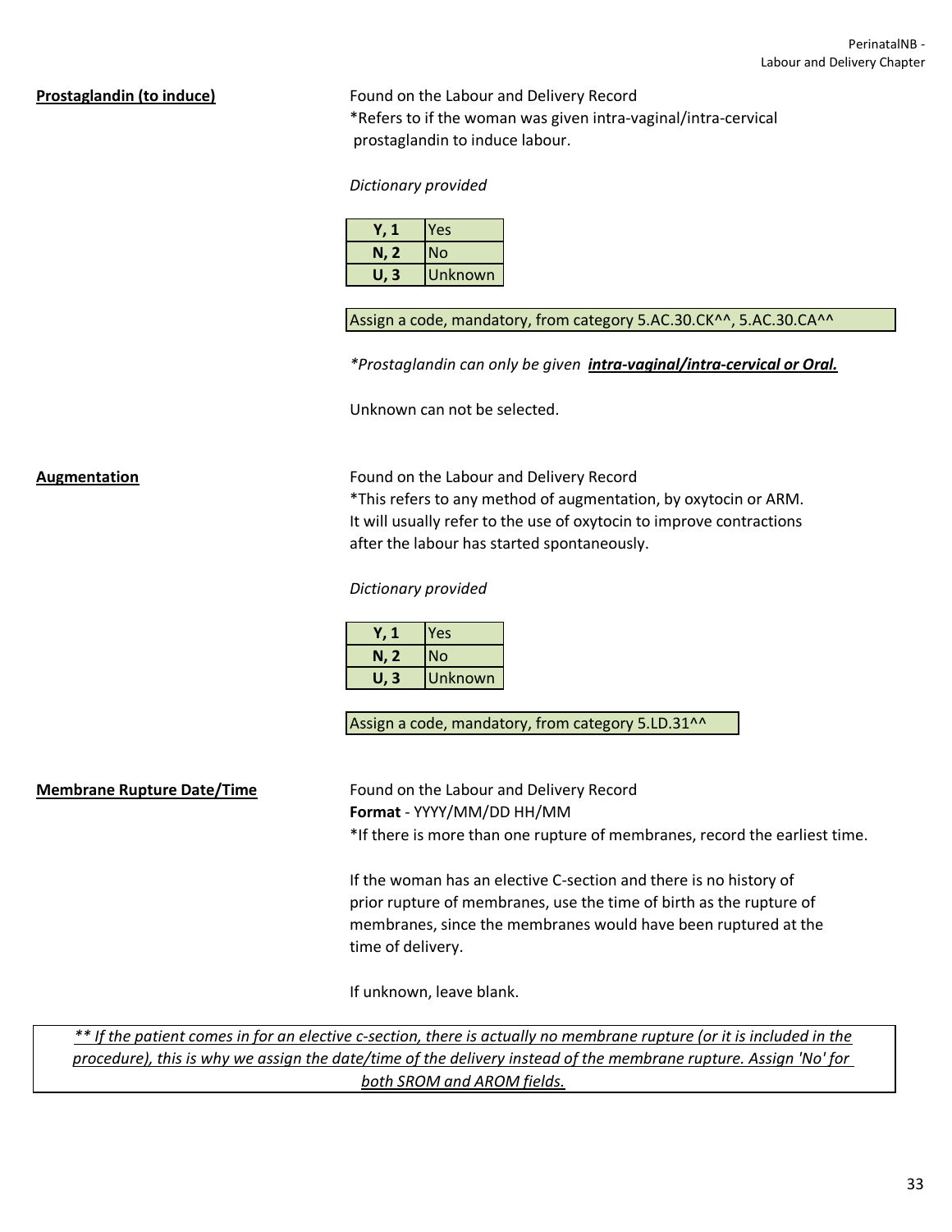**Prostaglandin (to induce)**

Found on the Labour and Delivery Record
*Refers to if the woman was given intra-vaginal/intra-cervical prostaglandin to induce labour.

*Dictionary provided*

| | |
|---|---|
| **Y, 1** | Yes |
| **N, 2** | No |
| **U, 3** | Unknown |

Assign a code, mandatory, from category 5.AC.30.CK^^, 5.AC.30.CA^^

**_*Prostaglandin can only be given intra-vaginal/intra-cervical or Oral._**

Unknown can not be selected.

**Augmentation**

Found on the Labour and Delivery Record
*This refers to any method of augmentation, by oxytocin or ARM. It will usually refer to the use of oxytocin to improve contractions after the labour has started spontaneously.

*Dictionary provided*

| | |
|---|---|
| **Y, 1** | Yes |
| **N, 2** | No |
| **U, 3** | Unknown |

Assign a code, mandatory, from category 5.LD.31^^

**Membrane Rupture Date/Time**

Found on the Labour and Delivery Record
**Format** - YYYY/MM/DD HH/MM
*If there is more than one rupture of membranes, record the earliest time.

If the woman has an elective C-section and there is no history of prior rupture of membranes, use the time of birth as the rupture of membranes, since the membranes would have been ruptured at the time of delivery.

If unknown, leave blank.

*** If the patient comes in for an elective c-section, there is actually no membrane rupture (or it is included in the procedure), this is why we assign the date/time of the delivery instead of the membrane rupture. Assign 'No' for both SROM and AROM fields.*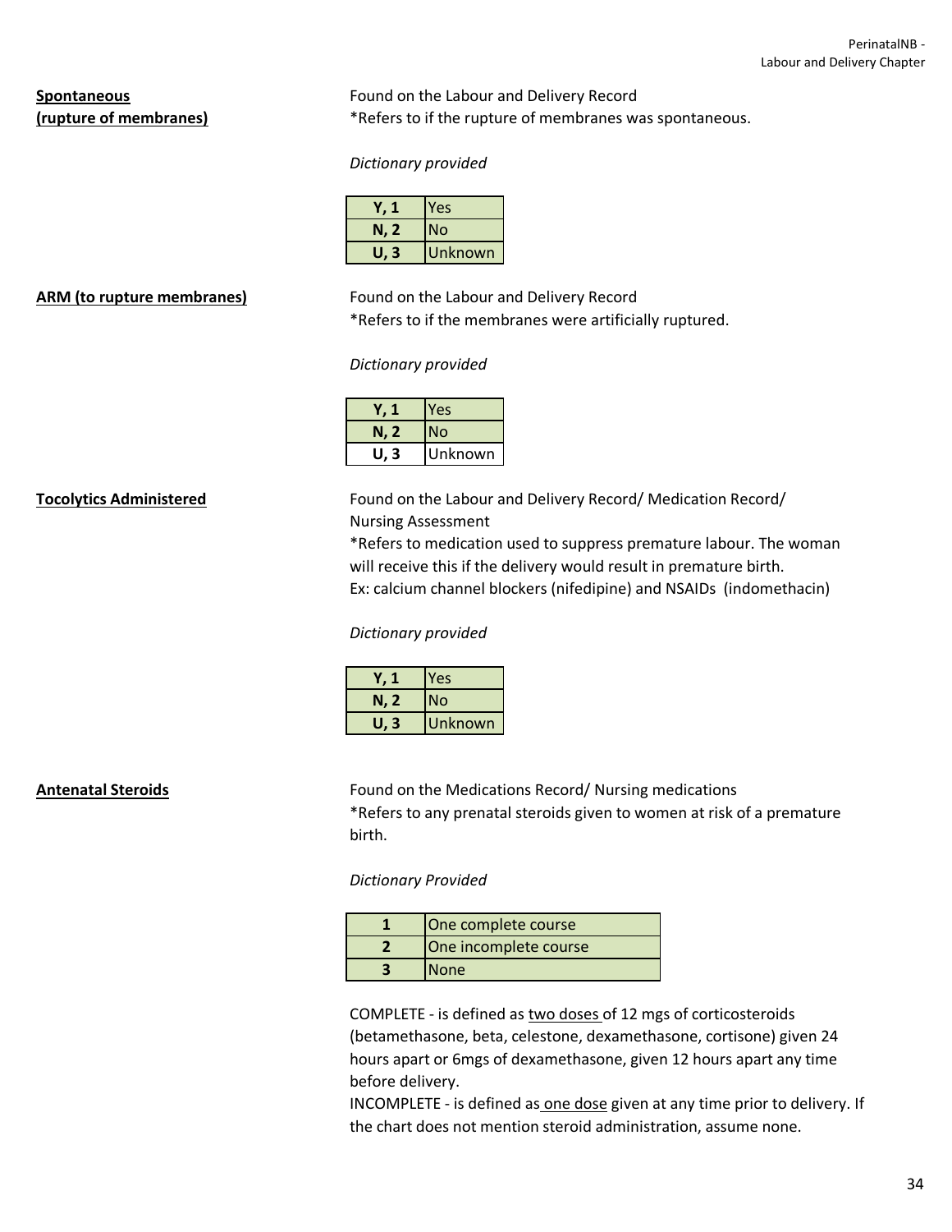**Spontaneous (rupture of membranes)**

Found on the Labour and Delivery Record
*Refers to if the rupture of membranes was spontaneous.

*Dictionary provided*

| | |
|---|---|
| **Y, 1** | Yes |
| **N, 2** | No |
| **U, 3** | Unknown |

**ARM (to rupture membranes)**

Found on the Labour and Delivery Record
*Refers to if the membranes were artificially ruptured.

*Dictionary provided*

| | |
|---|---|
| **Y, 1** | Yes |
| **N, 2** | No |
| **U, 3** | Unknown |

**Tocolytics Administered**

Found on the Labour and Delivery Record/ Medication Record/ Nursing Assessment
*Refers to medication used to suppress premature labour. The woman will receive this if the delivery would result in premature birth.
Ex: calcium channel blockers (nifedipine) and NSAIDs (indomethacin)

*Dictionary provided*

| | |
|---|---|
| **Y, 1** | Yes |
| **N, 2** | No |
| **U, 3** | Unknown |

**Antenatal Steroids**

Found on the Medications Record/ Nursing medications
*Refers to any prenatal steroids given to women at risk of a premature birth.

*Dictionary Provided*

| | |
|---|---|
| **1** | One complete course |
| **2** | One incomplete course |
| **3** | None |

COMPLETE - is defined as two doses of 12 mgs of corticosteroids (betamethasone, beta, celestone, dexamethasone, cortisone) given 24 hours apart or 6mgs of dexamethasone, given 12 hours apart any time before delivery.
INCOMPLETE - is defined as one dose given at any time prior to delivery. If the chart does not mention steroid administration, assume none.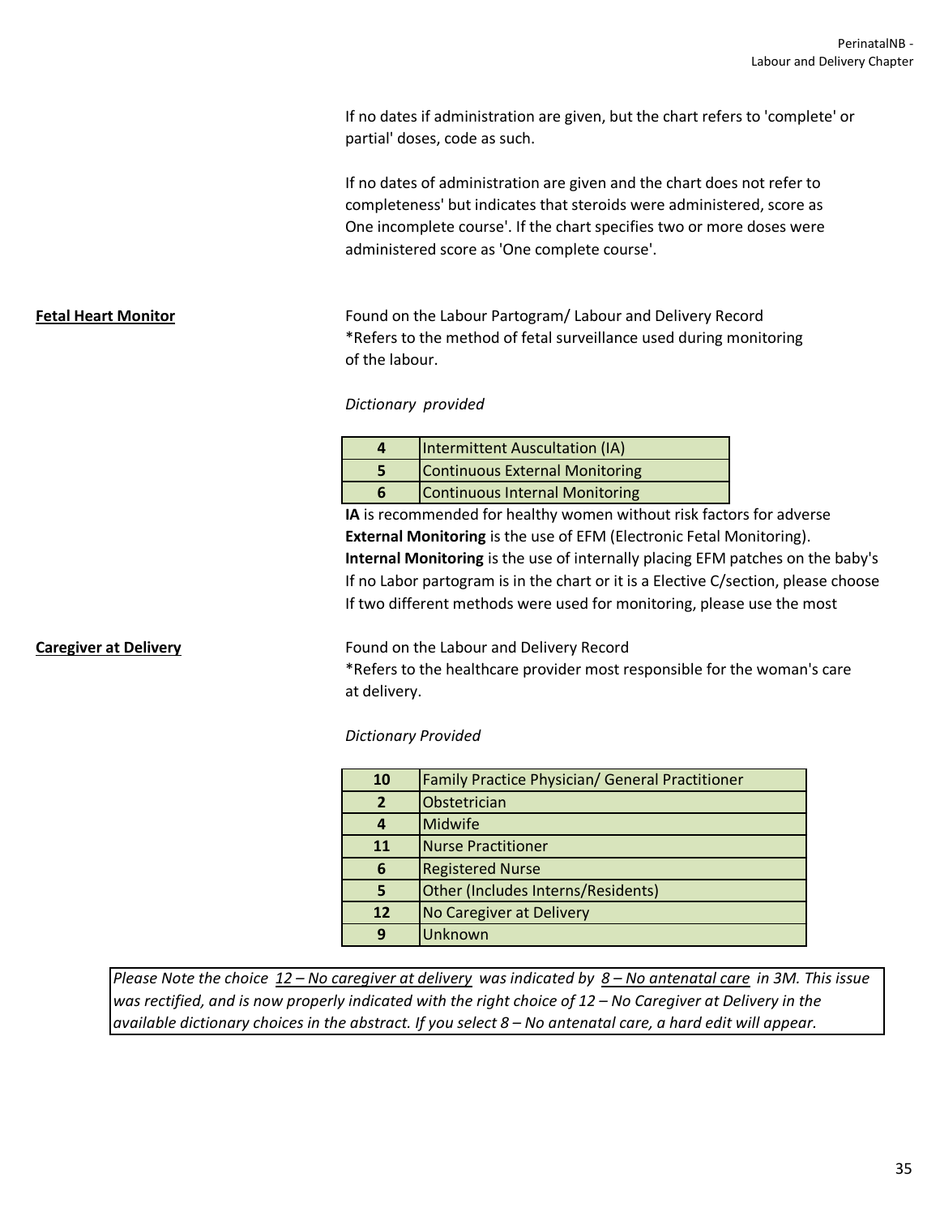If no dates if administration are given, but the chart refers to 'complete' or partial' doses, code as such.

If no dates of administration are given and the chart does not refer to completeness' but indicates that steroids were administered, score as One incomplete course'. If the chart specifies two or more doses were administered score as 'One complete course'.

**Fetal Heart Monitor**

Found on the Labour Partogram/ Labour and Delivery Record
*Refers to the method of fetal surveillance used during monitoring of the labour.

*Dictionary provided*

| | |
|---|---|
| 4 | Intermittent Auscultation (IA) |
| 5 | Continuous External Monitoring |
| 6 | Continuous Internal Monitoring |

**IA** is recommended for healthy women without risk factors for adverse
**External Monitoring** is the use of EFM (Electronic Fetal Monitoring).
**Internal Monitoring** is the use of internally placing EFM patches on the baby's
If no Labor partogram is in the chart or it is a Elective C/section, please choose
If two different methods were used for monitoring, please use the most

**Caregiver at Delivery**

Found on the Labour and Delivery Record
*Refers to the healthcare provider most responsible for the woman's care at delivery.

*Dictionary Provided*

| | |
|---|---|
| 10 | Family Practice Physician/ General Practitioner |
| 2 | Obstetrician |
| 4 | Midwife |
| 11 | Nurse Practitioner |
| 6 | Registered Nurse |
| 5 | Other (Includes Interns/Residents) |
| 12 | No Caregiver at Delivery |
| 9 | Unknown |

*Please Note the choice <u>12 – No caregiver at delivery</u> was indicated by <u>8 – No antenatal care</u> in 3M. This issue was rectified, and is now properly indicated with the right choice of 12 – No Caregiver at Delivery in the available dictionary choices in the abstract. If you select 8 – No antenatal care, a hard edit will appear.*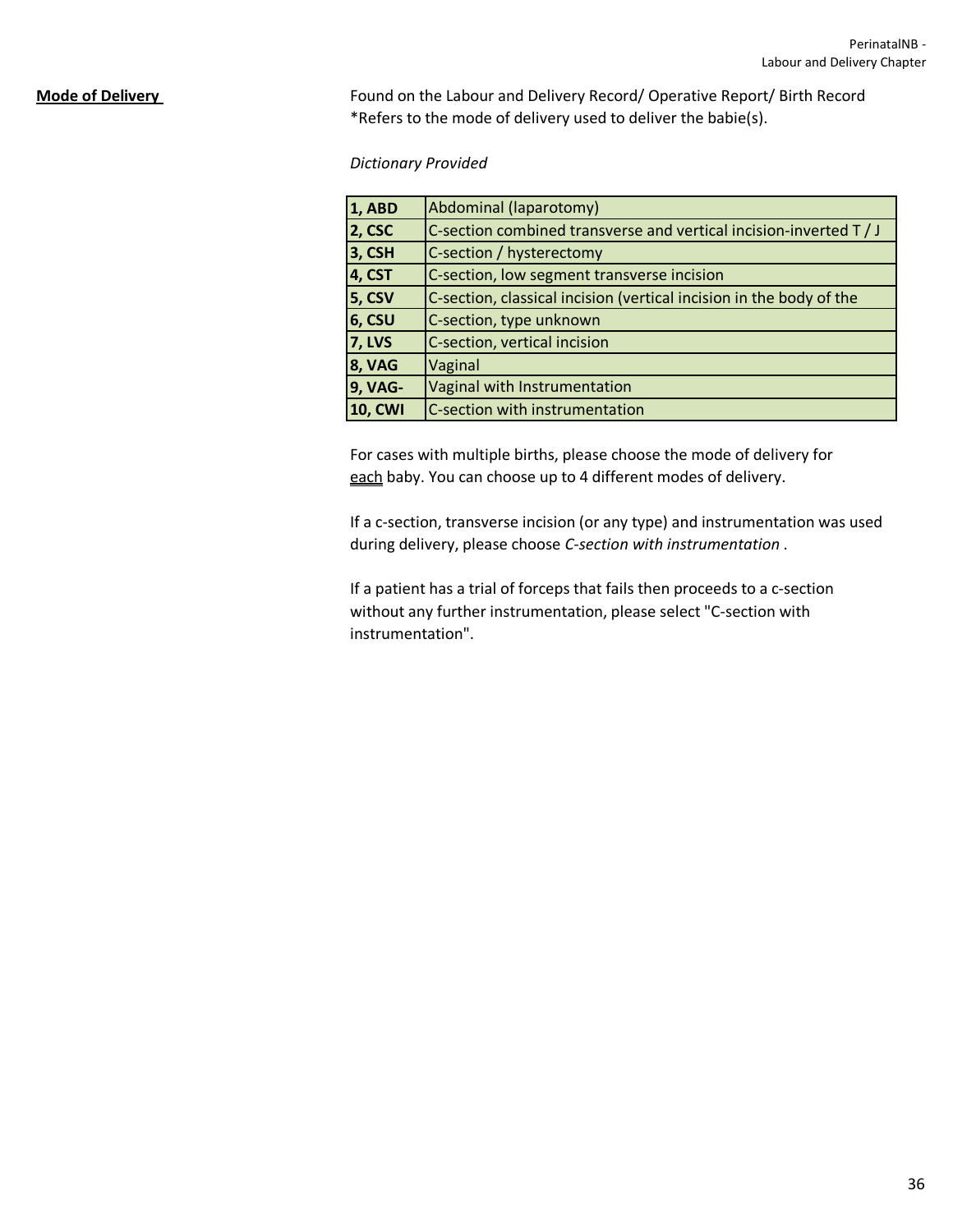**Mode of Delivery**

Found on the Labour and Delivery Record/ Operative Report/ Birth Record
*Refers to the mode of delivery used to deliver the babie(s).

*Dictionary Provided*

| | |
|---|---|
| **1, ABD** | Abdominal (laparotomy) |
| **2, CSC** | C-section combined transverse and vertical incision-inverted T / J |
| **3, CSH** | C-section / hysterectomy |
| **4, CST** | C-section, low segment transverse incision |
| **5, CSV** | C-section, classical incision (vertical incision in the body of the |
| **6, CSU** | C-section, type unknown |
| **7, LVS** | C-section, vertical incision |
| **8, VAG** | Vaginal |
| **9, VAG-** | Vaginal with Instrumentation |
| **10, CWI** | C-section with instrumentation |

For cases with multiple births, please choose the mode of delivery for each baby. You can choose up to 4 different modes of delivery.

If a c-section, transverse incision (or any type) and instrumentation was used during delivery, please choose *C-section with instrumentation* .

If a patient has a trial of forceps that fails then proceeds to a c-section without any further instrumentation, please select "C-section with instrumentation".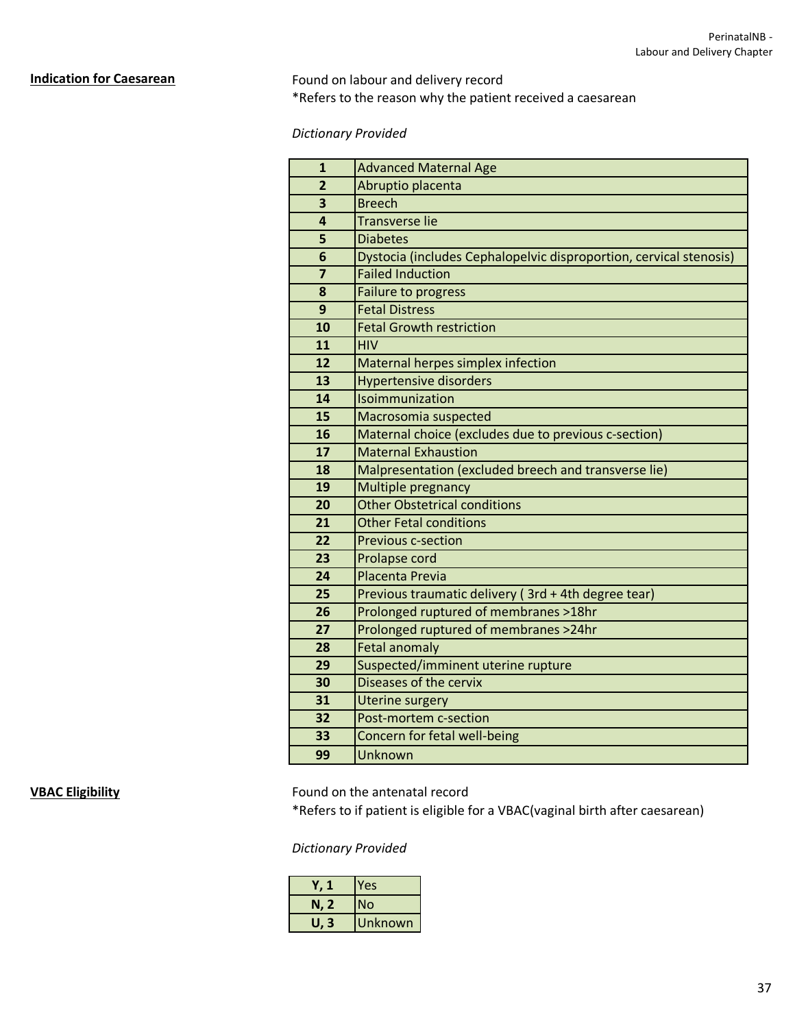**Indication for Caesarean**

Found on labour and delivery record
*Refers to the reason why the patient received a caesarean

*Dictionary Provided*

| | |
|---|---|
| **1** | Advanced Maternal Age |
| **2** | Abruptio placenta |
| **3** | Breech |
| **4** | Transverse lie |
| **5** | Diabetes |
| **6** | Dystocia (includes Cephalopelvic disproportion, cervical stenosis) |
| **7** | Failed Induction |
| **8** | Failure to progress |
| **9** | Fetal Distress |
| **10** | Fetal Growth restriction |
| **11** | HIV |
| **12** | Maternal herpes simplex infection |
| **13** | Hypertensive disorders |
| **14** | Isoimmunization |
| **15** | Macrosomia suspected |
| **16** | Maternal choice (excludes due to previous c-section) |
| **17** | Maternal Exhaustion |
| **18** | Malpresentation (excluded breech and transverse lie) |
| **19** | Multiple pregnancy |
| **20** | Other Obstetrical conditions |
| **21** | Other Fetal conditions |
| **22** | Previous c-section |
| **23** | Prolapse cord |
| **24** | Placenta Previa |
| **25** | Previous traumatic delivery ( 3rd + 4th degree tear) |
| **26** | Prolonged ruptured of membranes >18hr |
| **27** | Prolonged ruptured of membranes >24hr |
| **28** | Fetal anomaly |
| **29** | Suspected/imminent uterine rupture |
| **30** | Diseases of the cervix |
| **31** | Uterine surgery |
| **32** | Post-mortem c-section |
| **33** | Concern for fetal well-being |
| **99** | Unknown |

**VBAC Eligibility**

Found on the antenatal record
*Refers to if patient is eligible for a VBAC(vaginal birth after caesarean)

*Dictionary Provided*

| | |
|---|---|
| **Y, 1** | Yes |
| **N, 2** | No |
| **U, 3** | Unknown |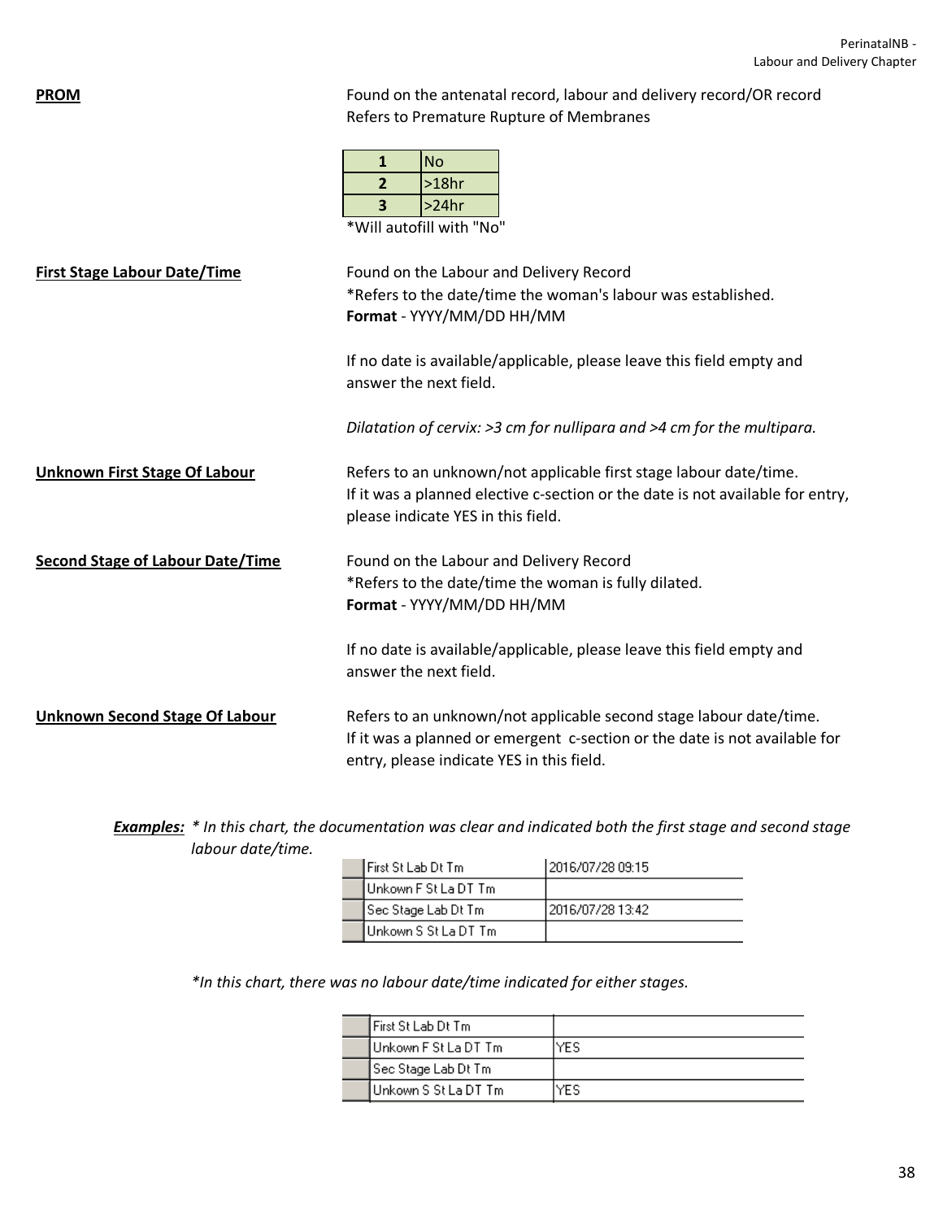**PROM**

Found on the antenatal record, labour and delivery record/OR record
Refers to Premature Rupture of Membranes

| 1 | No |
|---|---|
| 2 | >18hr |
| 3 | >24hr |

*Will autofill with "No"

**First Stage Labour Date/Time**

Found on the Labour and Delivery Record
*Refers to the date/time the woman's labour was established.
**Format** - YYYY/MM/DD HH/MM

If no date is available/applicable, please leave this field empty and answer the next field.

*Dilatation of cervix: >3 cm for nullipara and >4 cm for the multipara.*

**Unknown First Stage Of Labour**

Refers to an unknown/not applicable first stage labour date/time.
If it was a planned elective c-section or the date is not available for entry, please indicate YES in this field.

**Second Stage of Labour Date/Time**

Found on the Labour and Delivery Record
*Refers to the date/time the woman is fully dilated.
**Format** - YYYY/MM/DD HH/MM

If no date is available/applicable, please leave this field empty and answer the next field.

**Unknown Second Stage Of Labour**

Refers to an unknown/not applicable second stage labour date/time.
If it was a planned or emergent c-section or the date is not available for entry, please indicate YES in this field.

***Examples:*** *\* In this chart, the documentation was clear and indicated both the first stage and second stage labour date/time.*

| | |
|---|---|
| First St Lab Dt Tm | 2016/07/28 09:15 |
| Unkown F St La DT Tm | |
| Sec Stage Lab Dt Tm | 2016/07/28 13:42 |
| Unkown S St La DT Tm | |

*\*In this chart, there was no labour date/time indicated for either stages.*

| | |
|---|---|
| First St Lab Dt Tm | |
| Unkown F St La DT Tm | YES |
| Sec Stage Lab Dt Tm | |
| Unkown S St La DT Tm | YES |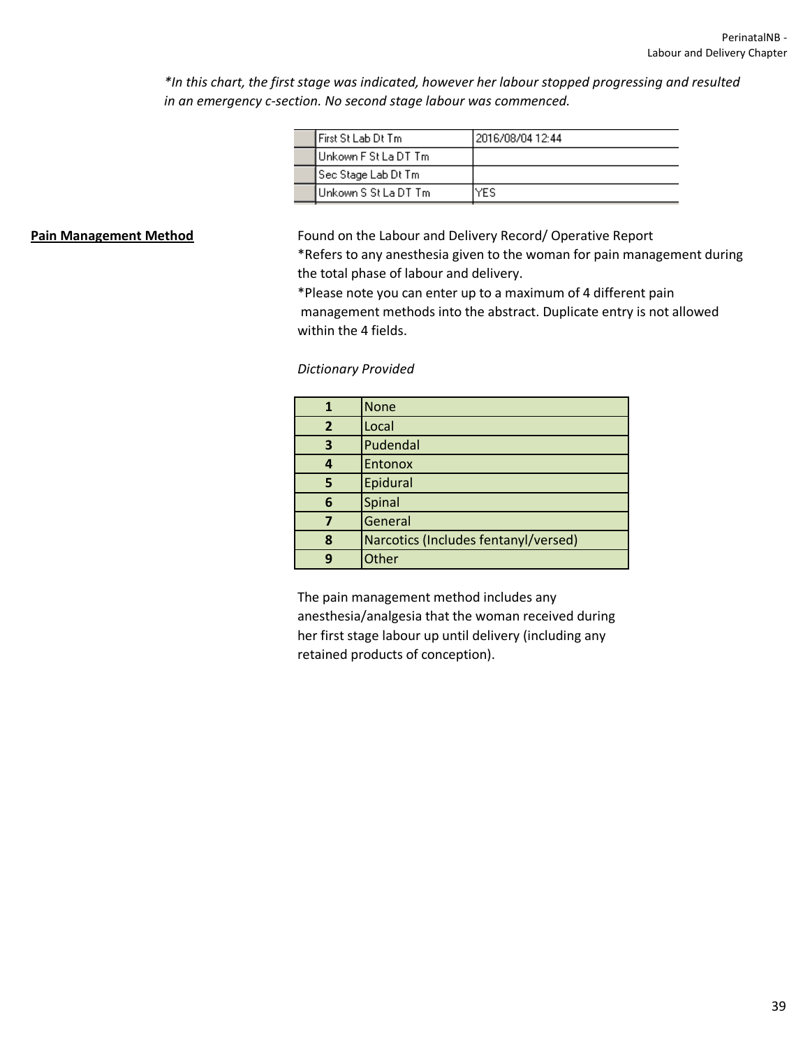*In this chart, the first stage was indicated, however her labour stopped progressing and resulted in an emergency c-section. No second stage labour was commenced.*

| | |
|---|---|
| First St Lab Dt Tm | 2016/08/04 12:44 |
| Unkown F St La DT Tm | |
| Sec Stage Lab Dt Tm | |
| Unkown S St La DT Tm | YES |

**Pain Management Method**

Found on the Labour and Delivery Record/ Operative Report
*Refers to any anesthesia given to the woman for pain management during the total phase of labour and delivery.
*Please note you can enter up to a maximum of 4 different pain management methods into the abstract. Duplicate entry is not allowed within the 4 fields.

*Dictionary Provided*

| | |
|---|---|
| **1** | None |
| **2** | Local |
| **3** | Pudendal |
| **4** | Entonox |
| **5** | Epidural |
| **6** | Spinal |
| **7** | General |
| **8** | Narcotics (Includes fentanyl/versed) |
| **9** | Other |

The pain management method includes any anesthesia/analgesia that the woman received during her first stage labour up until delivery (including any retained products of conception).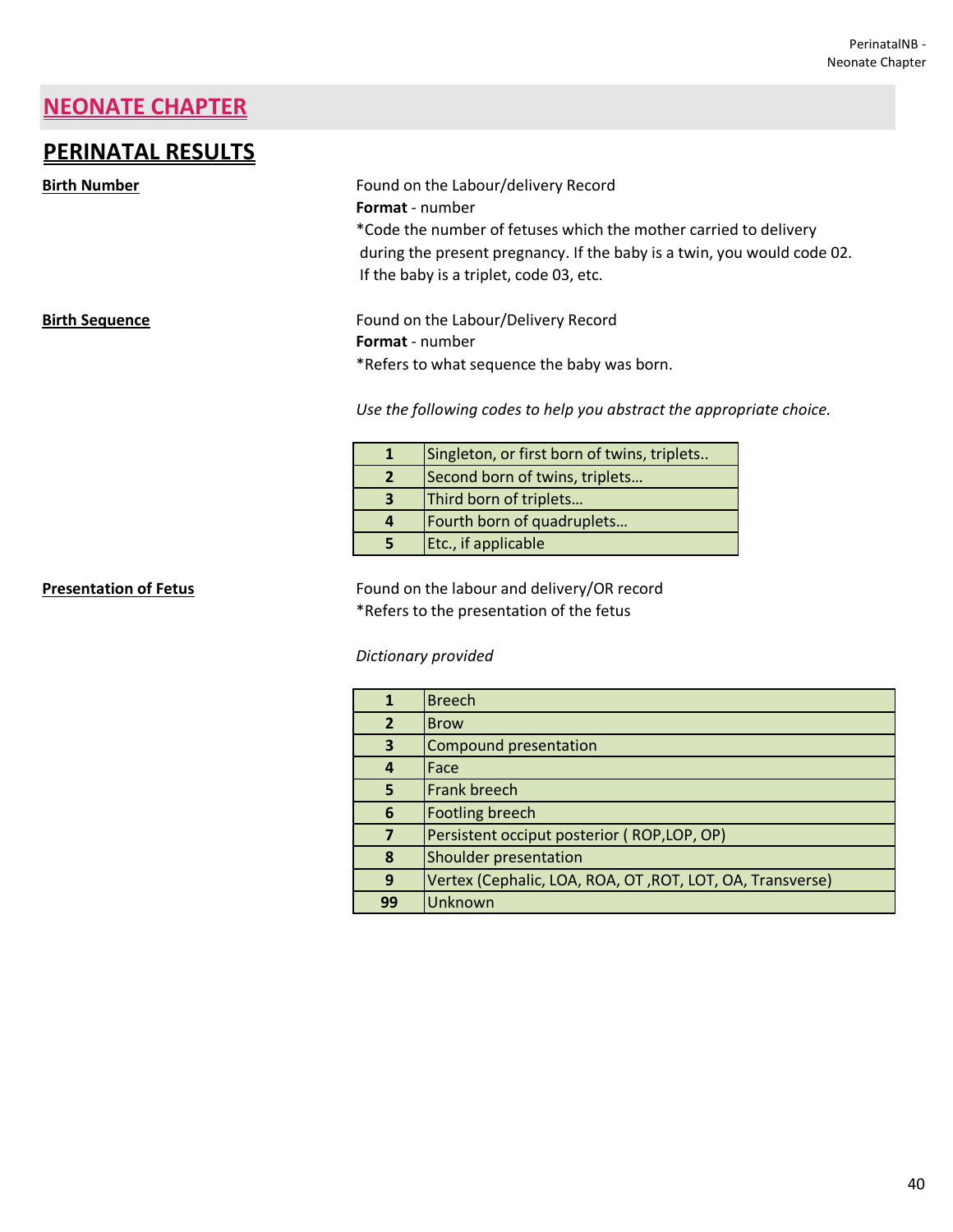# NEONATE CHAPTER

## PERINATAL RESULTS

**Birth Number**

Found on the Labour/delivery Record
**Format** - number
*Code the number of fetuses which the mother carried to delivery during the present pregnancy. If the baby is a twin, you would code 02. If the baby is a triplet, code 03, etc.

**Birth Sequence**

Found on the Labour/Delivery Record
**Format** - number
*Refers to what sequence the baby was born.

*Use the following codes to help you abstract the appropriate choice.*

| Code | Description |
|---|---|
| **1** | Singleton, or first born of twins, triplets.. |
| **2** | Second born of twins, triplets… |
| **3** | Third born of triplets… |
| **4** | Fourth born of quadruplets… |
| **5** | Etc., if applicable |

**Presentation of Fetus**

Found on the labour and delivery/OR record
*Refers to the presentation of the fetus

*Dictionary provided*

| Code | Description |
|---|---|
| **1** | Breech |
| **2** | Brow |
| **3** | Compound presentation |
| **4** | Face |
| **5** | Frank breech |
| **6** | Footling breech |
| **7** | Persistent occiput posterior ( ROP,LOP, OP) |
| **8** | Shoulder presentation |
| **9** | Vertex (Cephalic, LOA, ROA, OT ,ROT, LOT, OA, Transverse) |
| **99** | Unknown |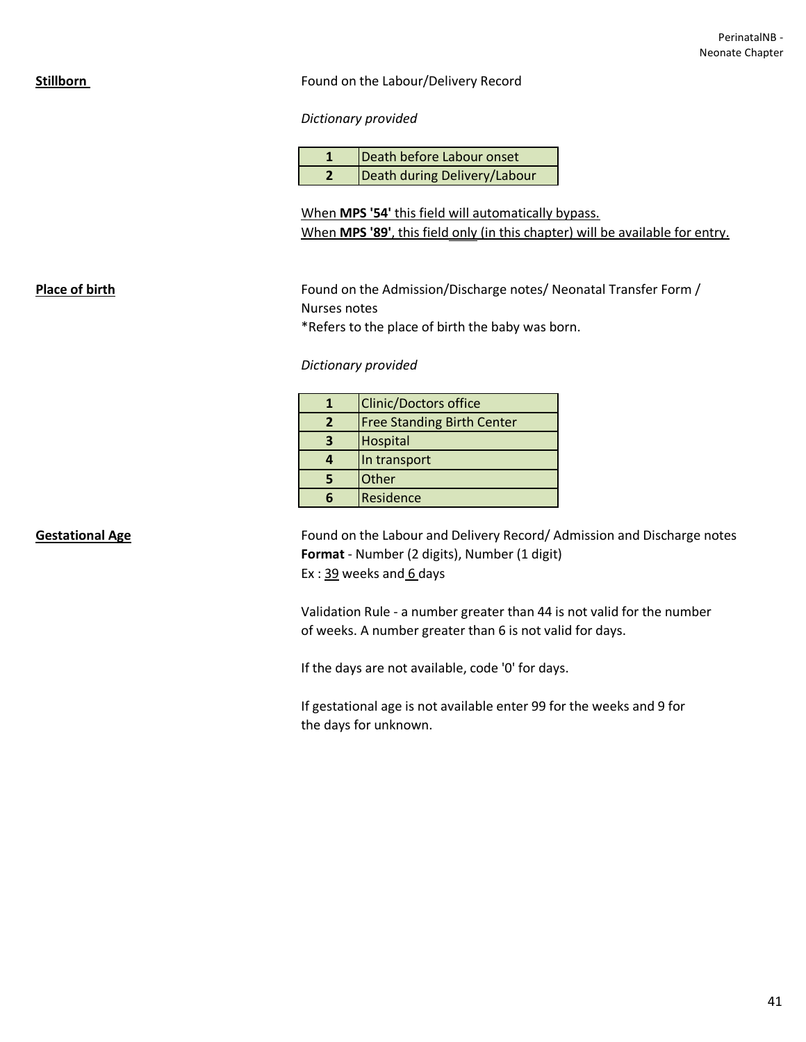**Stillborn**

Found on the Labour/Delivery Record

*Dictionary provided*

| | |
|---|---|
| **1** | Death before Labour onset |
| **2** | Death during Delivery/Labour |

When **MPS '54'** this field will automatically bypass.
When **MPS '89'**, this field only (in this chapter) will be available for entry.

**Place of birth**

Found on the Admission/Discharge notes/ Neonatal Transfer Form / Nurses notes
*Refers to the place of birth the baby was born.

*Dictionary provided*

| | |
|---|---|
| **1** | Clinic/Doctors office |
| **2** | Free Standing Birth Center |
| **3** | Hospital |
| **4** | In transport |
| **5** | Other |
| **6** | Residence |

**Gestational Age**

Found on the Labour and Delivery Record/ Admission and Discharge notes
**Format** - Number (2 digits), Number (1 digit)
Ex : 39 weeks and 6 days

Validation Rule - a number greater than 44 is not valid for the number of weeks. A number greater than 6 is not valid for days.

If the days are not available, code '0' for days.

If gestational age is not available enter 99 for the weeks and 9 for the days for unknown.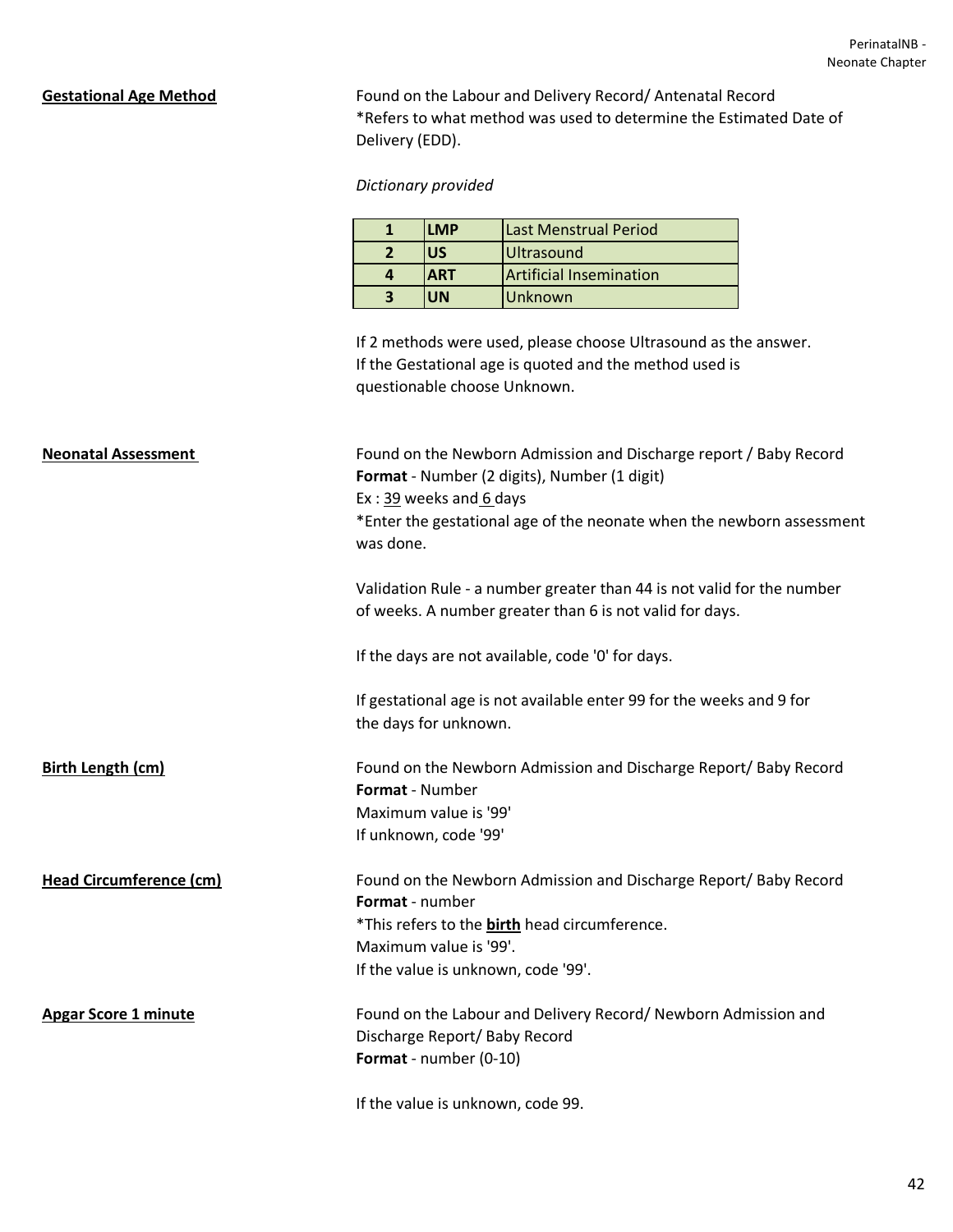**Gestational Age Method**

Found on the Labour and Delivery Record/ Antenatal Record
*Refers to what method was to determine the Estimated Date of Delivery (EDD).

*Dictionary provided*

| | | |
|---|---|---|
| **1** | **LMP** | Last Menstrual Period |
| **2** | **US** | Ultrasound |
| **4** | **ART** | Artificial Insemination |
| **3** | **UN** | Unknown |

If 2 methods were used, please choose Ultrasound as the answer.
If the Gestational age is quoted and the method used is questionable choose Unknown.

**Neonatal Assessment**

Found on the Newborn Admission and Discharge report / Baby Record
**Format** - Number (2 digits), Number (1 digit)
Ex : 39 weeks and 6 days
*Enter the gestational age of the neonate when the newborn assessment was done.

Validation Rule - a number greater than 44 is not valid for the number of weeks. A number greater than 6 is not valid for days.

If the days are not available, code '0' for days.

If gestational age is not available enter 99 for the weeks and 9 for the days for unknown.

**Birth Length (cm)**

Found on the Newborn Admission and Discharge Report/ Baby Record
**Format** - Number
Maximum value is '99'
If unknown, code '99'

**Head Circumference (cm)**

Found on the Newborn Admission and Discharge Report/ Baby Record
**Format** - number
*This refers to the **birth** head circumference.
Maximum value is '99'.
If the value is unknown, code '99'.

**Apgar Score 1 minute**

Found on the Labour and Delivery Record/ Newborn Admission and Discharge Report/ Baby Record
**Format** - number (0-10)

If the value is unknown, code 99.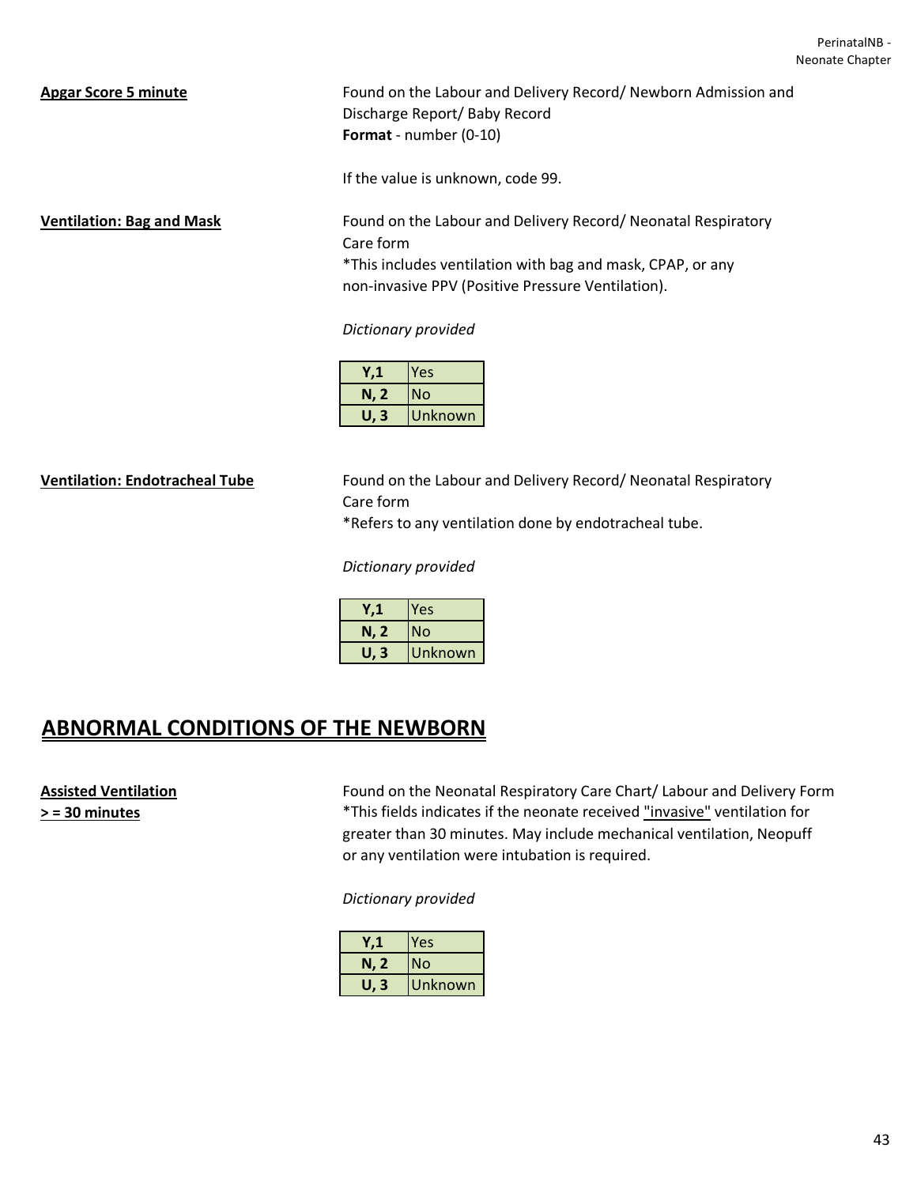**Apgar Score 5 minute**

Found on the Labour and Delivery Record/ Newborn Admission and Discharge Report/ Baby Record
**Format** - number (0-10)

If the value is unknown, code 99.

**Ventilation: Bag and Mask**

Found on the Labour and Delivery Record/ Neonatal Respiratory Care form
*This includes ventilation with bag and mask, CPAP, or any non-invasive PPV (Positive Pressure Ventilation).

*Dictionary provided*

| Code | Value |
|---|---|
| Y,1 | Yes |
| N, 2 | No |
| U, 3 | Unknown |

**Ventilation: Endotracheal Tube**

Found on the Labour and Delivery Record/ Neonatal Respiratory Care form
*Refers to any ventilation done by endotracheal tube.

*Dictionary provided*

| Code | Value |
|---|---|
| Y,1 | Yes |
| N, 2 | No |
| U, 3 | Unknown |

## ABNORMAL CONDITIONS OF THE NEWBORN

**Assisted Ventilation > = 30 minutes**

Found on the Neonatal Respiratory Care Chart/ Labour and Delivery Form
*This fields indicates if the neonate received "invasive" ventilation for greater than 30 minutes. May include mechanical ventilation, Neopuff or any ventilation were intubation is required.

*Dictionary provided*

| Code | Value |
|---|---|
| Y,1 | Yes |
| N, 2 | No |
| U, 3 | Unknown |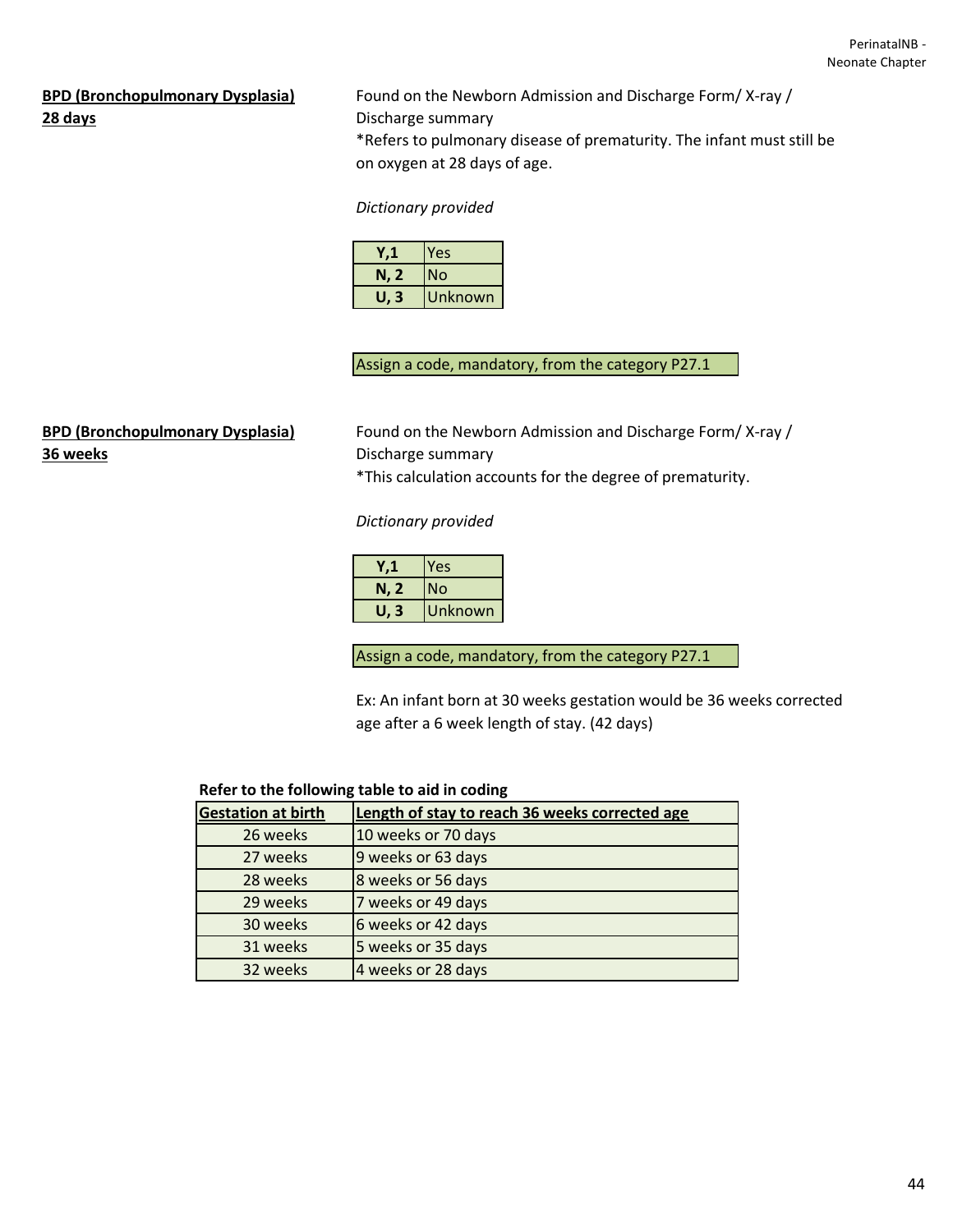**BPD (Bronchopulmonary Dysplasia) 28 days**

Found on the Newborn Admission and Discharge Form/ X-ray / Discharge summary
*Refers to pulmonary disease of prematurity. The infant must still be on oxygen at 28 days of age.

*Dictionary provided*

| | |
|---|---|
| **Y,1** | Yes |
| **N, 2** | No |
| **U, 3** | Unknown |

Assign a code, mandatory, from the category P27.1

**BPD (Bronchopulmonary Dysplasia) 36 weeks**

Found on the Newborn Admission and Discharge Form/ X-ray / Discharge summary
*This calculation accounts for the degree of prematurity.

*Dictionary provided*

| | |
|---|---|
| **Y,1** | Yes |
| **N, 2** | No |
| **U, 3** | Unknown |

Assign a code, mandatory, from the category P27.1

Ex: An infant born at 30 weeks gestation would be 36 weeks corrected age after a 6 week length of stay. (42 days)

**Refer to the following table to aid in coding**

| Gestation at birth | Length of stay to reach 36 weeks corrected age |
|---|---|
| 26 weeks | 10 weeks or 70 days |
| 27 weeks | 9 weeks or 63 days |
| 28 weeks | 8 weeks or 56 days |
| 29 weeks | 7 weeks or 49 days |
| 30 weeks | 6 weeks or 42 days |
| 31 weeks | 5 weeks or 35 days |
| 32 weeks | 4 weeks or 28 days |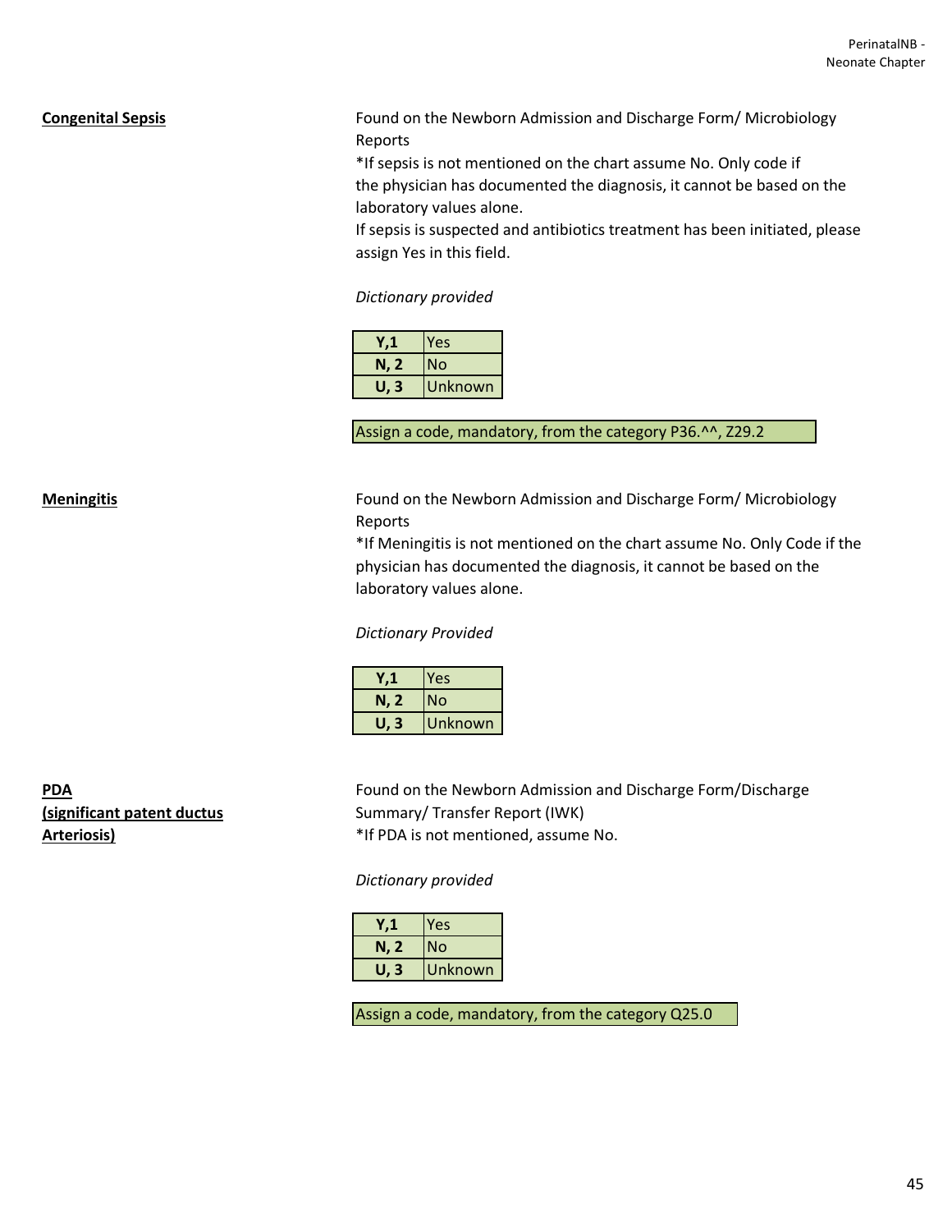**Congenital Sepsis**

Found on the Newborn Admission and Discharge Form/ Microbiology Reports
*If sepsis is not mentioned on the chart assume No. Only code if the physician has documented the diagnosis, it cannot be based on the laboratory values alone.
If sepsis is suspected and antibiotics treatment has been initiated, please assign Yes in this field.

*Dictionary provided*

| | |
|---|---|
| **Y,1** | Yes |
| **N, 2** | No |
| **U, 3** | Unknown |

Assign a code, mandatory, from the category P36.^^, Z29.2

**Meningitis**

Found on the Newborn Admission and Discharge Form/ Microbiology Reports
*If Meningitis is not mentioned on the chart assume No. Only Code if the physician has documented the diagnosis, it cannot be based on the laboratory values alone.

*Dictionary Provided*

| | |
|---|---|
| **Y,1** | Yes |
| **N, 2** | No |
| **U, 3** | Unknown |

**PDA (significant patent ductus Arteriosis)**

Found on the Newborn Admission and Discharge Form/Discharge Summary/ Transfer Report (IWK)
*If PDA is not mentioned, assume No.

*Dictionary provided*

| | |
|---|---|
| **Y,1** | Yes |
| **N, 2** | No |
| **U, 3** | Unknown |

Assign a code, mandatory, from the category Q25.0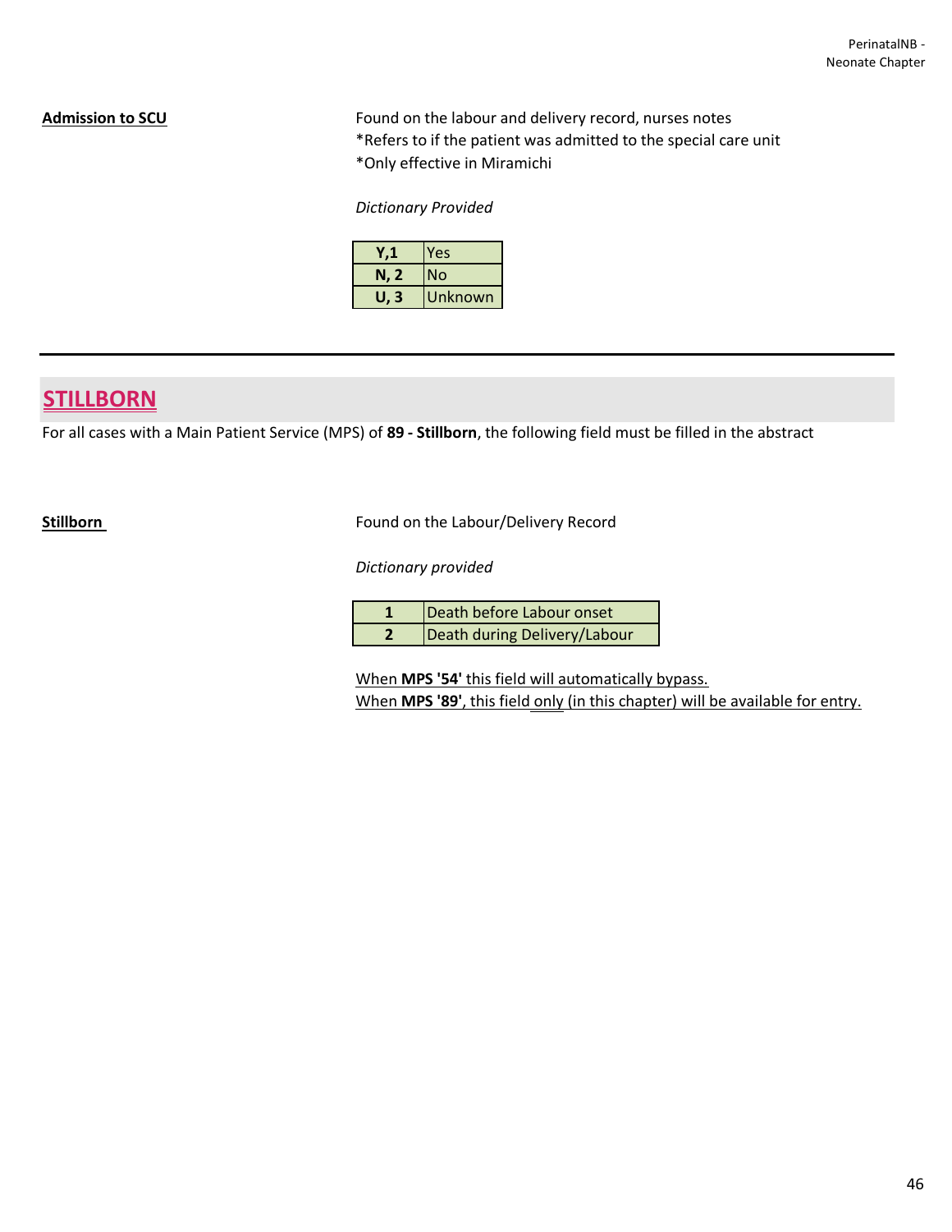**Admission to SCU**

Found on the labour and delivery record, nurses notes
*Refers to if the patient was admitted to the special care unit
*Only effective in Miramichi

*Dictionary Provided*

| | |
|---|---|
| **Y,1** | Yes |
| **N, 2** | No |
| **U, 3** | Unknown |

---

## STILLBORN

For all cases with a Main Patient Service (MPS) of **89 - Stillborn**, the following field must be filled in the abstract

**Stillborn**

Found on the Labour/Delivery Record

*Dictionary provided*

| | |
|---|---|
| **1** | Death before Labour onset |
| **2** | Death during Delivery/Labour |

When **MPS '54'** this field will automatically bypass.
When **MPS '89'**, this field only (in this chapter) will be available for entry.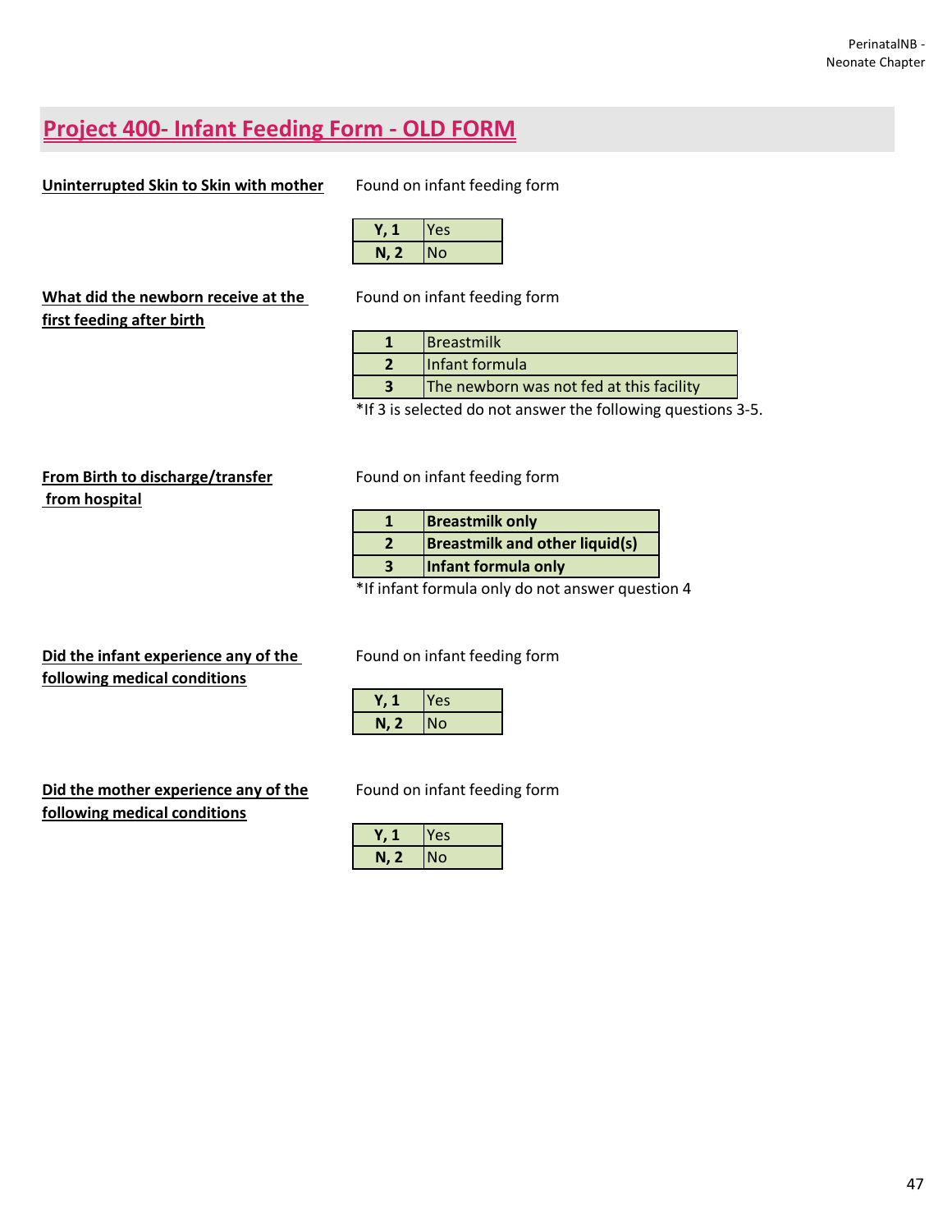# Project 400- Infant Feeding Form - OLD FORM

**Uninterrupted Skin to Skin with mother**

Found on infant feeding form

| Y, 1 | Yes |
|---|---|
| N, 2 | No |

**What did the newborn receive at the first feeding after birth**

Found on infant feeding form

| 1 | Breastmilk |
|---|---|
| 2 | Infant formula |
| 3 | The newborn was not fed at this facility |

*If 3 is selected do not answer the following questions 3-5.

**From Birth to discharge/transfer from hospital**

Found on infant feeding form

| 1 | Breastmilk only |
|---|---|
| 2 | Breastmilk and other liquid(s) |
| 3 | Infant formula only |

*If infant formula only do not answer question 4

**Did the infant experience any of the following medical conditions**

Found on infant feeding form

| Y, 1 | Yes |
|---|---|
| N, 2 | No |

**Did the mother experience any of the following medical conditions**

Found on infant feeding form

| Y, 1 | Yes |
|---|---|
| N, 2 | No |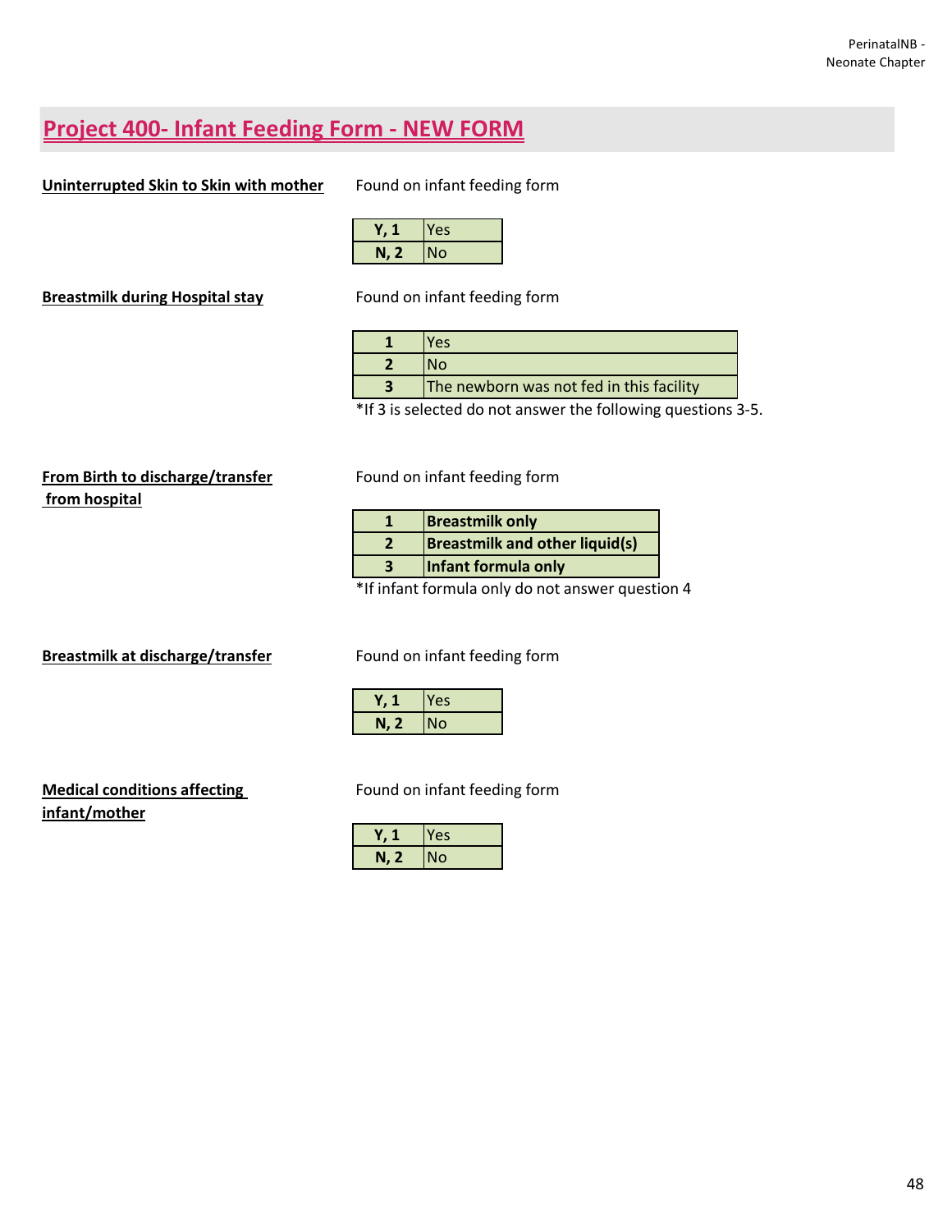# Project 400- Infant Feeding Form - NEW FORM

**Uninterrupted Skin to Skin with mother**

Found on infant feeding form

| | |
|---|---|
| **Y, 1** | Yes |
| **N, 2** | No |

**Breastmilk during Hospital stay**

Found on infant feeding form

| | |
|---|---|
| **1** | Yes |
| **2** | No |
| **3** | The newborn was not fed in this facility |

*If 3 is selected do not answer the following questions 3-5.

**From Birth to discharge/transfer from hospital**

Found on infant feeding form

| | |
|---|---|
| **1** | **Breastmilk only** |
| **2** | **Breastmilk and other liquid(s)** |
| **3** | **Infant formula only** |

*If infant formula only do not answer question 4

**Breastmilk at discharge/transfer**

Found on infant feeding form

| | |
|---|---|
| **Y, 1** | Yes |
| **N, 2** | No |

**Medical conditions affecting infant/mother**

Found on infant feeding form

| | |
|---|---|
| **Y, 1** | Yes |
| **N, 2** | No |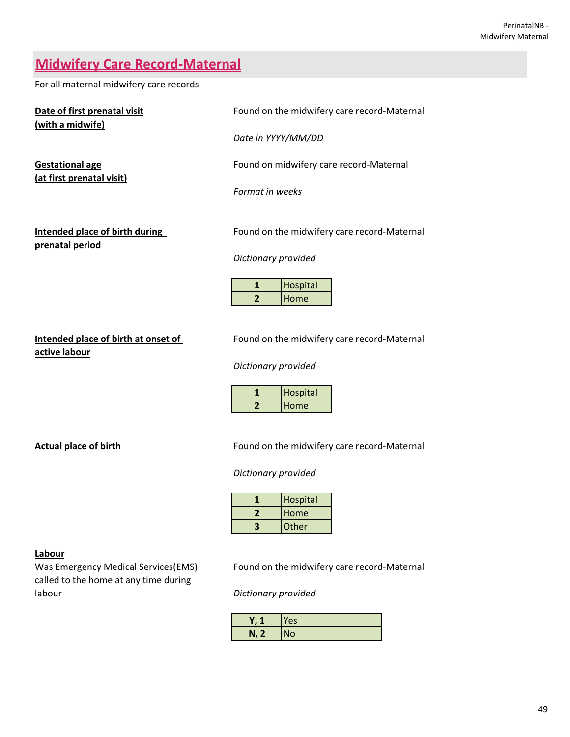## Midwifery Care Record-Maternal

For all maternal midwifery care records

**Date of first prenatal visit (with a midwife)**

Found on the midwifery care record-Maternal

*Date in YYYY/MM/DD*

**Gestational age (at first prenatal visit)**

Found on midwifery care record-Maternal

*Format in weeks*

**Intended place of birth during prenatal period**

Found on the midwifery care record-Maternal

*Dictionary provided*

| 1 | Hospital |
|---|---|
| 2 | Home |

**Intended place of birth at onset of active labour**

Found on the midwifery care record-Maternal

*Dictionary provided*

| 1 | Hospital |
|---|---|
| 2 | Home |

**Actual place of birth**

Found on the midwifery care record-Maternal

*Dictionary provided*

| 1 | Hospital |
|---|---|
| 2 | Home |
| 3 | Other |

**Labour**

Was Emergency Medical Services(EMS) called to the home at any time during labour

Found on the midwifery care record-Maternal

*Dictionary provided*

| Y, 1 | Yes |
|---|---|
| N, 2 | No |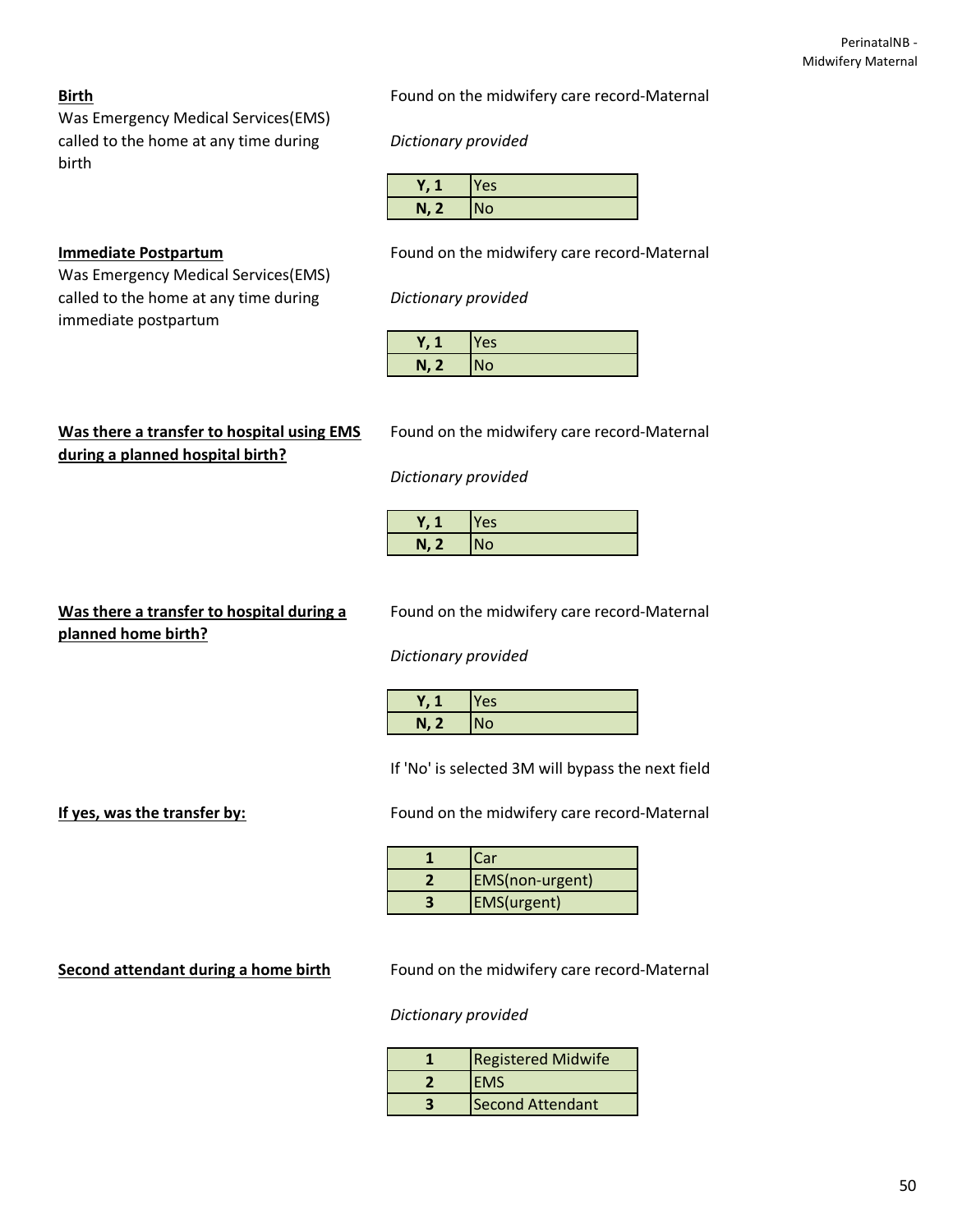**Birth**
Was Emergency Medical Services(EMS) called to the home at any time during birth

Found on the midwifery care record-Maternal

*Dictionary provided*

| | |
|---|---|
| **Y, 1** | Yes |
| **N, 2** | No |

**Immediate Postpartum**
Was Emergency Medical Services(EMS) called to the home at any time during immediate postpartum

Found on the midwifery care record-Maternal

*Dictionary provided*

| | |
|---|---|
| **Y, 1** | Yes |
| **N, 2** | No |

**Was there a transfer to hospital using EMS during a planned hospital birth?**

Found on the midwifery care record-Maternal

*Dictionary provided*

| | |
|---|---|
| **Y, 1** | Yes |
| **N, 2** | No |

**Was there a transfer to hospital during a planned home birth?**

Found on the midwifery care record-Maternal

*Dictionary provided*

| | |
|---|---|
| **Y, 1** | Yes |
| **N, 2** | No |

If 'No' is selected 3M will bypass the next field

**If yes, was the transfer by:**

Found on the midwifery care record-Maternal

| | |
|---|---|
| **1** | Car |
| **2** | EMS(non-urgent) |
| **3** | EMS(urgent) |

**Second attendant during a home birth**

Found on the midwifery care record-Maternal

*Dictionary provided*

| | |
|---|---|
| **1** | Registered Midwife |
| **2** | EMS |
| **3** | Second Attendant |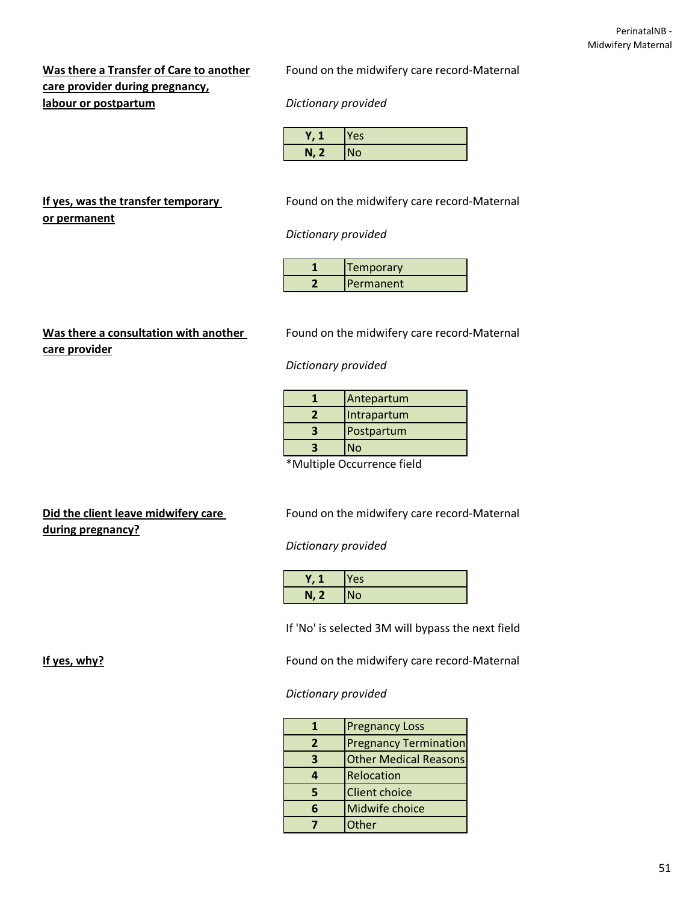**<u>Was there a Transfer of Care to another care provider during pregnancy, labour or postpartum</u>**

Found on the midwifery care record-Maternal

*Dictionary provided*

| | |
|---|---|
| **Y, 1** | Yes |
| **N, 2** | No |

**<u>If yes, was the transfer temporary or permanent</u>**

Found on the midwifery care record-Maternal

*Dictionary provided*

| | |
|---|---|
| **1** | Temporary |
| **2** | Permanent |

**<u>Was there a consultation with another care provider</u>**

Found on the midwifery care record-Maternal

*Dictionary provided*

| | |
|---|---|
| **1** | Antepartum |
| **2** | Intrapartum |
| **3** | Postpartum |
| **3** | No |

*Multiple Occurrence field

**<u>Did the client leave midwifery care during pregnancy?</u>**

Found on the midwifery care record-Maternal

*Dictionary provided*

| | |
|---|---|
| **Y, 1** | Yes |
| **N, 2** | No |

If 'No' is selected 3M will bypass the next field

**<u>If yes, why?</u>**

Found on the midwifery care record-Maternal

*Dictionary provided*

| | |
|---|---|
| **1** | Pregnancy Loss |
| **2** | Pregnancy Termination |
| **3** | Other Medical Reasons |
| **4** | Relocation |
| **5** | Client choice |
| **6** | Midwife choice |
| **7** | Other |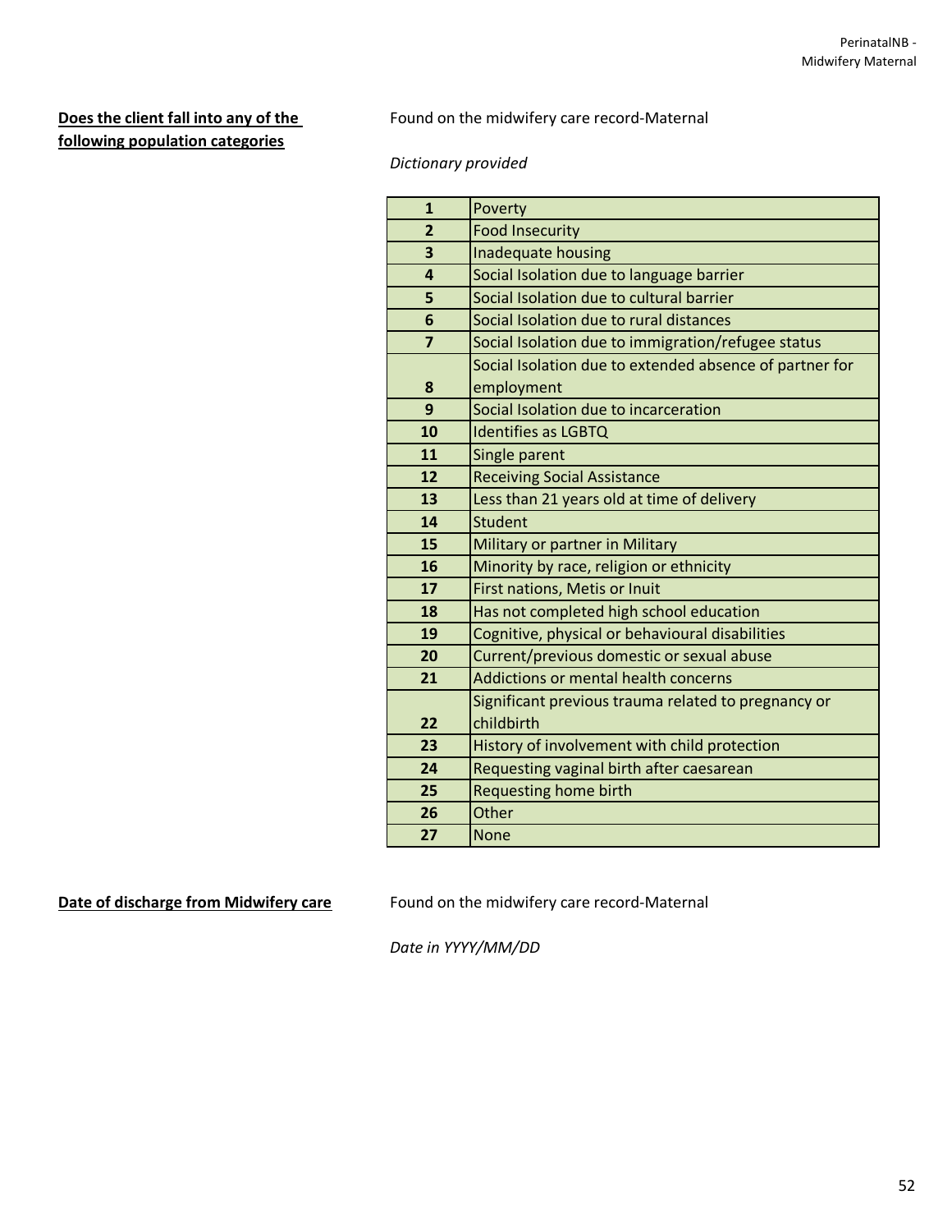**Does the client fall into any of the following population categories**

Found on the midwifery care record-Maternal

*Dictionary provided*

| | |
|---|---|
| **1** | Poverty |
| **2** | Food Insecurity |
| **3** | Inadequate housing |
| **4** | Social Isolation due to language barrier |
| **5** | Social Isolation due to cultural barrier |
| **6** | Social Isolation due to rural distances |
| **7** | Social Isolation due to immigration/refugee status |
| **8** | Social Isolation due to extended absence of partner for employment |
| **9** | Social Isolation due to incarceration |
| **10** | Identifies as LGBTQ |
| **11** | Single parent |
| **12** | Receiving Social Assistance |
| **13** | Less than 21 years old at time of delivery |
| **14** | Student |
| **15** | Military or partner in Military |
| **16** | Minority by race, religion or ethnicity |
| **17** | First nations, Metis or Inuit |
| **18** | Has not completed high school education |
| **19** | Cognitive, physical or behavioural disabilities |
| **20** | Current/previous domestic or sexual abuse |
| **21** | Addictions or mental health concerns |
| **22** | Significant previous trauma related to pregnancy or childbirth |
| **23** | History of involvement with child protection |
| **24** | Requesting vaginal birth after caesarean |
| **25** | Requesting home birth |
| **26** | Other |
| **27** | None |

**Date of discharge from Midwifery care**

Found on the midwifery care record-Maternal

*Date in YYYY/MM/DD*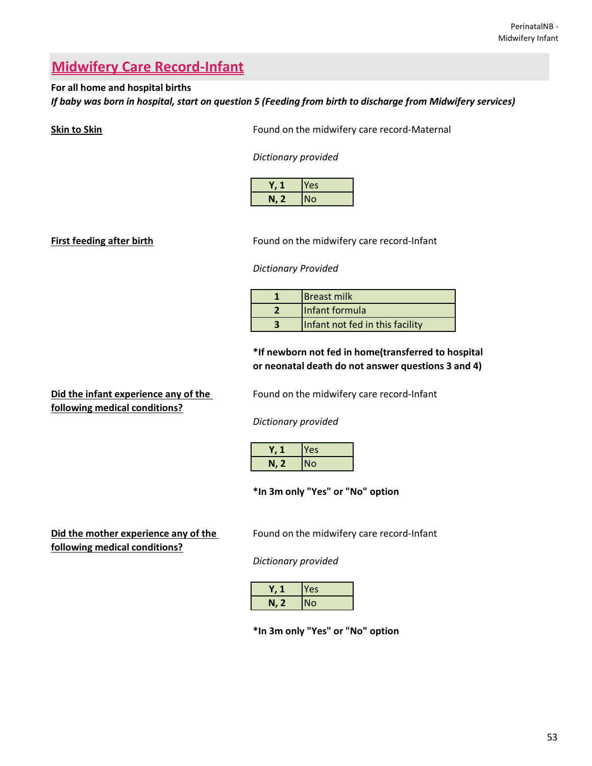# Midwifery Care Record-Infant

**For all home and hospital births**

***If baby was born in hospital, start on question 5 (Feeding from birth to discharge from Midwifery services)***

**Skin to Skin**

Found on the midwifery care record-Maternal

*Dictionary provided*

| | |
|---|---|
| **Y, 1** | Yes |
| **N, 2** | No |

**First feeding after birth**

Found on the midwifery care record-Infant

*Dictionary Provided*

| | |
|---|---|
| **1** | Breast milk |
| **2** | Infant formula |
| **3** | Infant not fed in this facility |

**\*If newborn not fed in home(transferred to hospital or neonatal death do not answer questions 3 and 4)**

**Did the infant experience any of the following medical conditions?**

Found on the midwifery care record-Infant

*Dictionary provided*

| | |
|---|---|
| **Y, 1** | Yes |
| **N, 2** | No |

**\*In 3m only "Yes" or "No" option**

**Did the mother experience any of the following medical conditions?**

Found on the midwifery care record-Infant

*Dictionary provided*

| | |
|---|---|
| **Y, 1** | Yes |
| **N, 2** | No |

**\*In 3m only "Yes" or "No" option**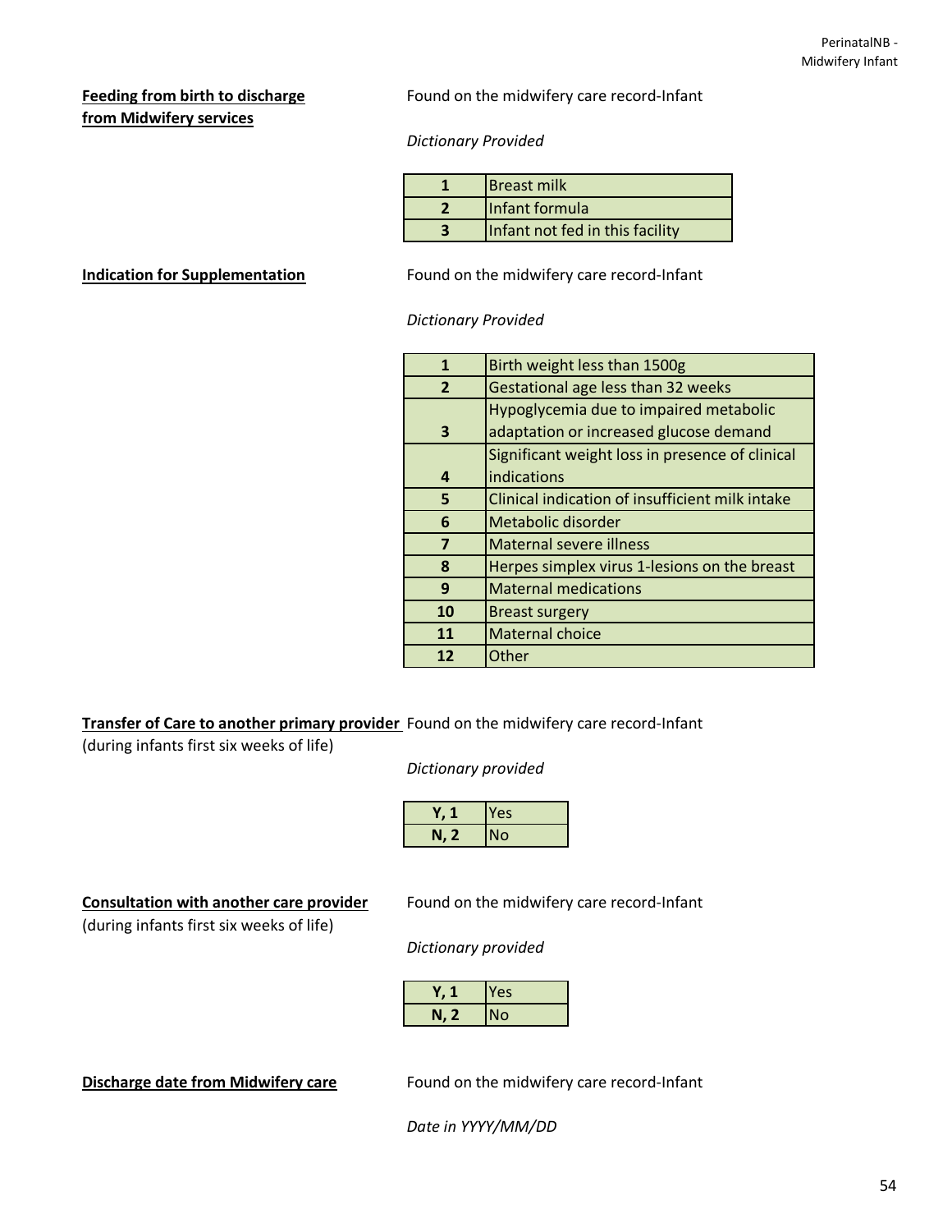**Feeding from birth to discharge from Midwifery services**

Found on the midwifery care record-Infant

*Dictionary Provided*

| | |
|---|---|
| **1** | Breast milk |
| **2** | Infant formula |
| **3** | Infant not fed in this facility |

**Indication for Supplementation**

Found on the midwifery care record-Infant

*Dictionary Provided*

| | |
|---|---|
| **1** | Birth weight less than 1500g |
| **2** | Gestational age less than 32 weeks |
| **3** | Hypoglycemia due to impaired metabolic adaptation or increased glucose demand |
| **4** | Significant weight loss in presence of clinical indications |
| **5** | Clinical indication of insufficient milk intake |
| **6** | Metabolic disorder |
| **7** | Maternal severe illness |
| **8** | Herpes simplex virus 1-lesions on the breast |
| **9** | Maternal medications |
| **10** | Breast surgery |
| **11** | Maternal choice |
| **12** | Other |

**Transfer of Care to another primary provider** (during infants first six weeks of life)

Found on the midwifery care record-Infant

*Dictionary provided*

| | |
|---|---|
| **Y, 1** | Yes |
| **N, 2** | No |

**Consultation with another care provider** (during infants first six weeks of life)

Found on the midwifery care record-Infant

*Dictionary provided*

| | |
|---|---|
| **Y, 1** | Yes |
| **N, 2** | No |

**Discharge date from Midwifery care**

Found on the midwifery care record-Infant

*Date in YYYY/MM/DD*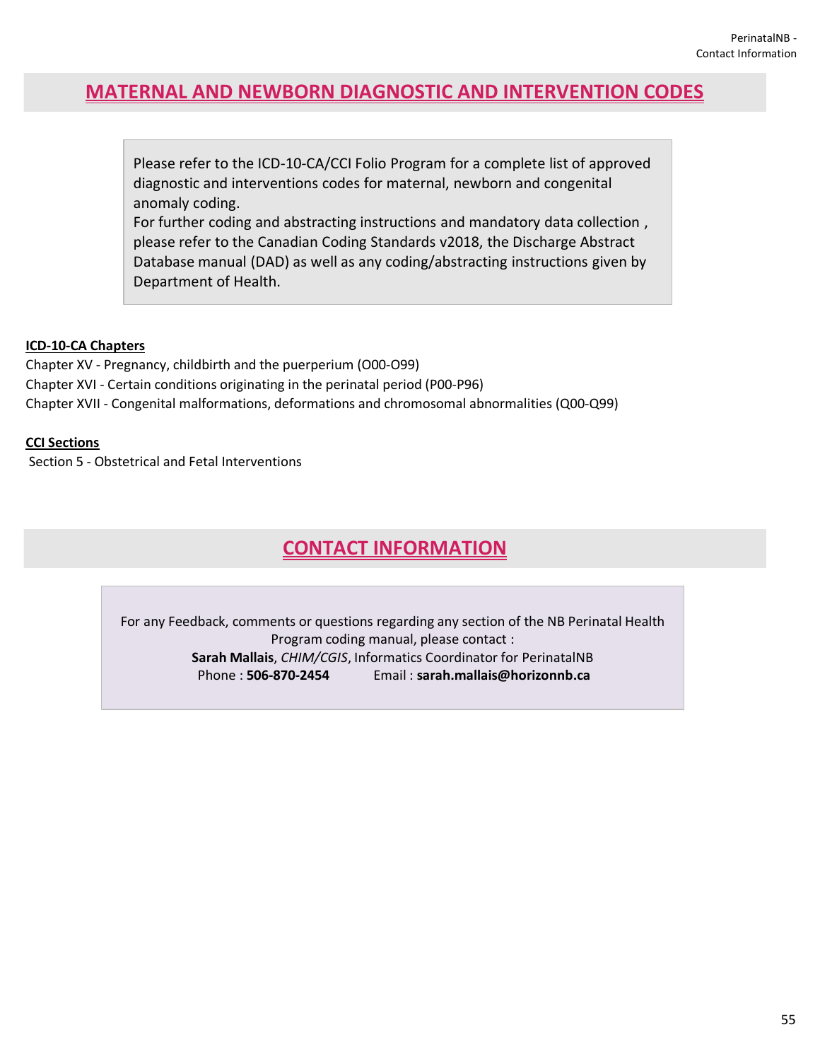# MATERNAL AND NEWBORN DIAGNOSTIC AND INTERVENTION CODES

Please refer to the ICD-10-CA/CCI Folio Program for a complete list of approved diagnostic and interventions codes for maternal, newborn and congenital anomaly coding.
For further coding and abstracting instructions and mandatory data collection , please refer to the Canadian Coding Standards v2018, the Discharge Abstract Database manual (DAD) as well as any coding/abstracting instructions given by Department of Health.

**ICD-10-CA Chapters**

Chapter XV - Pregnancy, childbirth and the puerperium (O00-O99)
Chapter XVI - Certain conditions originating in the perinatal period (P00-P96)
Chapter XVII - Congenital malformations, deformations and chromosomal abnormalities (Q00-Q99)

**CCI Sections**

Section 5 - Obstetrical and Fetal Interventions

# CONTACT INFORMATION

For any Feedback, comments or questions regarding any section of the NB Perinatal Health Program coding manual, please contact :
**Sarah Mallais**, *CHIM/CGIS*, Informatics Coordinator for PerinatalNB
Phone : **506-870-2454** Email : **sarah.mallais@horizonnb.ca**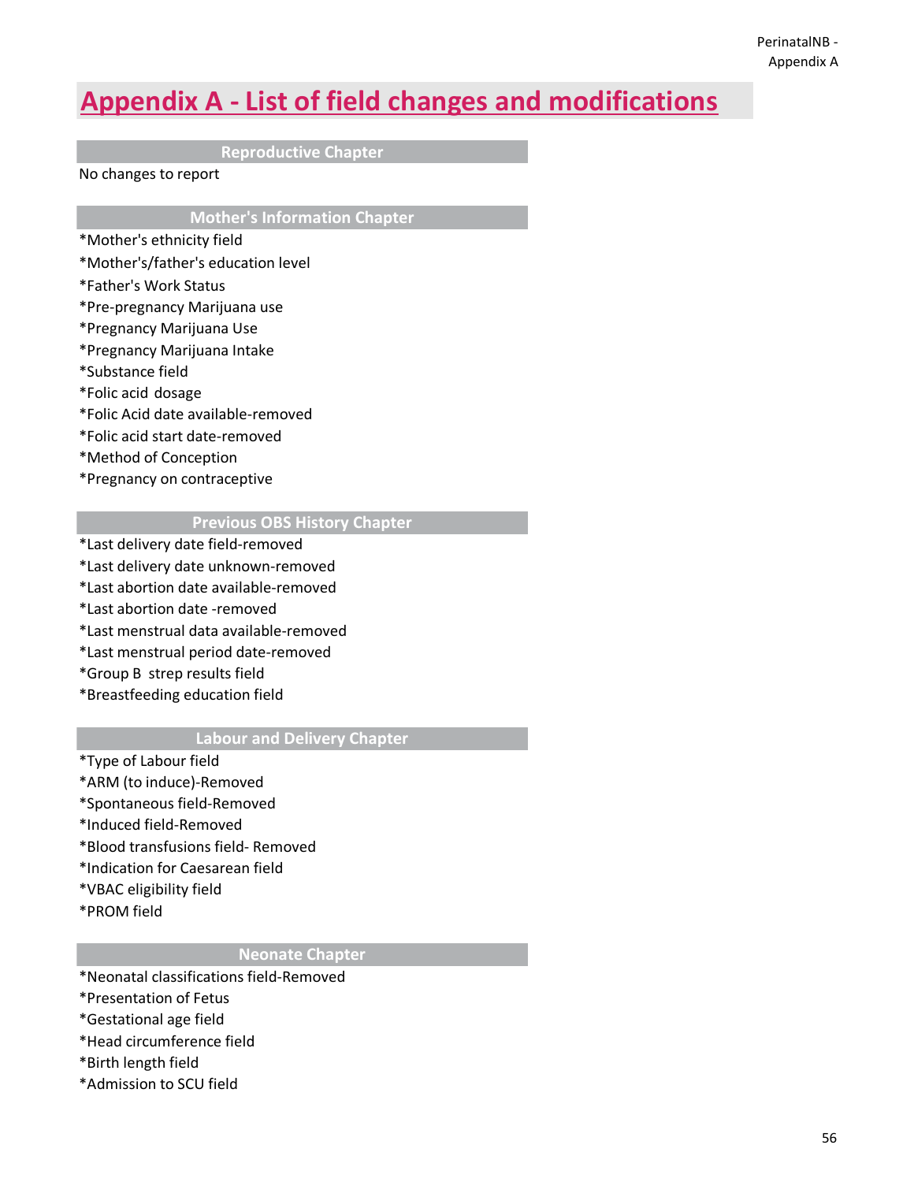# Appendix A - List of field changes and modifications

## Reproductive Chapter

No changes to report

## Mother's Information Chapter

*Mother's ethnicity field
*Mother's/father's education level
*Father's Work Status
*Pre-pregnancy Marijuana use
*Pregnancy Marijuana Use
*Pregnancy Marijuana Intake
*Substance field
*Folic acid dosage
*Folic Acid date available-removed
*Folic acid start date-removed
*Method of Conception
*Pregnancy on contraceptive

## Previous OBS History Chapter

*Last delivery date field-removed
*Last delivery date unknown-removed
*Last abortion date available-removed
*Last abortion date -removed
*Last menstrual data available-removed
*Last menstrual period date-removed
*Group B strep results field
*Breastfeeding education field

## Labour and Delivery Chapter

*Type of Labour field
*ARM (to induce)-Removed
*Spontaneous field-Removed
*Induced field-Removed
*Blood transfusions field- Removed
*Indication for Caesarean field
*VBAC eligibility field
*PROM field

## Neonate Chapter

*Neonatal classifications field-Removed
*Presentation of Fetus
*Gestational age field
*Head circumference field
*Birth length field
*Admission to SCU field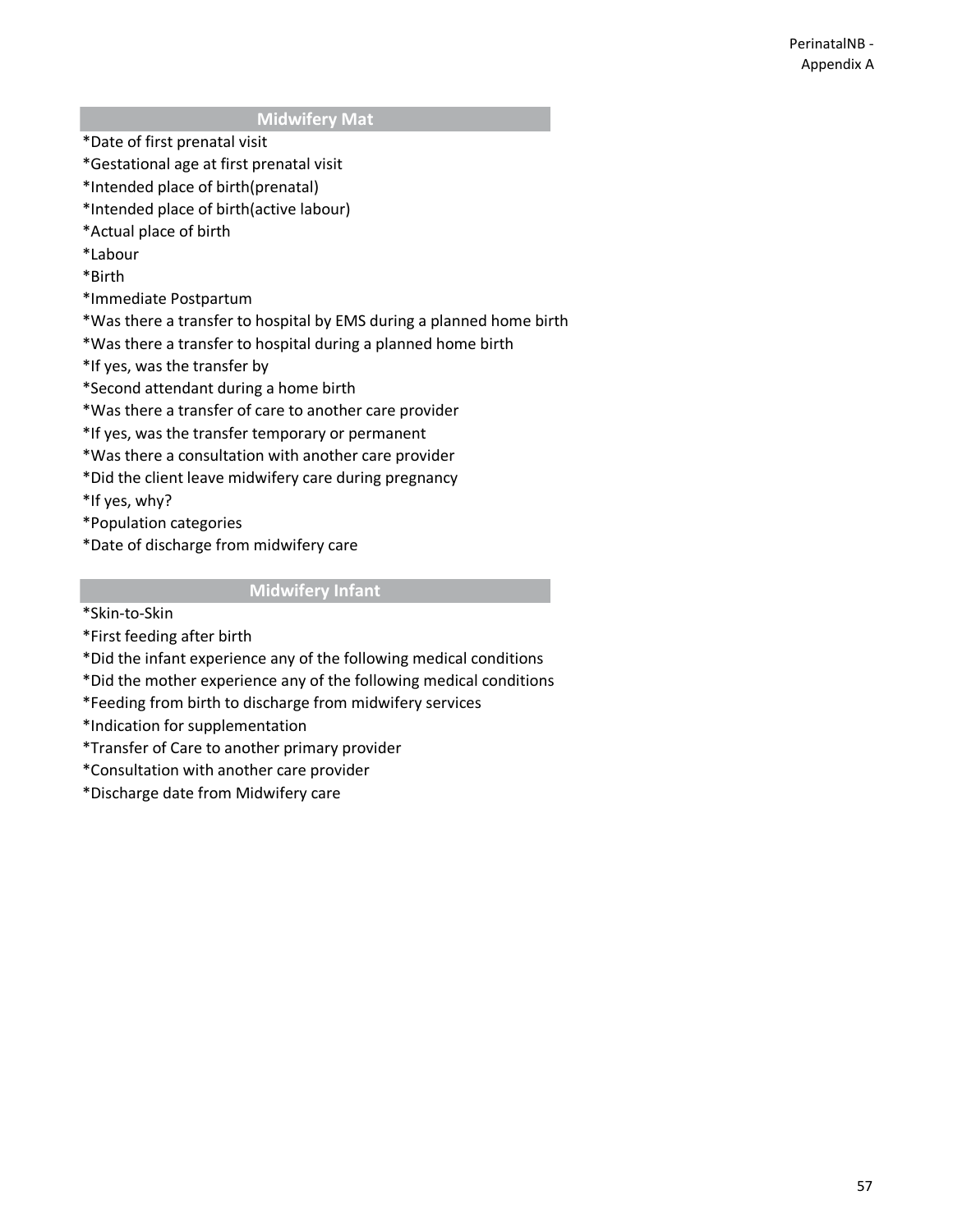## Midwifery Mat

*Date of first prenatal visit
*Gestational age at first prenatal visit
*Intended place of birth(prenatal)
*Intended place of birth(active labour)
*Actual place of birth
*Labour
*Birth
*Immediate Postpartum
*Was there a transfer to hospital by EMS during a planned home birth
*Was there a transfer to hospital during a planned home birth
*If yes, was the transfer by
*Second attendant during a home birth
*Was there a transfer of care to another care provider
*If yes, was the transfer temporary or permanent
*Was there a consultation with another care provider
*Did the client leave midwifery care during pregnancy
*If yes, why?
*Population categories
*Date of discharge from midwifery care

## Midwifery Infant

*Skin-to-Skin
*First feeding after birth
*Did the infant experience any of the following medical conditions
*Did the mother experience any of the following medical conditions
*Feeding from birth to discharge from midwifery services
*Indication for supplementation
*Transfer of Care to another primary provider
*Consultation with another care provider
*Discharge date from Midwifery care